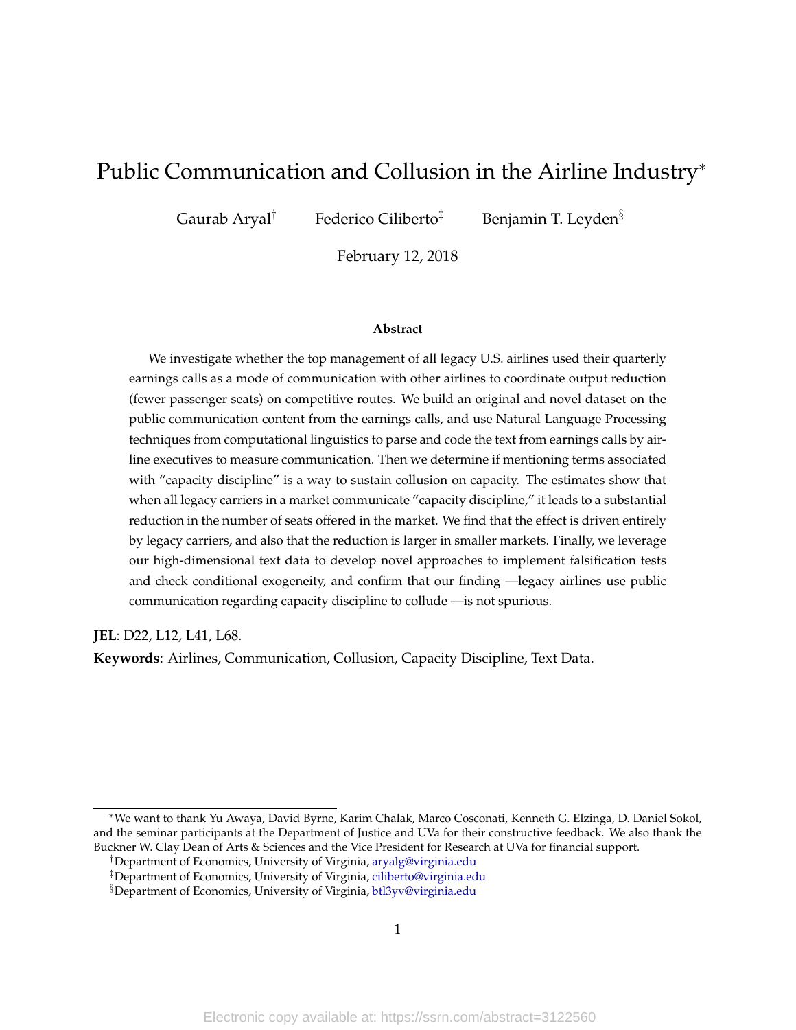# Public Communication and Collusion in the Airline Industry*

Gaurab Aryal[†] Federico Ciliberto[‡] Benjamin T. Leyden[§]

February 12, 2018

### Abstract

We investigate whether the top management of all legacy U.S. airlines used their quarterly earnings calls as a mode of communication with other airlines to coordinate output reduction (fewer passenger seats) on competitive routes. We build an original and novel dataset on the public communication content from the earnings calls, and use Natural Language Processing techniques from computational linguistics to parse and code the text from earnings calls by airline executives to measure communication. Then we determine if mentioning terms associated with "capacity discipline" is a way to sustain collusion on capacity. The estimates show that when all legacy carriers in a market communicate "capacity discipline," it leads to a substantial reduction in the number of seats offered in the market. We find that the effect is driven entirely by legacy carriers, and also that the reduction is larger in smaller markets. Finally, we leverage our high-dimensional text data to develop novel approaches to implement falsification tests and check conditional exogeneity, and confirm that our finding —legacy airlines use public communication regarding capacity discipline to collude —is not spurious.

**JEL**: D22, L12, L41, L68.

**Keywords**: Airlines, Communication, Collusion, Capacity Discipline, Text Data.

---

*We want to thank Yu Awaya, David Byrne, Karim Chalak, Marco Cosconati, Kenneth G. Elzinga, D. Daniel Sokol, and the seminar participants at the Department of Justice and UVa for their constructive feedback. We also thank the Buckner W. Clay Dean of Arts & Sciences and the Vice President for Research at UVa for financial support.

[†]Department of Economics, University of Virginia, aryalg@virginia.edu

[‡]Department of Economics, University of Virginia, ciliberto@virginia.edu

[§]Department of Economics, University of Virginia, btl3yv@virginia.edu

Electronic copy available at: https://ssrn.com/abstract=3122560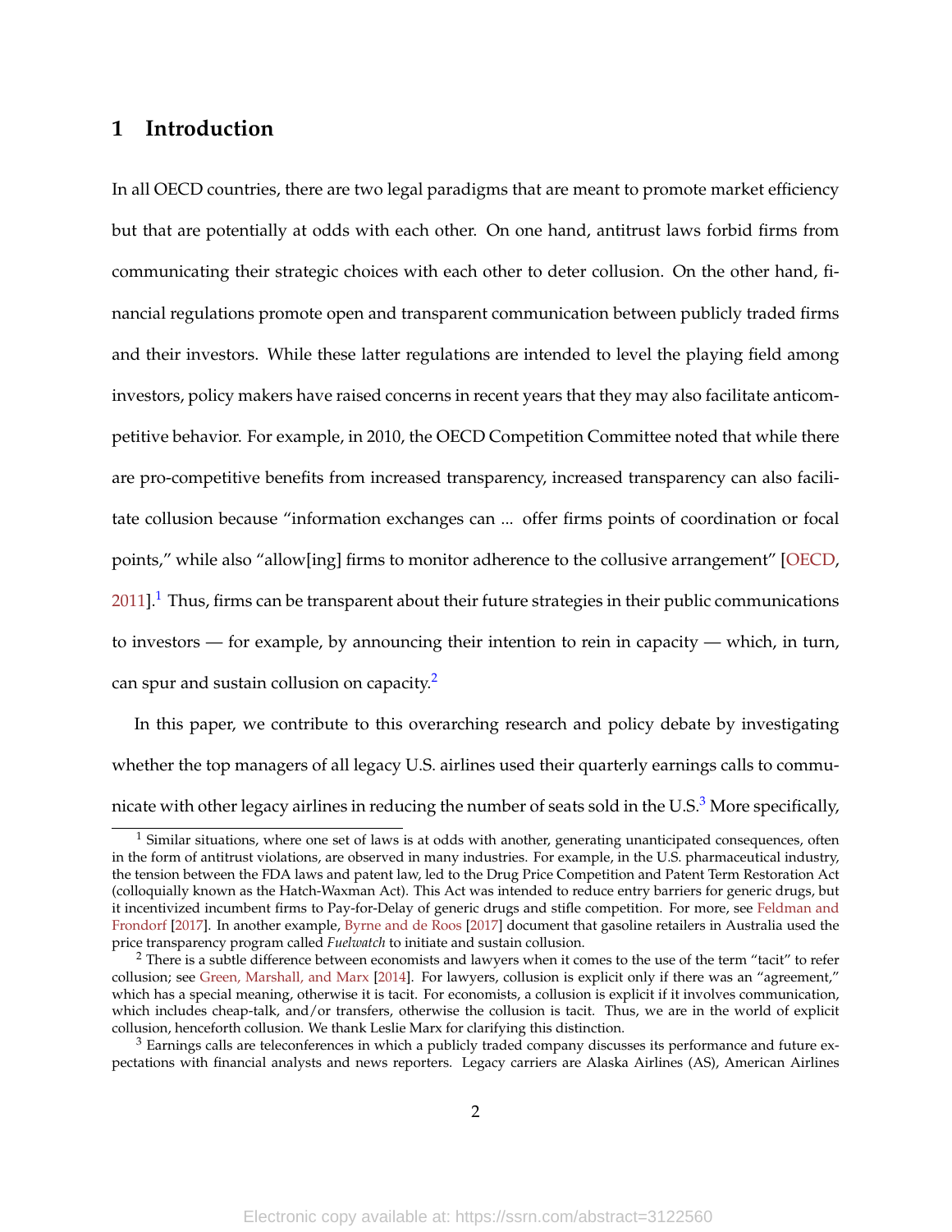# 1 Introduction

In all OECD countries, there are two legal paradigms that are meant to promote market efficiency but that are potentially at odds with each other. On one hand, antitrust laws forbid firms from communicating their strategic choices with each other to deter collusion. On the other hand, financial regulations promote open and transparent communication between publicly traded firms and their investors. While these latter regulations are intended to level the playing field among investors, policy makers have raised concerns in recent years that they may also facilitate anticompetitive behavior. For example, in 2010, the OECD Competition Committee noted that while there are pro-competitive benefits from increased transparency, increased transparency can also facilitate collusion because "information exchanges can ... offer firms points of coordination or focal points," while also "allow[ing] firms to monitor adherence to the collusive arrangement" [OECD, 2011].[1] Thus, firms can be transparent about their future strategies in their public communications to investors — for example, by announcing their intention to rein in capacity — which, in turn, can spur and sustain collusion on capacity.[2]

In this paper, we contribute to this overarching research and policy debate by investigating whether the top managers of all legacy U.S. airlines used their quarterly earnings calls to communicate with other legacy airlines in reducing the number of seats sold in the U.S.[3] More specifically,

---

[1] Similar situations, where one set of laws is at odds with another, generating unanticipated consequences, often in the form of antitrust violations, are observed in many industries. For example, in the U.S. pharmaceutical industry, the tension between the FDA laws and patent law, led to the Drug Price Competition and Patent Term Restoration Act (colloquially known as the Hatch-Waxman Act). This Act was intended to reduce entry barriers for generic drugs, but it incentivized incumbent firms to Pay-for-Delay of generic drugs and stifle competition. For more, see Feldman and Frondorf [2017]. In another example, Byrne and de Roos [2017] document that gasoline retailers in Australia used the price transparency program called *Fuelwatch* to initiate and sustain collusion.

[2] There is a subtle difference between economists and lawyers when it comes to the use of the term "tacit" to refer collusion; see Green, Marshall, and Marx [2014]. For lawyers, collusion is explicit only if there was an "agreement," which has a special meaning, otherwise it is tacit. For economists, a collusion is explicit if it involves communication, which includes cheap-talk, and/or transfers, otherwise the collusion is tacit. Thus, we are in the world of explicit collusion, henceforth collusion. We thank Leslie Marx for clarifying this distinction.

[3] Earnings calls are teleconferences in which a publicly traded company discusses its performance and future expectations with financial analysts and news reporters. Legacy carriers are Alaska Airlines (AS), American Airlines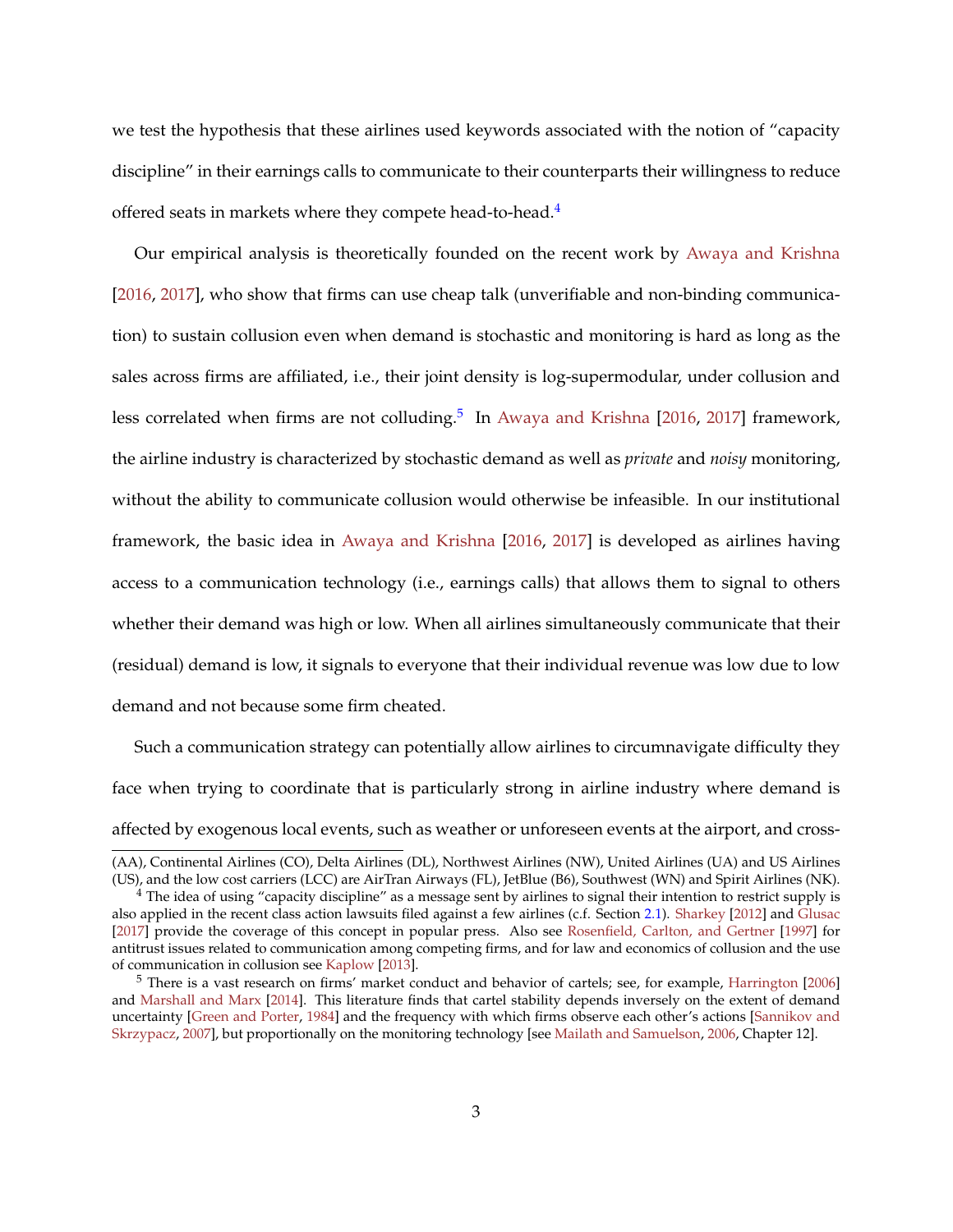we test the hypothesis that these airlines used keywords associated with the notion of "capacity discipline" in their earnings calls to communicate to their counterparts their willingness to reduce offered seats in markets where they compete head-to-head.[4]

Our empirical analysis is theoretically founded on the recent work by Awaya and Krishna [2016, 2017], who show that firms can use cheap talk (unverifiable and non-binding communication) to sustain collusion even when demand is stochastic and monitoring is hard as long as the sales across firms are affiliated, i.e., their joint density is log-supermodular, under collusion and less correlated when firms are not colluding.[5] In Awaya and Krishna [2016, 2017] framework, the airline industry is characterized by stochastic demand as well as *private* and *noisy* monitoring, without the ability to communicate collusion would otherwise be infeasible. In our institutional framework, the basic idea in Awaya and Krishna [2016, 2017] is developed as airlines having access to a communication technology (i.e., earnings calls) that allows them to signal to others whether their demand was high or low. When all airlines simultaneously communicate that their (residual) demand is low, it signals to everyone that their individual revenue was low due to low demand and not because some firm cheated.

Such a communication strategy can potentially allow airlines to circumnavigate difficulty they face when trying to coordinate that is particularly strong in airline industry where demand is affected by exogenous local events, such as weather or unforeseen events at the airport, and cross-

(AA), Continental Airlines (CO), Delta Airlines (DL), Northwest Airlines (NW), United Airlines (UA) and US Airlines (US), and the low cost carriers (LCC) are AirTran Airways (FL), JetBlue (B6), Southwest (WN) and Spirit Airlines (NK).

[4] The idea of using "capacity discipline" as a message sent by airlines to signal their intention to restrict supply is also applied in the recent class action lawsuits filed against a few airlines (c.f. Section 2.1). Sharkey [2012] and Glusac [2017] provide the coverage of this concept in popular press. Also see Rosenfield, Carlton, and Gertner [1997] for antitrust issues related to communication among competing firms, and for law and economics of collusion and the use of communication in collusion see Kaplow [2013].

[5] There is a vast research on firms' market conduct and behavior of cartels; see, for example, Harrington [2006] and Marshall and Marx [2014]. This literature finds that cartel stability depends inversely on the extent of demand uncertainty [Green and Porter, 1984] and the frequency with which firms observe each other's actions [Sannikov and Skrzypacz, 2007], but proportionally on the monitoring technology [see Mailath and Samuelson, 2006, Chapter 12].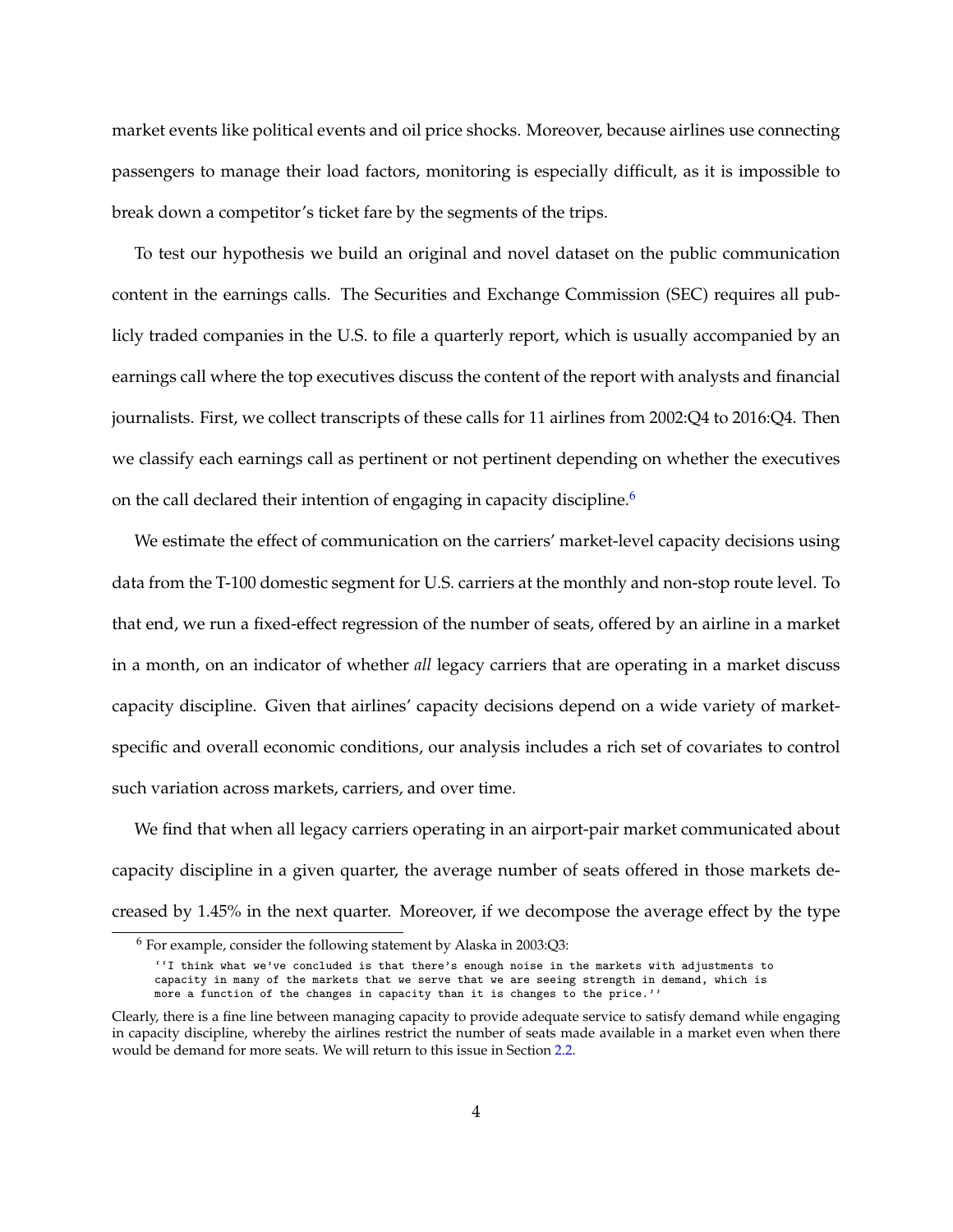market events like political events and oil price shocks. Moreover, because airlines use connecting passengers to manage their load factors, monitoring is especially difficult, as it is impossible to break down a competitor's ticket fare by the segments of the trips.

To test our hypothesis we build an original and novel dataset on the public communication content in the earnings calls. The Securities and Exchange Commission (SEC) requires all publicly traded companies in the U.S. to file a quarterly report, which is usually accompanied by an earnings call where the top executives discuss the content of the report with analysts and financial journalists. First, we collect transcripts of these calls for 11 airlines from 2002:Q4 to 2016:Q4. Then we classify each earnings call as pertinent or not pertinent depending on whether the executives on the call declared their intention of engaging in capacity discipline.[6]

We estimate the effect of communication on the carriers' market-level capacity decisions using data from the T-100 domestic segment for U.S. carriers at the monthly and non-stop route level. To that end, we run a fixed-effect regression of the number of seats, offered by an airline in a market in a month, on an indicator of whether *all* legacy carriers that are operating in a market discuss capacity discipline. Given that airlines' capacity decisions depend on a wide variety of market-specific and overall economic conditions, our analysis includes a rich set of covariates to control such variation across markets, carriers, and over time.

We find that when all legacy carriers operating in an airport-pair market communicated about capacity discipline in a given quarter, the average number of seats offered in those markets decreased by 1.45% in the next quarter. Moreover, if we decompose the average effect by the type

---

[6] For example, consider the following statement by Alaska in 2003:Q3:

```
''I think what we've concluded is that there's enough noise in the markets with adjustments to
capacity in many of the markets that we serve that we are seeing strength in demand, which is
more a function of the changes in capacity than it is changes to the price.''
```

Clearly, there is a fine line between managing capacity to provide adequate service to satisfy demand while engaging in capacity discipline, whereby the airlines restrict the number of seats made available in a market even when there would be demand for more seats. We will return to this issue in Section 2.2.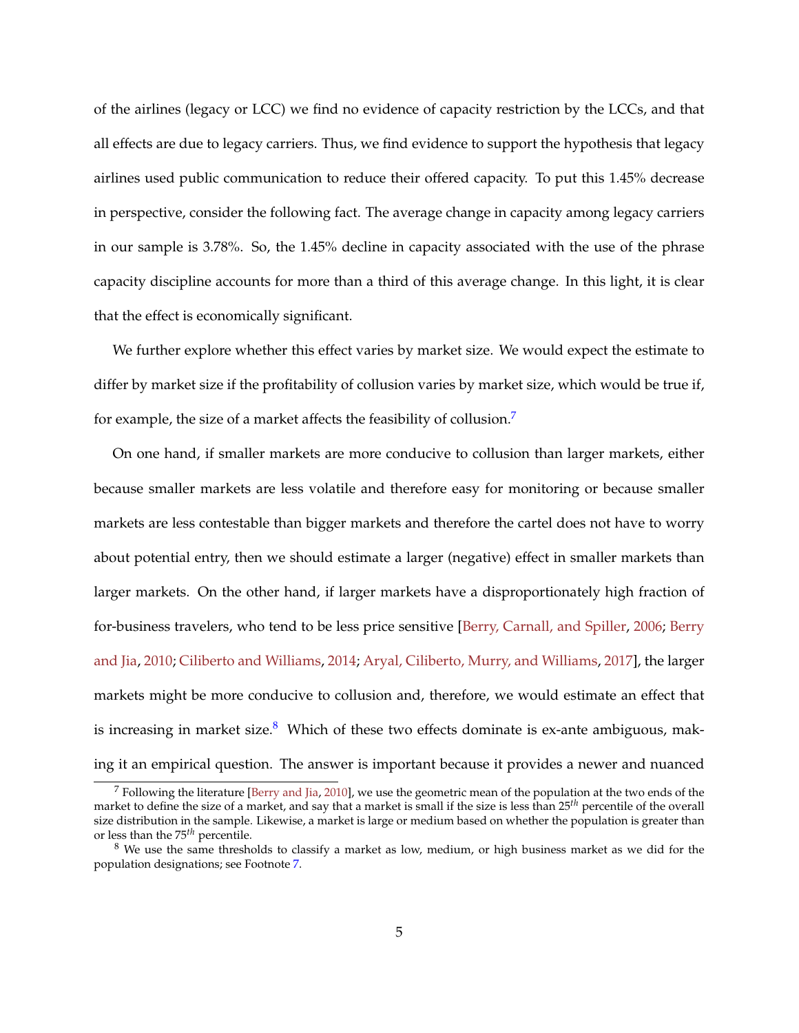of the airlines (legacy or LCC) we find no evidence of capacity restriction by the LCCs, and that all effects are due to legacy carriers. Thus, we find evidence to support the hypothesis that legacy airlines used public communication to reduce their offered capacity. To put this 1.45% decrease in perspective, consider the following fact. The average change in capacity among legacy carriers in our sample is 3.78%. So, the 1.45% decline in capacity associated with the use of the phrase capacity discipline accounts for more than a third of this average change. In this light, it is clear that the effect is economically significant.

We further explore whether this effect varies by market size. We would expect the estimate to differ by market size if the profitability of collusion varies by market size, which would be true if, for example, the size of a market affects the feasibility of collusion.[7]

On one hand, if smaller markets are more conducive to collusion than larger markets, either because smaller markets are less volatile and therefore easy for monitoring or because smaller markets are less contestable than bigger markets and therefore the cartel does not have to worry about potential entry, then we should estimate a larger (negative) effect in smaller markets than larger markets. On the other hand, if larger markets have a disproportionately high fraction of for-business travelers, who tend to be less price sensitive [Berry, Carnall, and Spiller, 2006; Berry and Jia, 2010; Ciliberto and Williams, 2014; Aryal, Ciliberto, Murry, and Williams, 2017], the larger markets might be more conducive to collusion and, therefore, we would estimate an effect that is increasing in market size.[8] Which of these two effects dominate is ex-ante ambiguous, making it an empirical question. The answer is important because it provides a newer and nuanced

[7] Following the literature [Berry and Jia, 2010], we use the geometric mean of the population at the two ends of the market to define the size of a market, and say that a market is small if the size is less than $25^{th}$ percentile of the overall size distribution in the sample. Likewise, a market is large or medium based on whether the population is greater than or less than the $75^{th}$ percentile.

[8] We use the same thresholds to classify a market as low, medium, or high business market as we did for the population designations; see Footnote 7.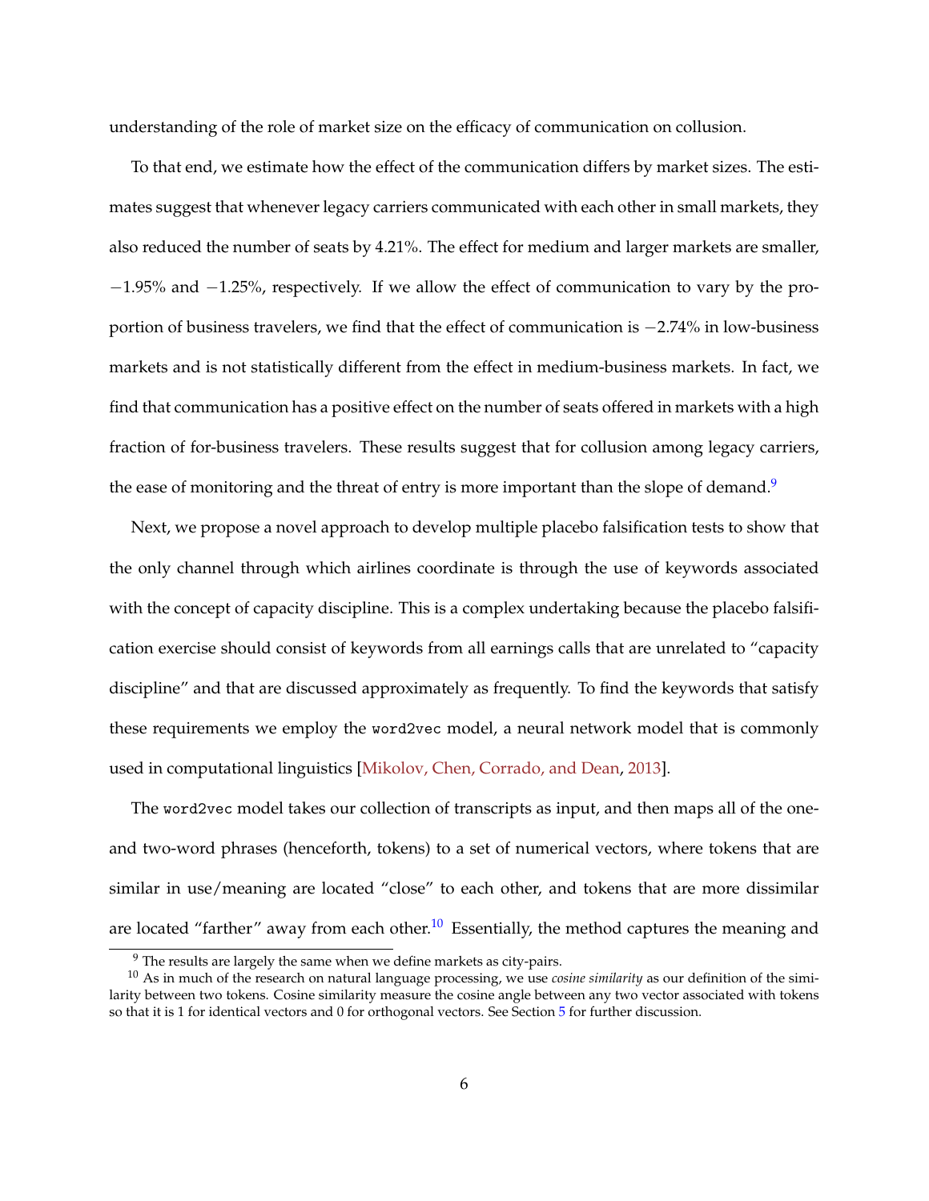understanding of the role of market size on the efficacy of communication on collusion.

To that end, we estimate how the effect of the communication differs by market sizes. The estimates suggest that whenever legacy carriers communicated with each other in small markets, they also reduced the number of seats by 4.21%. The effect for medium and larger markets are smaller, $-1.95\%$ and $-1.25\%$, respectively. If we allow the effect of communication to vary by the proportion of business travelers, we find that the effect of communication is $-2.74\%$ in low-business markets and is not statistically different from the effect in medium-business markets. In fact, we find that communication has a positive effect on the number of seats offered in markets with a high fraction of for-business travelers. These results suggest that for collusion among legacy carriers, the ease of monitoring and the threat of entry is more important than the slope of demand.[9]

Next, we propose a novel approach to develop multiple placebo falsification tests to show that the only channel through which airlines coordinate is through the use of keywords associated with the concept of capacity discipline. This is a complex undertaking because the placebo falsification exercise should consist of keywords from all earnings calls that are unrelated to "capacity discipline" and that are discussed approximately as frequently. To find the keywords that satisfy these requirements we employ the `word2vec` model, a neural network model that is commonly used in computational linguistics [Mikolov, Chen, Corrado, and Dean, 2013].

The `word2vec` model takes our collection of transcripts as input, and then maps all of the one- and two-word phrases (henceforth, tokens) to a set of numerical vectors, where tokens that are similar in use/meaning are located "close" to each other, and tokens that are more dissimilar are located "farther" away from each other.[10] Essentially, the method captures the meaning and

[9] The results are largely the same when we define markets as city-pairs.

[10] As in much of the research on natural language processing, we use *cosine similarity* as our definition of the similarity between two tokens. Cosine similarity measure the cosine angle between any two vector associated with tokens so that it is 1 for identical vectors and 0 for orthogonal vectors. See Section 5 for further discussion.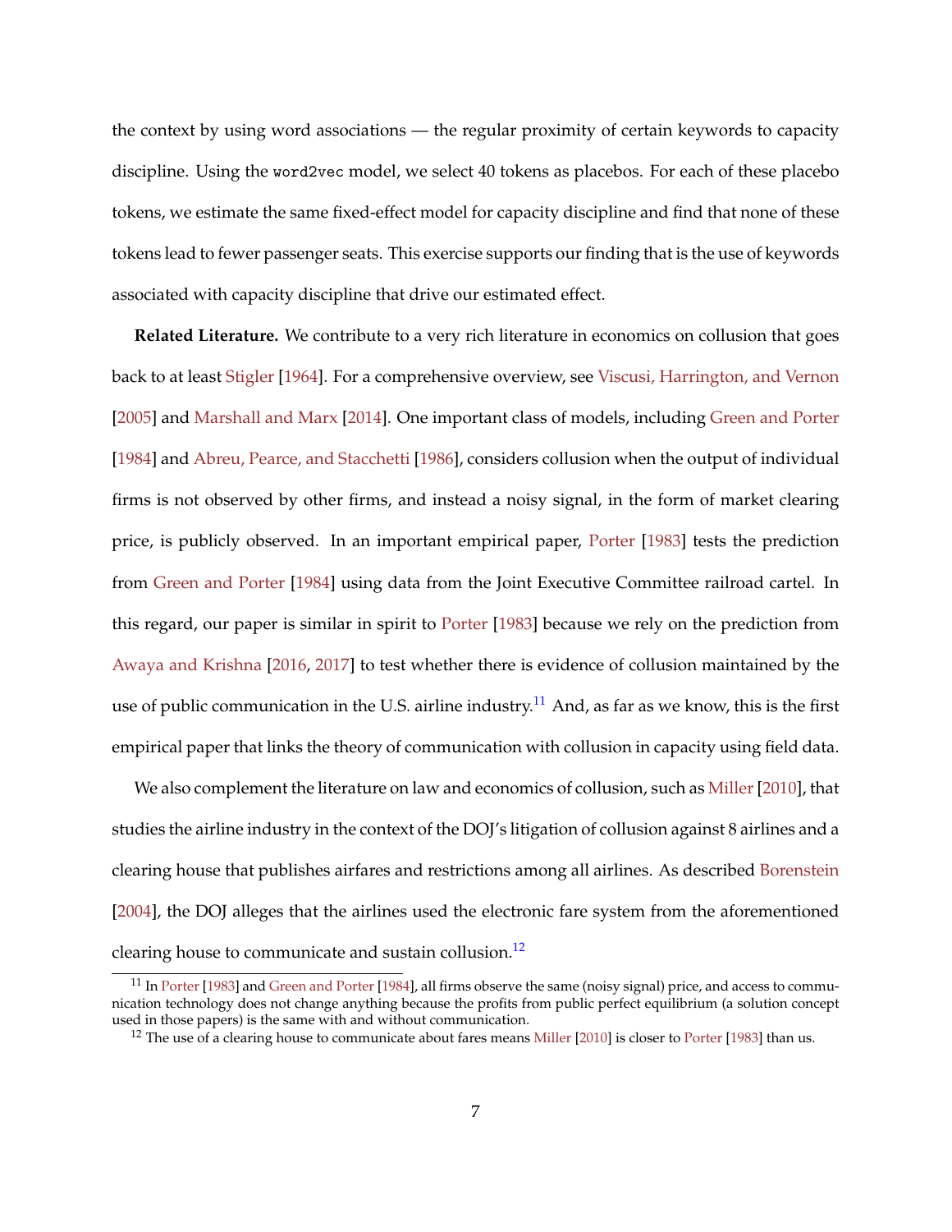the context by using word associations — the regular proximity of certain keywords to capacity discipline. Using the `word2vec` model, we select 40 tokens as placebos. For each of these placebo tokens, we estimate the same fixed-effect model for capacity discipline and find that none of these tokens lead to fewer passenger seats. This exercise supports our finding that is the use of keywords associated with capacity discipline that drive our estimated effect.

**Related Literature.** We contribute to a very rich literature in economics on collusion that goes back to at least Stigler [1964]. For a comprehensive overview, see Viscusi, Harrington, and Vernon [2005] and Marshall and Marx [2014]. One important class of models, including Green and Porter [1984] and Abreu, Pearce, and Stacchetti [1986], considers collusion when the output of individual firms is not observed by other firms, and instead a noisy signal, in the form of market clearing price, is publicly observed. In an important empirical paper, Porter [1983] tests the prediction from Green and Porter [1984] using data from the Joint Executive Committee railroad cartel. In this regard, our paper is similar in spirit to Porter [1983] because we rely on the prediction from Awaya and Krishna [2016, 2017] to test whether there is evidence of collusion maintained by the use of public communication in the U.S. airline industry.[11] And, as far as we know, this is the first empirical paper that links the theory of communication with collusion in capacity using field data.

We also complement the literature on law and economics of collusion, such as Miller [2010], that studies the airline industry in the context of the DOJ's litigation of collusion against 8 airlines and a clearing house that publishes airfares and restrictions among all airlines. As described Borenstein [2004], the DOJ alleges that the airlines used the electronic fare system from the aforementioned clearing house to communicate and sustain collusion.[12]

---

[11] In Porter [1983] and Green and Porter [1984], all firms observe the same (noisy signal) price, and access to communication technology does not change anything because the profits from public perfect equilibrium (a solution concept used in those papers) is the same with and without communication.

[12] The use of a clearing house to communicate about fares means Miller [2010] is closer to Porter [1983] than us.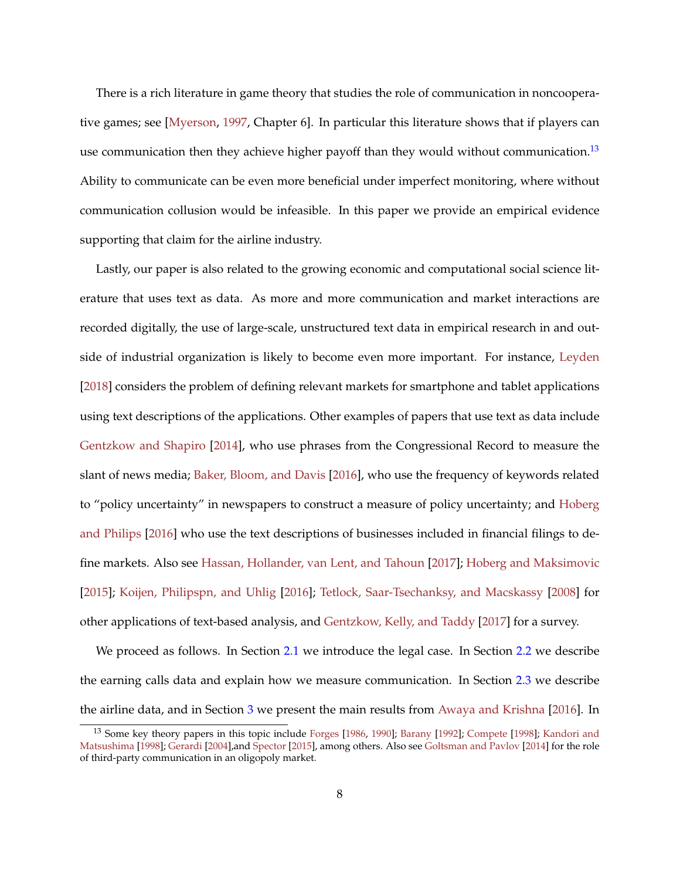There is a rich literature in game theory that studies the role of communication in noncooperative games; see [Myerson, 1997, Chapter 6]. In particular this literature shows that if players can use communication then they achieve higher payoff than they would without communication.[13] Ability to communicate can be even more beneficial under imperfect monitoring, where without communication collusion would be infeasible. In this paper we provide an empirical evidence supporting that claim for the airline industry.

Lastly, our paper is also related to the growing economic and computational social science literature that uses text as data. As more and more communication and market interactions are recorded digitally, the use of large-scale, unstructured text data in empirical research in and outside of industrial organization is likely to become even more important. For instance, Leyden [2018] considers the problem of defining relevant markets for smartphone and tablet applications using text descriptions of the applications. Other examples of papers that use text as data include Gentzkow and Shapiro [2014], who use phrases from the Congressional Record to measure the slant of news media; Baker, Bloom, and Davis [2016], who use the frequency of keywords related to "policy uncertainty" in newspapers to construct a measure of policy uncertainty; and Hoberg and Philips [2016] who use the text descriptions of businesses included in financial filings to define markets. Also see Hassan, Hollander, van Lent, and Tahoun [2017]; Hoberg and Maksimovic [2015]; Koijen, Philipspn, and Uhlig [2016]; Tetlock, Saar-Tsechanksy, and Macskassy [2008] for other applications of text-based analysis, and Gentzkow, Kelly, and Taddy [2017] for a survey.

We proceed as follows. In Section 2.1 we introduce the legal case. In Section 2.2 we describe the earning calls data and explain how we measure communication. In Section 2.3 we describe the airline data, and in Section 3 we present the main results from Awaya and Krishna [2016]. In

[13] Some key theory papers in this topic include Forges [1986, 1990]; Barany [1992]; Compete [1998]; Kandori and Matsushima [1998]; Gerardi [2004],and Spector [2015], among others. Also see Goltsman and Pavlov [2014] for the role of third-party communication in an oligopoly market.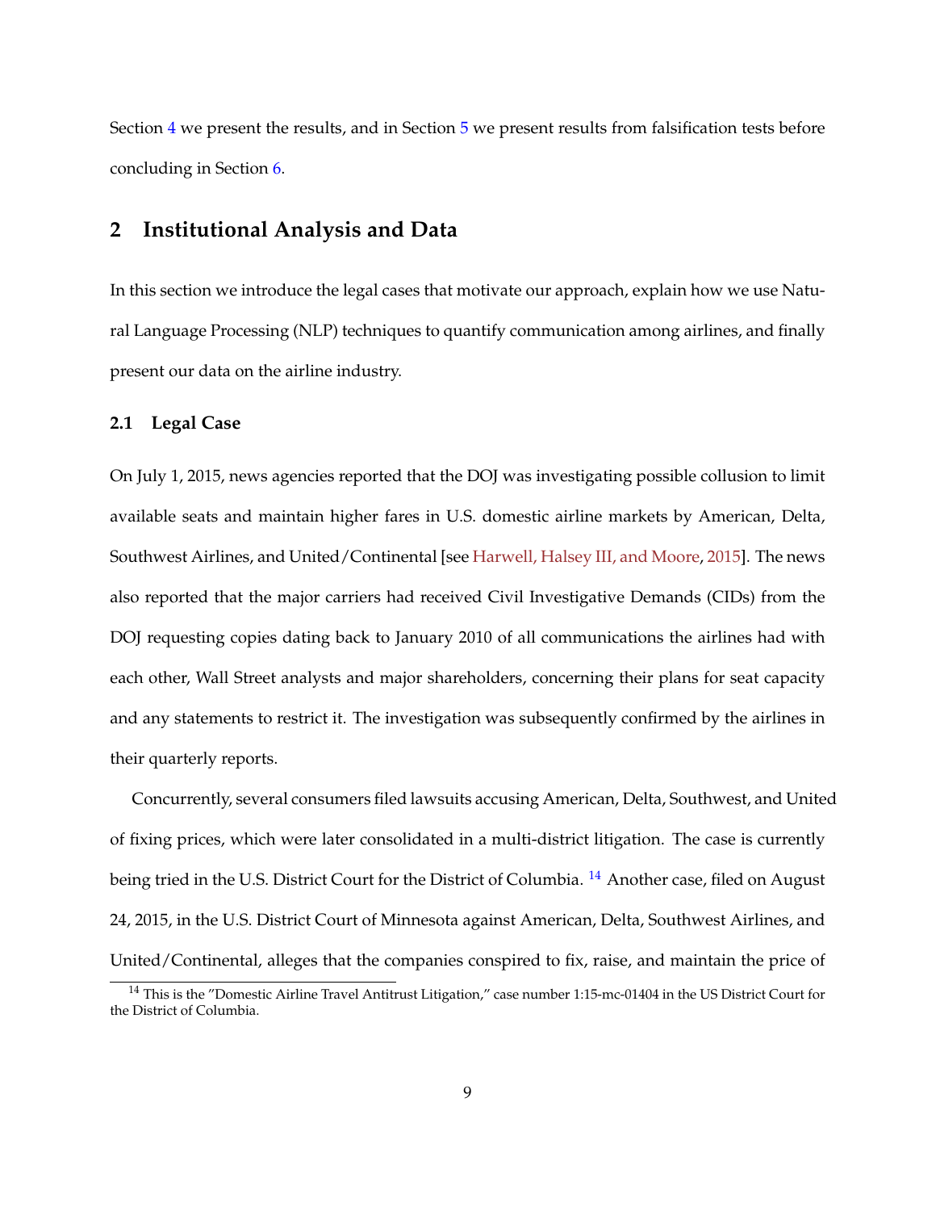Section 4 we present the results, and in Section 5 we present results from falsification tests before concluding in Section 6.

## 2 Institutional Analysis and Data

In this section we introduce the legal cases that motivate our approach, explain how we use Natural Language Processing (NLP) techniques to quantify communication among airlines, and finally present our data on the airline industry.

### 2.1 Legal Case

On July 1, 2015, news agencies reported that the DOJ was investigating possible collusion to limit available seats and maintain higher fares in U.S. domestic airline markets by American, Delta, Southwest Airlines, and United/Continental [see Harwell, Halsey III, and Moore, 2015]. The news also reported that the major carriers had received Civil Investigative Demands (CIDs) from the DOJ requesting copies dating back to January 2010 of all communications the airlines had with each other, Wall Street analysts and major shareholders, concerning their plans for seat capacity and any statements to restrict it. The investigation was subsequently confirmed by the airlines in their quarterly reports.

Concurrently, several consumers filed lawsuits accusing American, Delta, Southwest, and United of fixing prices, which were later consolidated in a multi-district litigation. The case is currently being tried in the U.S. District Court for the District of Columbia. [14] Another case, filed on August 24, 2015, in the U.S. District Court of Minnesota against American, Delta, Southwest Airlines, and United/Continental, alleges that the companies conspired to fix, raise, and maintain the price of

[14] This is the "Domestic Airline Travel Antitrust Litigation," case number 1:15-mc-01404 in the US District Court for the District of Columbia.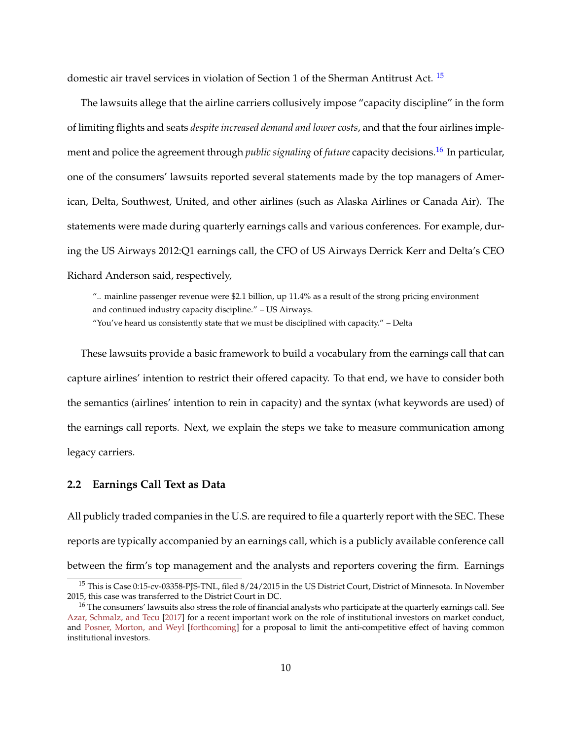domestic air travel services in violation of Section 1 of the Sherman Antitrust Act. [15]

The lawsuits allege that the airline carriers collusively impose "capacity discipline" in the form of limiting flights and seats *despite increased demand and lower costs*, and that the four airlines implement and police the agreement through *public signaling* of *future* capacity decisions.[16] In particular, one of the consumers' lawsuits reported several statements made by the top managers of American, Delta, Southwest, United, and other airlines (such as Alaska Airlines or Canada Air). The statements were made during quarterly earnings calls and various conferences. For example, during the US Airways 2012:Q1 earnings call, the CFO of US Airways Derrick Kerr and Delta's CEO Richard Anderson said, respectively,

> ".. mainline passenger revenue were $2.1 billion, up 11.4% as a result of the strong pricing environment and continued industry capacity discipline." – US Airways.
> "You've heard us consistently state that we must be disciplined with capacity." – Delta

These lawsuits provide a basic framework to build a vocabulary from the earnings call that can capture airlines' intention to restrict their offered capacity. To that end, we have to consider both the semantics (airlines' intention to rein in capacity) and the syntax (what keywords are used) of the earnings call reports. Next, we explain the steps we take to measure communication among legacy carriers.

### 2.2 Earnings Call Text as Data

All publicly traded companies in the U.S. are required to file a quarterly report with the SEC. These reports are typically accompanied by an earnings call, which is a publicly available conference call between the firm's top management and the analysts and reporters covering the firm. Earnings

---

[15] This is Case 0:15-cv-03358-PJS-TNL, filed 8/24/2015 in the US District Court, District of Minnesota. In November 2015, this case was transferred to the District Court in DC.

[16] The consumers' lawsuits also stress the role of financial analysts who participate at the quarterly earnings call. See Azar, Schmalz, and Tecu [2017] for a recent important work on the role of institutional investors on market conduct, and Posner, Morton, and Weyl [forthcoming] for a proposal to limit the anti-competitive effect of having common institutional investors.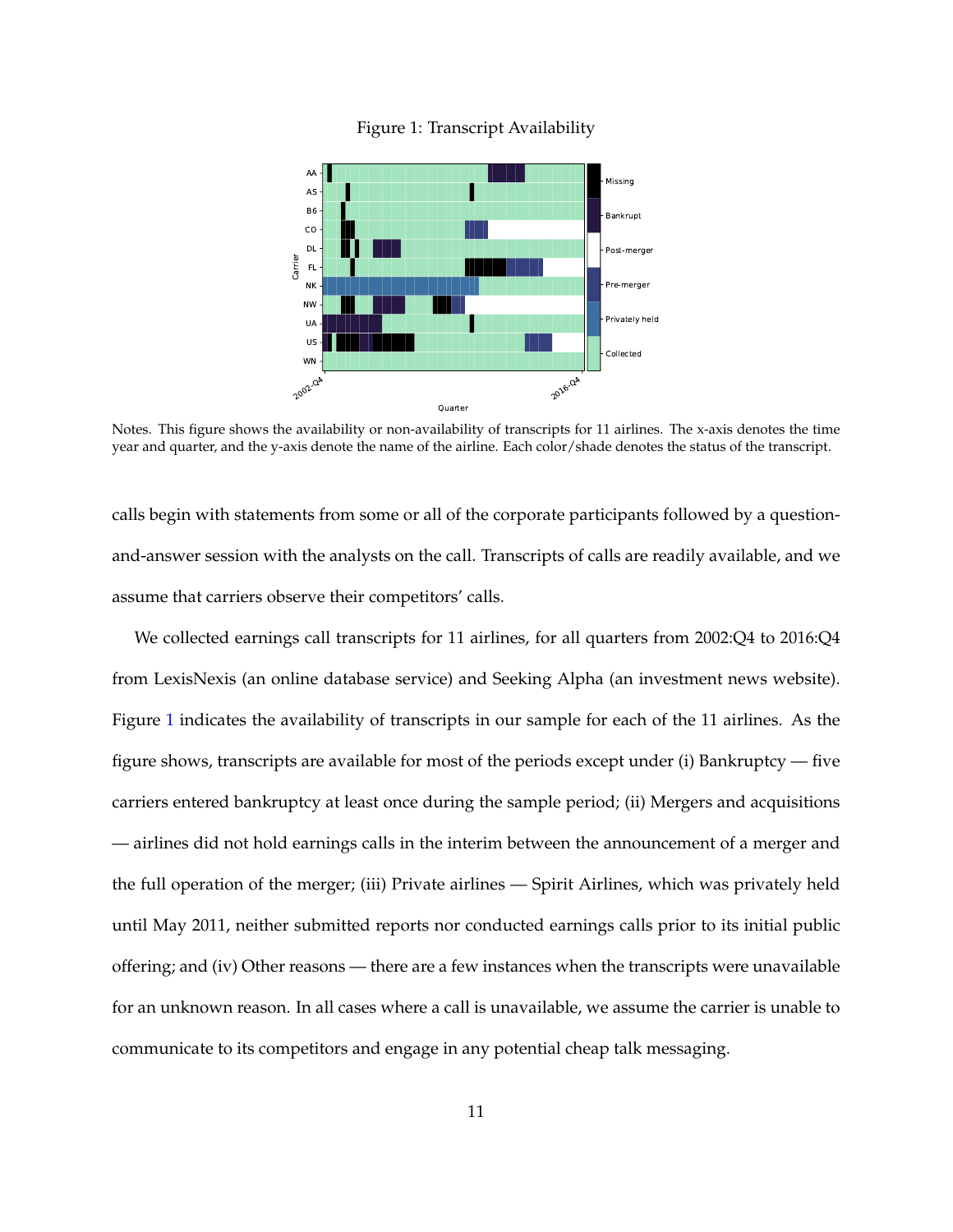Figure 1: Transcript Availability

Notes. This figure shows the availability or non-availability of transcripts for 11 airlines. The x-axis denotes the time year and quarter, and the y-axis denote the name of the airline. Each color/shade denotes the status of the transcript.

calls begin with statements from some or all of the corporate participants followed by a question-and-answer session with the analysts on the call. Transcripts of calls are readily available, and we assume that carriers observe their competitors' calls.

We collected earnings call transcripts for 11 airlines, for all quarters from 2002:Q4 to 2016:Q4 from LexisNexis (an online database service) and Seeking Alpha (an investment news website). Figure 1 indicates the availability of transcripts in our sample for each of the 11 airlines. As the figure shows, transcripts are available for most of the periods except under (i) Bankruptcy — five carriers entered bankruptcy at least once during the sample period; (ii) Mergers and acquisitions — airlines did not hold earnings calls in the interim between the announcement of a merger and the full operation of the merger; (iii) Private airlines — Spirit Airlines, which was privately held until May 2011, neither submitted reports nor conducted earnings calls prior to its initial public offering; and (iv) Other reasons — there are a few instances when the transcripts were unavailable for an unknown reason. In all cases where a call is unavailable, we assume the carrier is unable to communicate to its competitors and engage in any potential cheap talk messaging.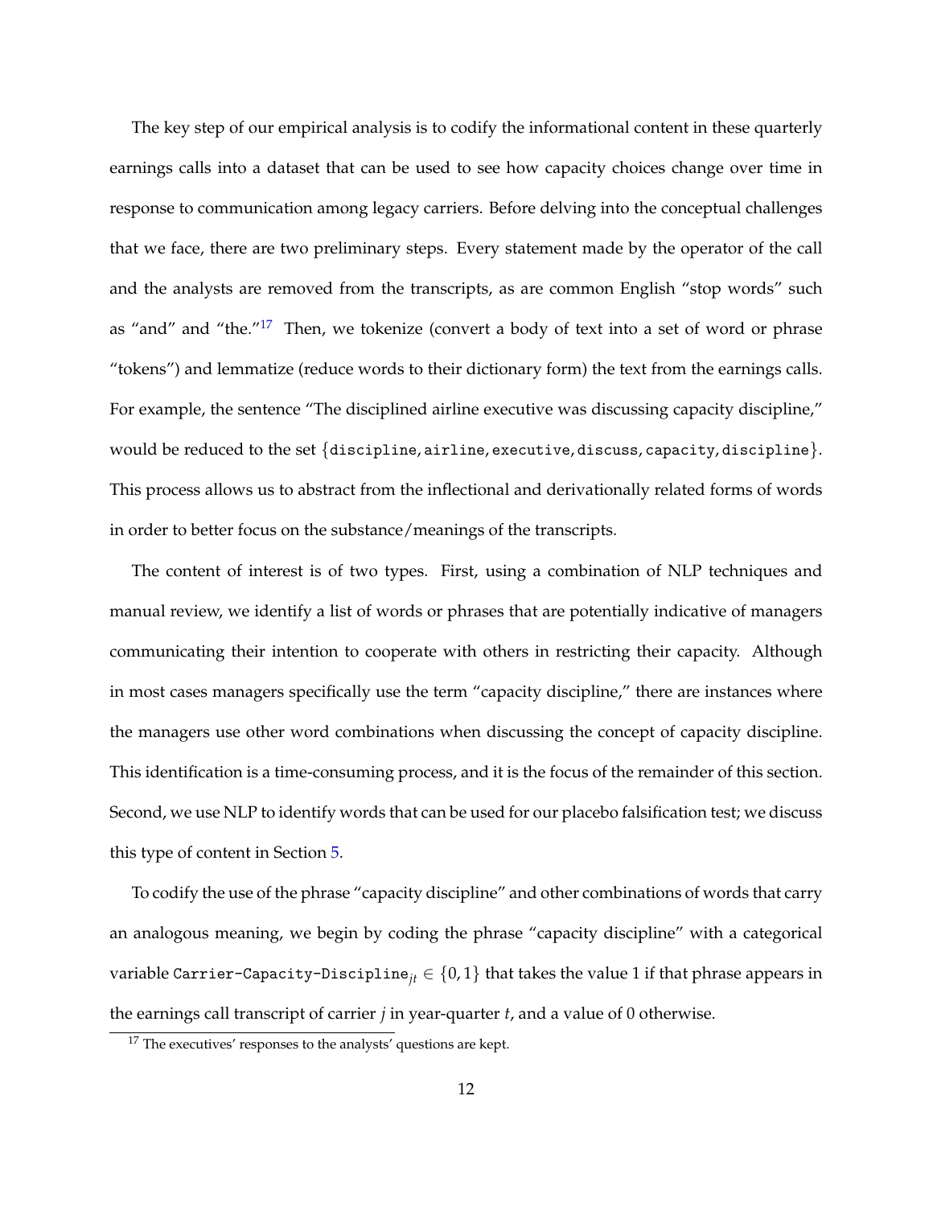The key step of our empirical analysis is to codify the informational content in these quarterly earnings calls into a dataset that can be used to see how capacity choices change over time in response to communication among legacy carriers. Before delving into the conceptual challenges that we face, there are two preliminary steps. Every statement made by the operator of the call and the analysts are removed from the transcripts, as are common English "stop words" such as "and" and "the."[17] Then, we tokenize (convert a body of text into a set of word or phrase "tokens") and lemmatize (reduce words to their dictionary form) the text from the earnings calls. For example, the sentence "The disciplined airline executive was discussing capacity discipline," would be reduced to the set $\{\texttt{discipline}, \texttt{airline}, \texttt{executive}, \texttt{discuss}, \texttt{capacity}, \texttt{discipline}\}$. This process allows us to abstract from the inflectional and derivationally related forms of words in order to better focus on the substance/meanings of the transcripts.

The content of interest is of two types. First, using a combination of NLP techniques and manual review, we identify a list of words or phrases that are potentially indicative of managers communicating their intention to cooperate with others in restricting their capacity. Although in most cases managers specifically use the term "capacity discipline," there are instances where the managers use other word combinations when discussing the concept of capacity discipline. This identification is a time-consuming process, and it is the focus of the remainder of this section. Second, we use NLP to identify words that can be used for our placebo falsification test; we discuss this type of content in Section 5.

To codify the use of the phrase "capacity discipline" and other combinations of words that carry an analogous meaning, we begin by coding the phrase "capacity discipline" with a categorical variable $\texttt{Carrier-Capacity-Discipline}_{jt} \in \{0, 1\}$ that takes the value 1 if that phrase appears in the earnings call transcript of carrier $j$ in year-quarter $t$, and a value of 0 otherwise.

[17] The executives' responses to the analysts' questions are kept.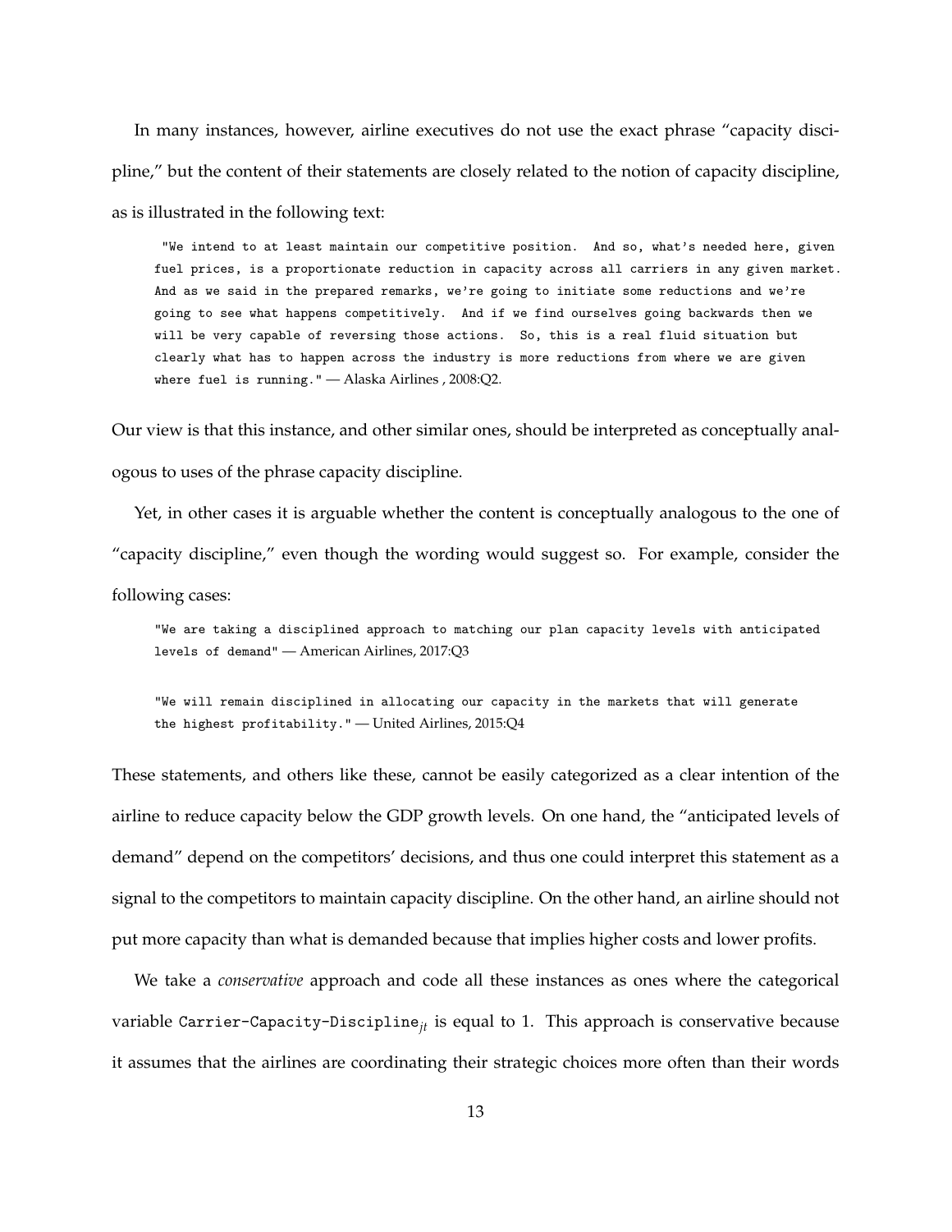In many instances, however, airline executives do not use the exact phrase "capacity discipline," but the content of their statements are closely related to the notion of capacity discipline, as is illustrated in the following text:

> "We intend to at least maintain our competitive position. And so, what's needed here, given fuel prices, is a proportionate reduction in capacity across all carriers in any given market. And as we said in the prepared remarks, we're going to initiate some reductions and we're going to see what happens competitively. And if we find ourselves going backwards then we will be very capable of reversing those actions. So, this is a real fluid situation but clearly what has to happen across the industry is more reductions from where we are given where fuel is running." — Alaska Airlines , 2008:Q2.

Our view is that this instance, and other similar ones, should be interpreted as conceptually analogous to uses of the phrase capacity discipline.

Yet, in other cases it is arguable whether the content is conceptually analogous to the one of "capacity discipline," even though the wording would suggest so. For example, consider the following cases:

> "We are taking a disciplined approach to matching our plan capacity levels with anticipated levels of demand" — American Airlines, 2017:Q3

> "We will remain disciplined in allocating our capacity in the markets that will generate the highest profitability." — United Airlines, 2015:Q4

These statements, and others like these, cannot be easily categorized as a clear intention of the airline to reduce capacity below the GDP growth levels. On one hand, the "anticipated levels of demand" depend on the competitors' decisions, and thus one could interpret this statement as a signal to the competitors to maintain capacity discipline. On the other hand, an airline should not put more capacity than what is demanded because that implies higher costs and lower profits.

We take a *conservative* approach and code all these instances as ones where the categorical variable $\texttt{Carrier-Capacity-Discipline}_{jt}$ is equal to 1. This approach is conservative because it assumes that the airlines are coordinating their strategic choices more often than their words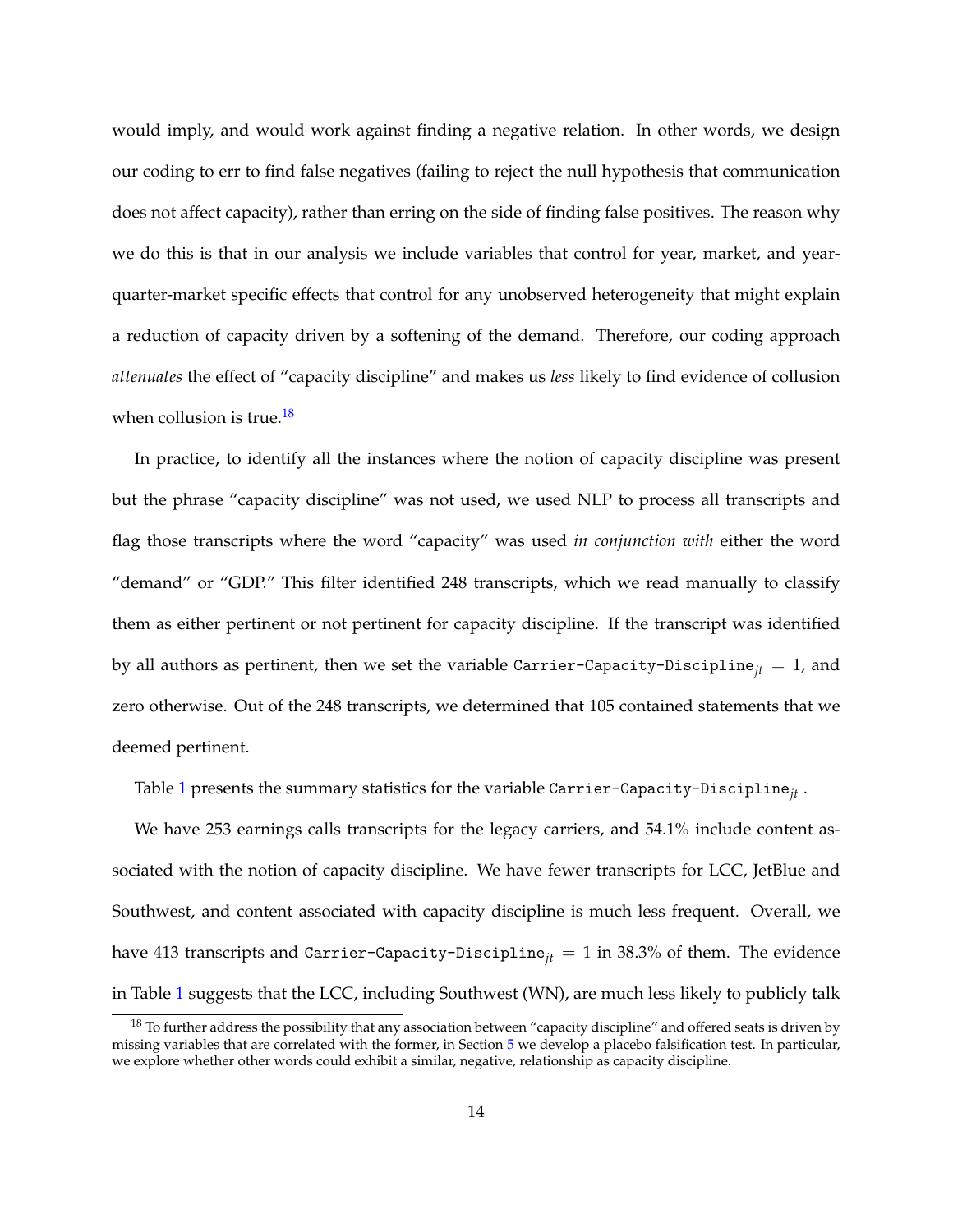would imply, and would work against finding a negative relation. In other words, we design our coding to err to find false negatives (failing to reject the null hypothesis that communication does not affect capacity), rather than erring on the side of finding false positives. The reason why we do this is that in our analysis we include variables that control for year, market, and year-quarter-market specific effects that control for any unobserved heterogeneity that might explain a reduction of capacity driven by a softening of the demand. Therefore, our coding approach *attenuates* the effect of "capacity discipline" and makes us *less* likely to find evidence of collusion when collusion is true.[18]

In practice, to identify all the instances where the notion of capacity discipline was present but the phrase "capacity discipline" was not used, we used NLP to process all transcripts and flag those transcripts where the word "capacity" was used *in conjunction with* either the word "demand" or "GDP." This filter identified 248 transcripts, which we read manually to classify them as either pertinent or not pertinent for capacity discipline. If the transcript was identified by all authors as pertinent, then we set the variable $\texttt{Carrier-Capacity-Discipline}_{jt} = 1$, and zero otherwise. Out of the 248 transcripts, we determined that 105 contained statements that we deemed pertinent.

Table 1 presents the summary statistics for the variable $\texttt{Carrier-Capacity-Discipline}_{jt}$.

We have 253 earnings calls transcripts for the legacy carriers, and 54.1% include content associated with the notion of capacity discipline. We have fewer transcripts for LCC, JetBlue and Southwest, and content associated with capacity discipline is much less frequent. Overall, we have 413 transcripts and $\texttt{Carrier-Capacity-Discipline}_{jt} = 1$ in 38.3% of them. The evidence in Table 1 suggests that the LCC, including Southwest (WN), are much less likely to publicly talk

[18] To further address the possibility that any association between "capacity discipline" and offered seats is driven by missing variables that are correlated with the former, in Section 5 we develop a placebo falsification test. In particular, we explore whether other words could exhibit a similar, negative, relationship as capacity discipline.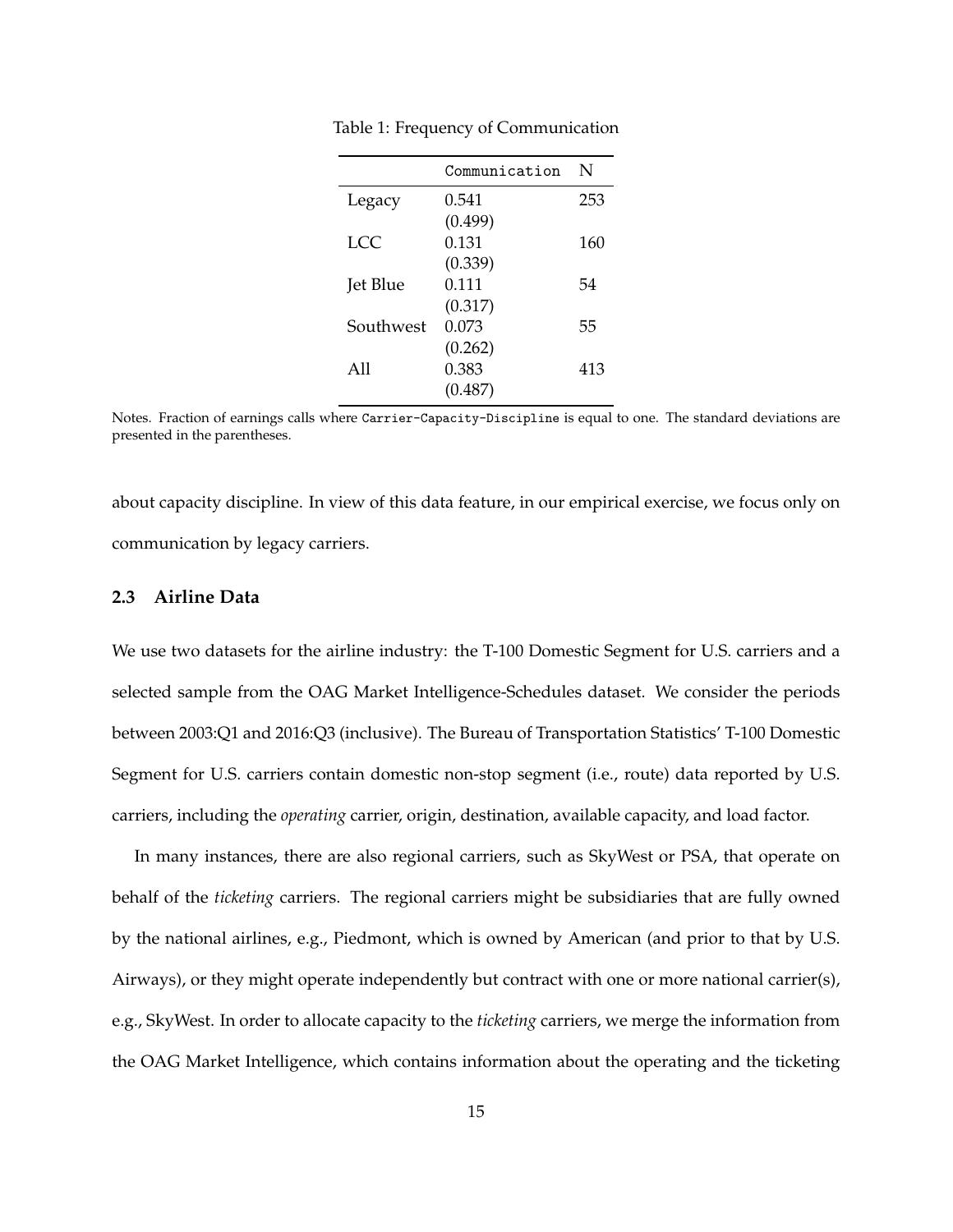Table 1: Frequency of Communication

| | `Communication` | N |
|---|---|---|
| Legacy | 0.541 (0.499) | 253 |
| LCC | 0.131 (0.339) | 160 |
| Jet Blue | 0.111 (0.317) | 54 |
| Southwest | 0.073 (0.262) | 55 |
| All | 0.383 (0.487) | 413 |

Notes. Fraction of earnings calls where `Carrier-Capacity-Discipline` is equal to one. The standard deviations are presented in the parentheses.

about capacity discipline. In view of this data feature, in our empirical exercise, we focus only on communication by legacy carriers.

### 2.3 Airline Data

We use two datasets for the airline industry: the T-100 Domestic Segment for U.S. carriers and a selected sample from the OAG Market Intelligence-Schedules dataset. We consider the periods between 2003:Q1 and 2016:Q3 (inclusive). The Bureau of Transportation Statistics' T-100 Domestic Segment for U.S. carriers contain domestic non-stop segment (i.e., route) data reported by U.S. carriers, including the *operating* carrier, origin, destination, available capacity, and load factor.

In many instances, there are also regional carriers, such as SkyWest or PSA, that operate on behalf of the *ticketing* carriers. The regional carriers might be subsidiaries that are fully owned by the national airlines, e.g., Piedmont, which is owned by American (and prior to that by U.S. Airways), or they might operate independently but contract with one or more national carrier(s), e.g., SkyWest. In order to allocate capacity to the *ticketing* carriers, we merge the information from the OAG Market Intelligence, which contains information about the operating and the ticketing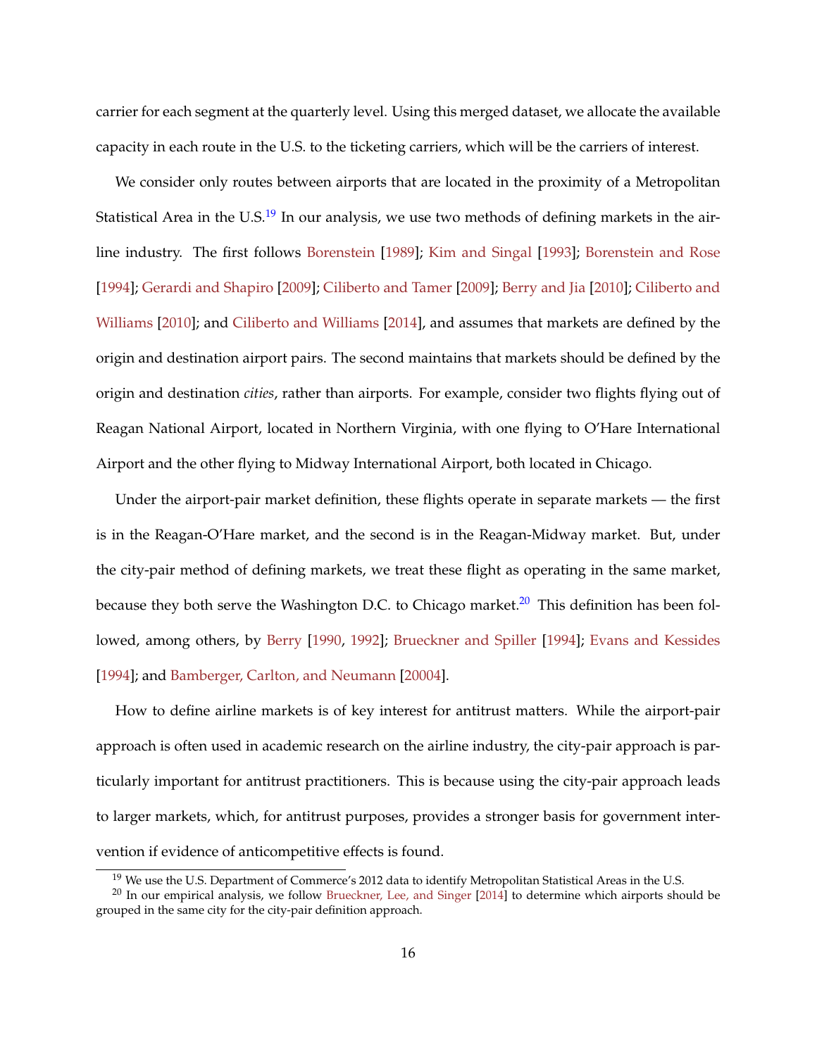carrier for each segment at the quarterly level. Using this merged dataset, we allocate the available capacity in each route in the U.S. to the ticketing carriers, which will be the carriers of interest.

We consider only routes between airports that are located in the proximity of a Metropolitan Statistical Area in the U.S.[19] In our analysis, we use two methods of defining markets in the airline industry. The first follows Borenstein [1989]; Kim and Singal [1993]; Borenstein and Rose [1994]; Gerardi and Shapiro [2009]; Ciliberto and Tamer [2009]; Berry and Jia [2010]; Ciliberto and Williams [2010]; and Ciliberto and Williams [2014], and assumes that markets are defined by the origin and destination airport pairs. The second maintains that markets should be defined by the origin and destination *cities*, rather than airports. For example, consider two flights flying out of Reagan National Airport, located in Northern Virginia, with one flying to O'Hare International Airport and the other flying to Midway International Airport, both located in Chicago.

Under the airport-pair market definition, these flights operate in separate markets — the first is in the Reagan-O'Hare market, and the second is in the Reagan-Midway market. But, under the city-pair method of defining markets, we treat these flight as operating in the same market, because they both serve the Washington D.C. to Chicago market.[20] This definition has been followed, among others, by Berry [1990, 1992]; Brueckner and Spiller [1994]; Evans and Kessides [1994]; and Bamberger, Carlton, and Neumann [20004].

How to define airline markets is of key interest for antitrust matters. While the airport-pair approach is often used in academic research on the airline industry, the city-pair approach is particularly important for antitrust practitioners. This is because using the city-pair approach leads to larger markets, which, for antitrust purposes, provides a stronger basis for government intervention if evidence of anticompetitive effects is found.

[19] We use the U.S. Department of Commerce's 2012 data to identify Metropolitan Statistical Areas in the U.S.

[20] In our empirical analysis, we follow Brueckner, Lee, and Singer [2014] to determine which airports should be grouped in the same city for the city-pair definition approach.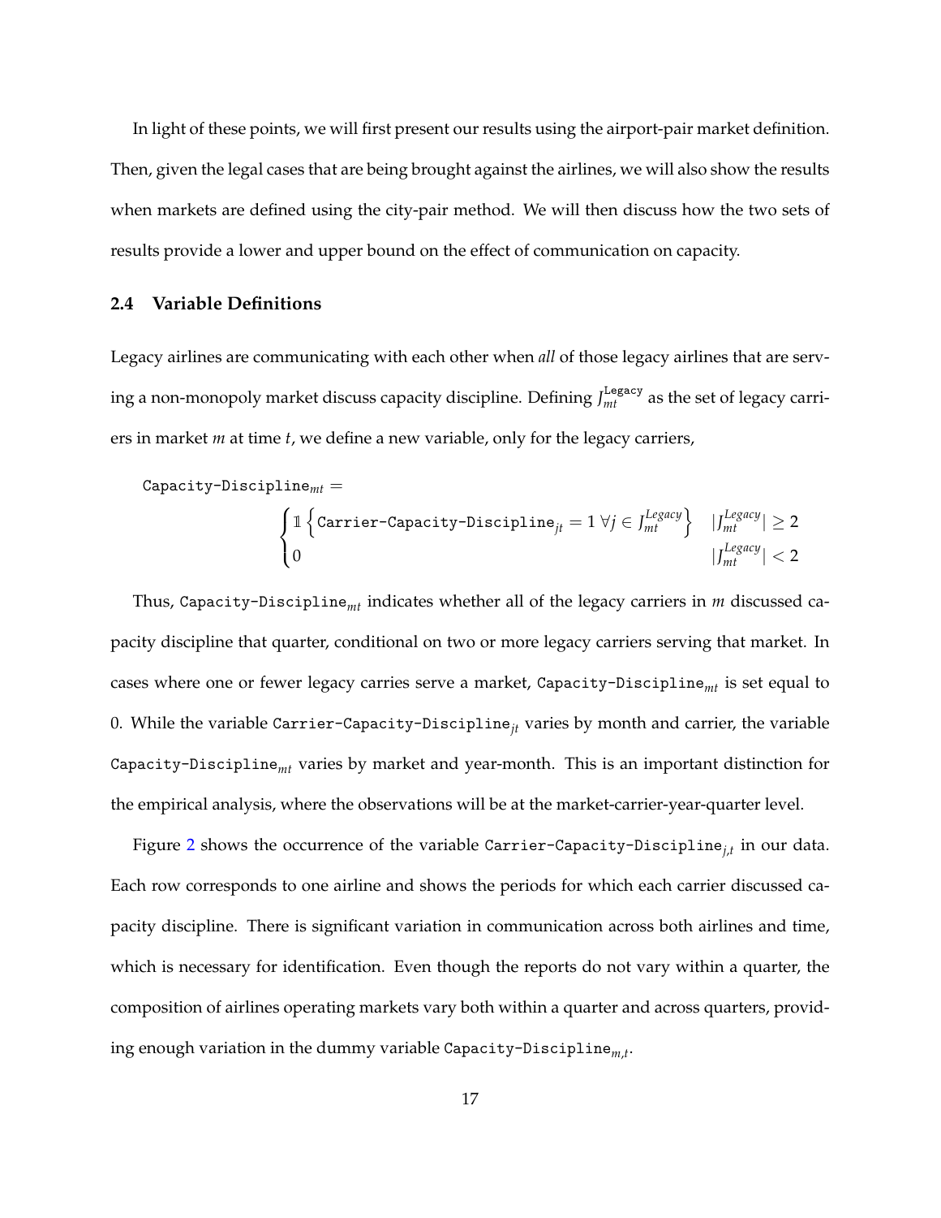In light of these points, we will first present our results using the airport-pair market definition. Then, given the legal cases that are being brought against the airlines, we will also show the results when markets are defined using the city-pair method. We will then discuss how the two sets of results provide a lower and upper bound on the effect of communication on capacity.

### 2.4 Variable Definitions

Legacy airlines are communicating with each other when *all* of those legacy airlines that are serving a non-monopoly market discuss capacity discipline. Defining $J_{mt}^{\text{Legacy}}$ as the set of legacy carriers in market $m$ at time $t$, we define a new variable, only for the legacy carriers,

$$
\texttt{Capacity-Discipline}_{mt} = \begin{cases} \mathbb{1}\left\{\texttt{Carrier-Capacity-Discipline}_{jt} = 1 \;\forall j \in J_{mt}^{Legacy}\right\} & |J_{mt}^{Legacy}| \geq 2 \\ 0 & |J_{mt}^{Legacy}| < 2 \end{cases}
$$

Thus, $\texttt{Capacity-Discipline}_{mt}$ indicates whether all of the legacy carriers in $m$ discussed capacity discipline that quarter, conditional on two or more legacy carriers serving that market. In cases where one or fewer legacy carries serve a market, $\texttt{Capacity-Discipline}_{mt}$ is set equal to 0. While the variable $\texttt{Carrier-Capacity-Discipline}_{jt}$ varies by month and carrier, the variable $\texttt{Capacity-Discipline}_{mt}$ varies by market and year-month. This is an important distinction for the empirical analysis, where the observations will be at the market-carrier-year-quarter level.

Figure 2 shows the occurrence of the variable $\texttt{Carrier-Capacity-Discipline}_{j,t}$ in our data. Each row corresponds to one airline and shows the periods for which each carrier discussed capacity discipline. There is significant variation in communication across both airlines and time, which is necessary for identification. Even though the reports do not vary within a quarter, the composition of airlines operating markets vary both within a quarter and across quarters, providing enough variation in the dummy variable $\texttt{Capacity-Discipline}_{m,t}$.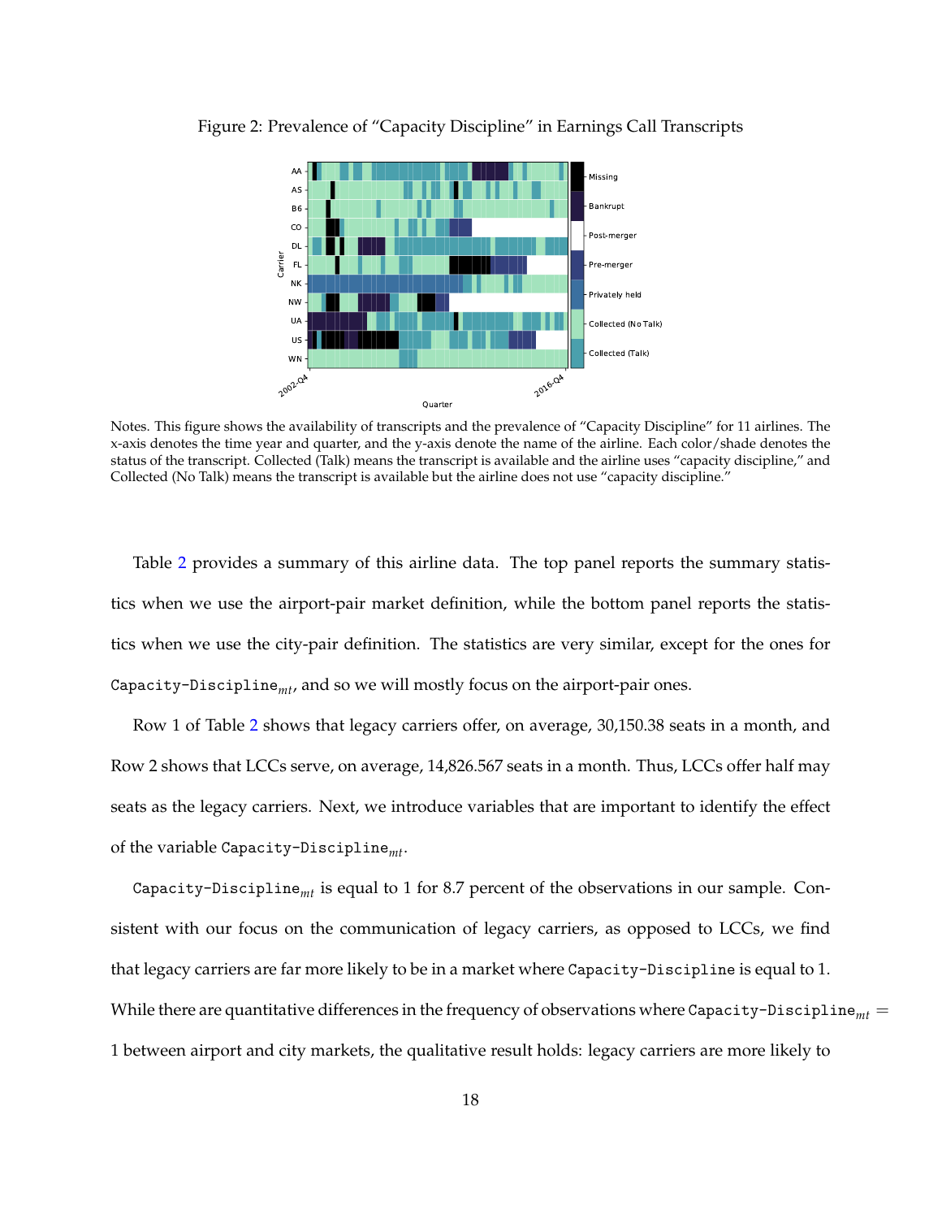Figure 2: Prevalence of "Capacity Discipline" in Earnings Call Transcripts

Notes. This figure shows the availability of transcripts and the prevalence of "Capacity Discipline" for 11 airlines. The x-axis denotes the time year and quarter, and the y-axis denote the name of the airline. Each color/shade denotes the status of the transcript. Collected (Talk) means the transcript is available and the airline uses "capacity discipline," and Collected (No Talk) means the transcript is available but the airline does not use "capacity discipline."

Table 2 provides a summary of this airline data. The top panel reports the summary statistics when we use the airport-pair market definition, while the bottom panel reports the statistics when we use the city-pair definition. The statistics are very similar, except for the ones for $\texttt{Capacity-Discipline}_{mt}$, and so we will mostly focus on the airport-pair ones.

Row 1 of Table 2 shows that legacy carriers offer, on average, 30,150.38 seats in a month, and Row 2 shows that LCCs serve, on average, 14,826.567 seats in a month. Thus, LCCs offer half may seats as the legacy carriers. Next, we introduce variables that are important to identify the effect of the variable $\texttt{Capacity-Discipline}_{mt}$.

$\texttt{Capacity-Discipline}_{mt}$ is equal to 1 for 8.7 percent of the observations in our sample. Consistent with our focus on the communication of legacy carriers, as opposed to LCCs, we find that legacy carriers are far more likely to be in a market where Capacity-Discipline is equal to 1. While there are quantitative differences in the frequency of observations where $\texttt{Capacity-Discipline}_{mt} = 1$ between airport and city markets, the qualitative result holds: legacy carriers are more likely to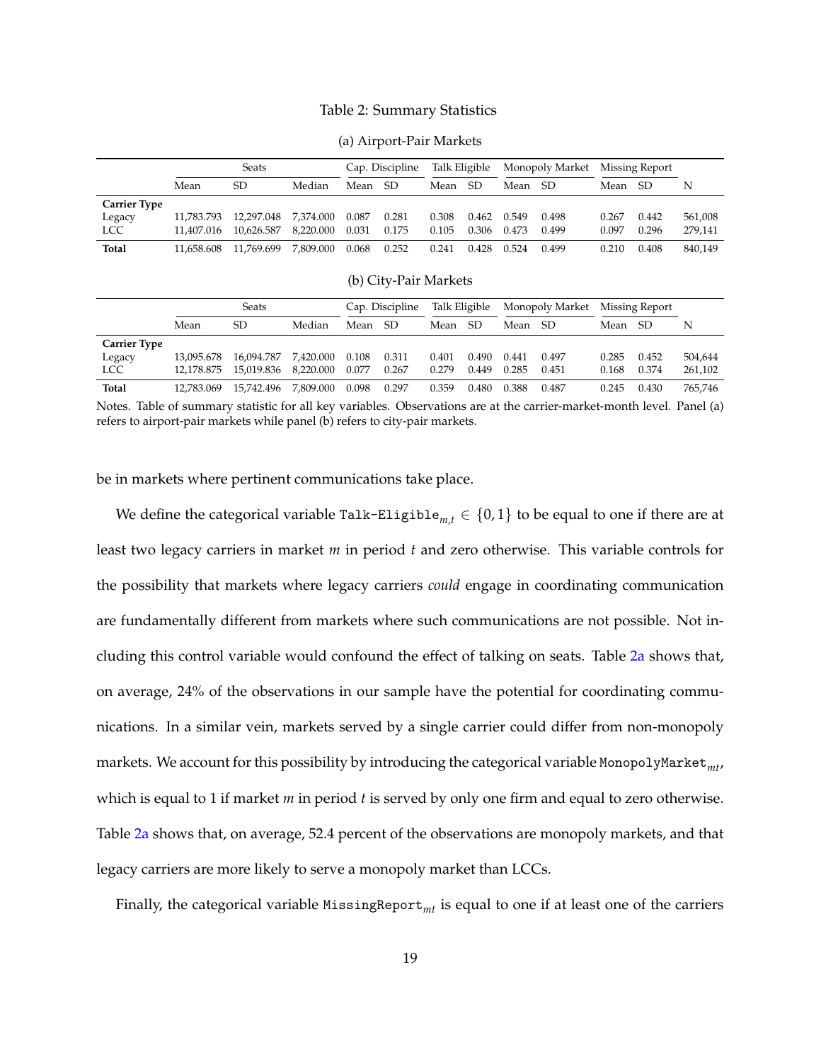Table 2: Summary Statistics

(a) Airport-Pair Markets

| | Seats | | | Cap. Discipline | | Talk Eligible | | Monopoly Market | | Missing Report | | |
|---|---|---|---|---|---|---|---|---|---|---|---|---|
| | Mean | SD | Median | Mean | SD | Mean | SD | Mean | SD | Mean | SD | N |
| **Carrier Type** | | | | | | | | | | | | |
| Legacy | 11,783.793 | 12,297.048 | 7,374.000 | 0.087 | 0.281 | 0.308 | 0.462 | 0.549 | 0.498 | 0.267 | 0.442 | 561,008 |
| LCC | 11,407.016 | 10,626.587 | 8,220.000 | 0.031 | 0.175 | 0.105 | 0.306 | 0.473 | 0.499 | 0.097 | 0.296 | 279,141 |
| **Total** | 11,658.608 | 11,769.699 | 7,809.000 | 0.068 | 0.252 | 0.241 | 0.428 | 0.524 | 0.499 | 0.210 | 0.408 | 840,149 |

(b) City-Pair Markets

| | Seats | | | Cap. Discipline | | Talk Eligible | | Monopoly Market | | Missing Report | | |
|---|---|---|---|---|---|---|---|---|---|---|---|---|
| | Mean | SD | Median | Mean | SD | Mean | SD | Mean | SD | Mean | SD | N |
| **Carrier Type** | | | | | | | | | | | | |
| Legacy | 13,095.678 | 16,094.787 | 7,420.000 | 0.108 | 0.311 | 0.401 | 0.490 | 0.441 | 0.497 | 0.285 | 0.452 | 504,644 |
| LCC | 12,178.875 | 15,019.836 | 8,220.000 | 0.077 | 0.267 | 0.279 | 0.449 | 0.285 | 0.451 | 0.168 | 0.374 | 261,102 |
| **Total** | 12,783.069 | 15,742.496 | 7,809.000 | 0.098 | 0.297 | 0.359 | 0.480 | 0.388 | 0.487 | 0.245 | 0.430 | 765,746 |

Notes. Table of summary statistic for all key variables. Observations are at the carrier-market-month level. Panel (a) refers to airport-pair markets while panel (b) refers to city-pair markets.

be in markets where pertinent communications take place.

We define the categorical variable $\texttt{Talk-Eligible}_{m,t} \in \{0,1\}$ to be equal to one if there are at least two legacy carriers in market $m$ in period $t$ and zero otherwise. This variable controls for the possibility that markets where legacy carriers *could* engage in coordinating communication are fundamentally different from markets where such communications are not possible. Not including this control variable would confound the effect of talking on seats. Table 2a shows that, on average, 24% of the observations in our sample have the potential for coordinating communications. In a similar vein, markets served by a single carrier could differ from non-monopoly markets. We account for this possibility by introducing the categorical variable $\texttt{MonopolyMarket}_{mt}$, which is equal to 1 if market $m$ in period $t$ is served by only one firm and equal to zero otherwise. Table 2a shows that, on average, 52.4 percent of the observations are monopoly markets, and that legacy carriers are more likely to serve a monopoly market than LCCs.

Finally, the categorical variable $\texttt{MissingReport}_{mt}$ is equal to one if at least one of the carriers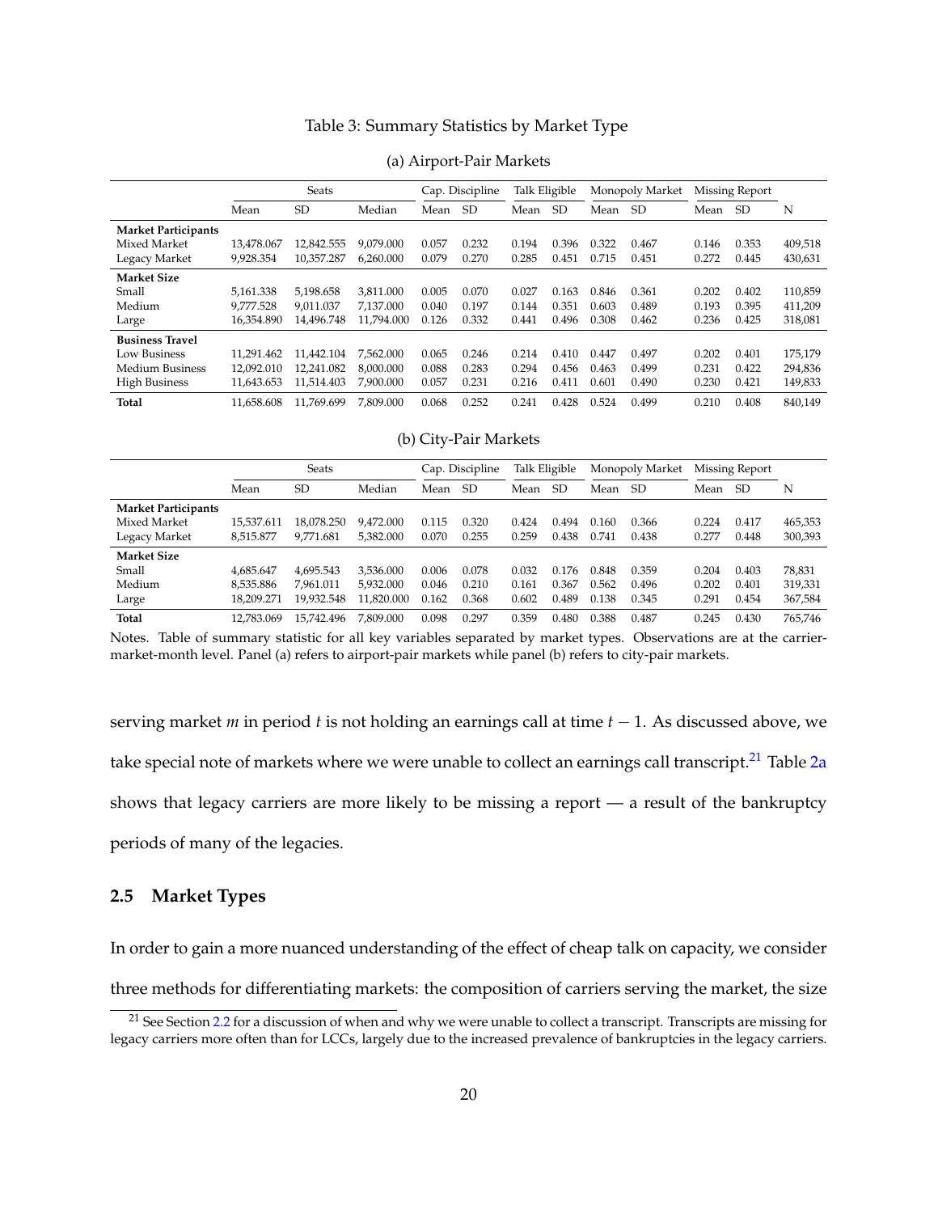Table 3: Summary Statistics by Market Type

(a) Airport-Pair Markets

| | Seats | | | Cap. Discipline | | Talk Eligible | | Monopoly Market | | Missing Report | | |
|---|---|---|---|---|---|---|---|---|---|---|---|---|
| | Mean | SD | Median | Mean | SD | Mean | SD | Mean | SD | Mean | SD | N |
| **Market Participants** | | | | | | | | | | | | |
| Mixed Market | 13,478.067 | 12,842.555 | 9,079.000 | 0.057 | 0.232 | 0.194 | 0.396 | 0.322 | 0.467 | 0.146 | 0.353 | 409,518 |
| Legacy Market | 9,928.354 | 10,357.287 | 6,260.000 | 0.079 | 0.270 | 0.285 | 0.451 | 0.715 | 0.451 | 0.272 | 0.445 | 430,631 |
| **Market Size** | | | | | | | | | | | | |
| Small | 5,161.338 | 5,198.658 | 3,811.000 | 0.005 | 0.070 | 0.027 | 0.163 | 0.846 | 0.361 | 0.202 | 0.402 | 110,859 |
| Medium | 9,777.528 | 9,011.037 | 7,137.000 | 0.040 | 0.197 | 0.144 | 0.351 | 0.603 | 0.489 | 0.193 | 0.395 | 411,209 |
| Large | 16,354.890 | 14,496.748 | 11,794.000 | 0.126 | 0.332 | 0.441 | 0.496 | 0.308 | 0.462 | 0.236 | 0.425 | 318,081 |
| **Business Travel** | | | | | | | | | | | | |
| Low Business | 11,291.462 | 11,442.104 | 7,562.000 | 0.065 | 0.246 | 0.214 | 0.410 | 0.447 | 0.497 | 0.202 | 0.401 | 175,179 |
| Medium Business | 12,092.010 | 12,241.082 | 8,000.000 | 0.088 | 0.283 | 0.294 | 0.456 | 0.463 | 0.499 | 0.231 | 0.422 | 294,836 |
| High Business | 11,643.653 | 11,514.403 | 7,900.000 | 0.057 | 0.231 | 0.216 | 0.411 | 0.601 | 0.490 | 0.230 | 0.421 | 149,833 |
| **Total** | 11,658.608 | 11,769.699 | 7,809.000 | 0.068 | 0.252 | 0.241 | 0.428 | 0.524 | 0.499 | 0.210 | 0.408 | 840,149 |

(b) City-Pair Markets

| | Seats | | | Cap. Discipline | | Talk Eligible | | Monopoly Market | | Missing Report | | |
|---|---|---|---|---|---|---|---|---|---|---|---|---|
| | Mean | SD | Median | Mean | SD | Mean | SD | Mean | SD | Mean | SD | N |
| **Market Participants** | | | | | | | | | | | | |
| Mixed Market | 15,537.611 | 18,078.250 | 9,472.000 | 0.115 | 0.320 | 0.424 | 0.494 | 0.160 | 0.366 | 0.224 | 0.417 | 465,353 |
| Legacy Market | 8,515.877 | 9,771.681 | 5,382.000 | 0.070 | 0.255 | 0.259 | 0.438 | 0.741 | 0.438 | 0.277 | 0.448 | 300,393 |
| **Market Size** | | | | | | | | | | | | |
| Small | 4,685.647 | 4,695.543 | 3,536.000 | 0.006 | 0.078 | 0.032 | 0.176 | 0.848 | 0.359 | 0.204 | 0.403 | 78,831 |
| Medium | 8,535.886 | 7,961.011 | 5,932.000 | 0.046 | 0.210 | 0.161 | 0.367 | 0.562 | 0.496 | 0.202 | 0.401 | 319,331 |
| Large | 18,209.271 | 19,932.548 | 11,820.000 | 0.162 | 0.368 | 0.602 | 0.489 | 0.138 | 0.345 | 0.291 | 0.454 | 367,584 |
| **Total** | 12,783.069 | 15,742.496 | 7,809.000 | 0.098 | 0.297 | 0.359 | 0.480 | 0.388 | 0.487 | 0.245 | 0.430 | 765,746 |

Notes. Table of summary statistic for all key variables separated by market types. Observations are at the carrier-market-month level. Panel (a) refers to airport-pair markets while panel (b) refers to city-pair markets.

serving market $m$ in period $t$ is not holding an earnings call at time $t-1$. As discussed above, we take special note of markets where we were unable to collect an earnings call transcript.[21] Table 2a shows that legacy carriers are more likely to be missing a report — a result of the bankruptcy periods of many of the legacies.

## 2.5 Market Types

In order to gain a more nuanced understanding of the effect of cheap talk on capacity, we consider three methods for differentiating markets: the composition of carriers serving the market, the size

[21] See Section 2.2 for a discussion of when and why we were unable to collect a transcript. Transcripts are missing for legacy carriers more often than for LCCs, largely due to the increased prevalence of bankruptcies in the legacy carriers.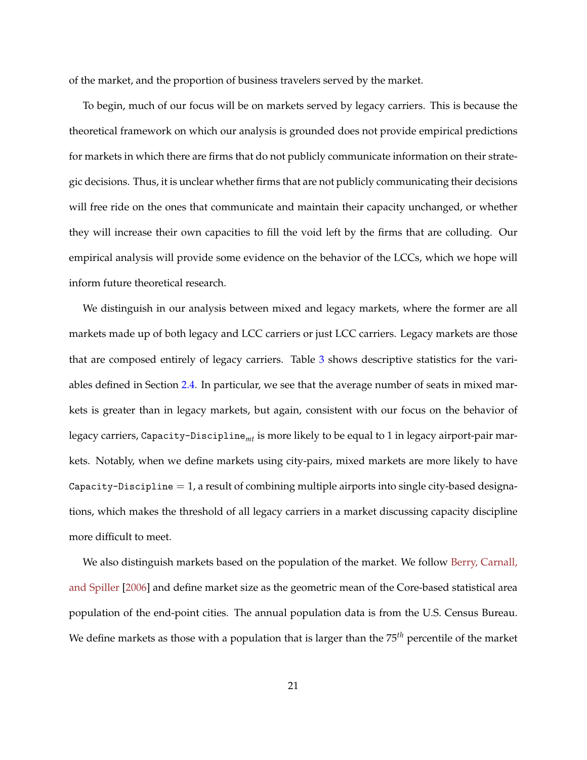of the market, and the proportion of business travelers served by the market.

To begin, much of our focus will be on markets served by legacy carriers. This is because the theoretical framework on which our analysis is grounded does not provide empirical predictions for markets in which there are firms that do not publicly communicate information on their strategic decisions. Thus, it is unclear whether firms that are not publicly communicating their decisions will free ride on the ones that communicate and maintain their capacity unchanged, or whether they will increase their own capacities to fill the void left by the firms that are colluding. Our empirical analysis will provide some evidence on the behavior of the LCCs, which we hope will inform future theoretical research.

We distinguish in our analysis between mixed and legacy markets, where the former are all markets made up of both legacy and LCC carriers or just LCC carriers. Legacy markets are those that are composed entirely of legacy carriers. Table 3 shows descriptive statistics for the variables defined in Section 2.4. In particular, we see that the average number of seats in mixed markets is greater than in legacy markets, but again, consistent with our focus on the behavior of legacy carriers, $\texttt{Capacity-Discipline}_{mt}$ is more likely to be equal to 1 in legacy airport-pair markets. Notably, when we define markets using city-pairs, mixed markets are more likely to have $\texttt{Capacity-Discipline} = 1$, a result of combining multiple airports into single city-based designations, which makes the threshold of all legacy carriers in a market discussing capacity discipline more difficult to meet.

We also distinguish markets based on the population of the market. We follow Berry, Carnall, and Spiller [2006] and define market size as the geometric mean of the Core-based statistical area population of the end-point cities. The annual population data is from the U.S. Census Bureau. We define markets as those with a population that is larger than the $75^{th}$ percentile of the market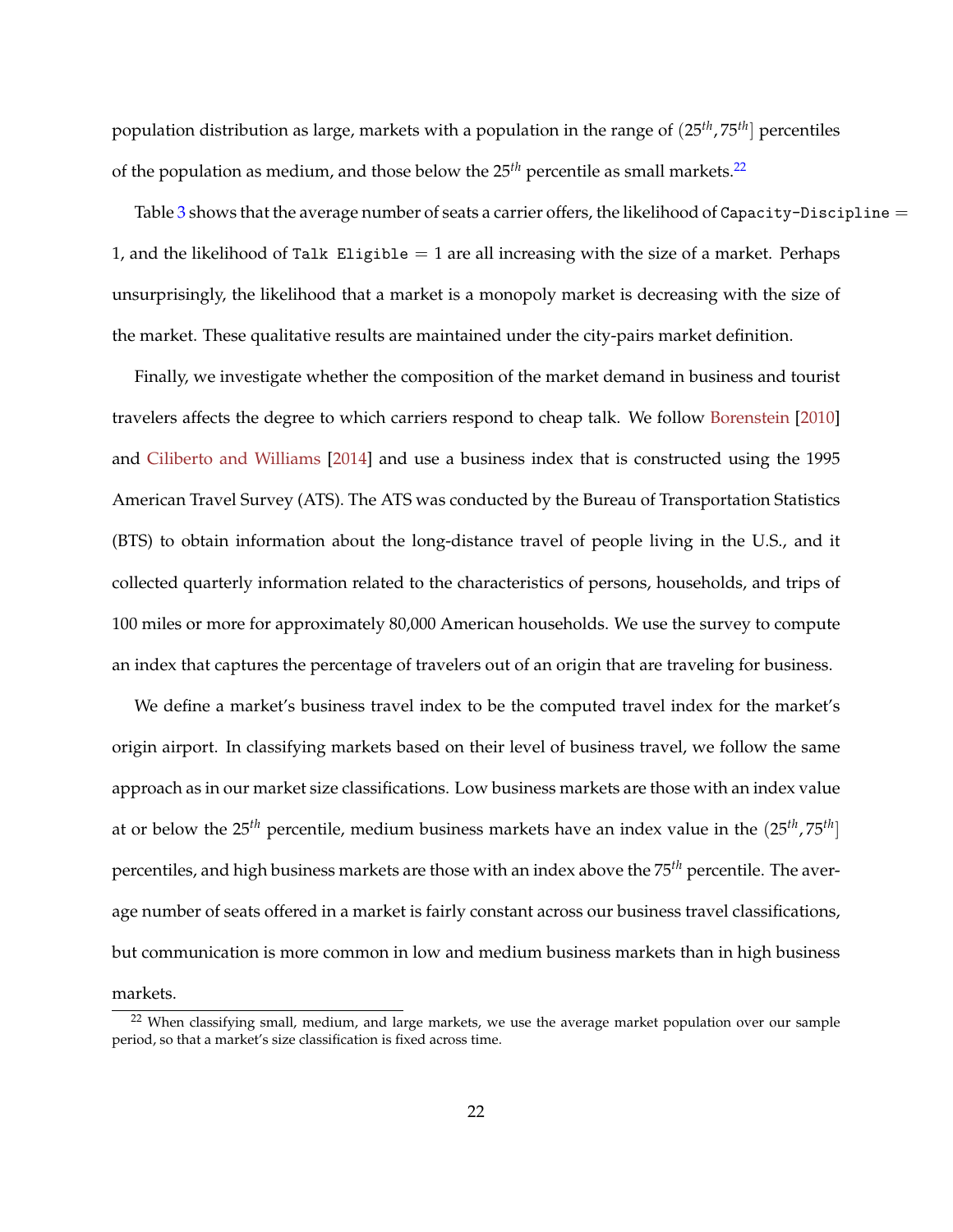population distribution as large, markets with a population in the range of $(25^{th}, 75^{th}]$ percentiles of the population as medium, and those below the $25^{th}$ percentile as small markets.[22]

Table 3 shows that the average number of seats a carrier offers, the likelihood of `Capacity-Discipline` $=$ 1, and the likelihood of `Talk Eligible` $= 1$ are all increasing with the size of a market. Perhaps unsurprisingly, the likelihood that a market is a monopoly market is decreasing with the size of the market. These qualitative results are maintained under the city-pairs market definition.

Finally, we investigate whether the composition of the market demand in business and tourist travelers affects the degree to which carriers respond to cheap talk. We follow Borenstein [2010] and Ciliberto and Williams [2014] and use a business index that is constructed using the 1995 American Travel Survey (ATS). The ATS was conducted by the Bureau of Transportation Statistics (BTS) to obtain information about the long-distance travel of people living in the U.S., and it collected quarterly information related to the characteristics of persons, households, and trips of 100 miles or more for approximately 80,000 American households. We use the survey to compute an index that captures the percentage of travelers out of an origin that are traveling for business.

We define a market's business travel index to be the computed travel index for the market's origin airport. In classifying markets based on their level of business travel, we follow the same approach as in our market size classifications. Low business markets are those with an index value at or below the $25^{th}$ percentile, medium business markets have an index value in the $(25^{th}, 75^{th}]$ percentiles, and high business markets are those with an index above the $75^{th}$ percentile. The average number of seats offered in a market is fairly constant across our business travel classifications, but communication is more common in low and medium business markets than in high business markets.

[22] When classifying small, medium, and large markets, we use the average market population over our sample period, so that a market's size classification is fixed across time.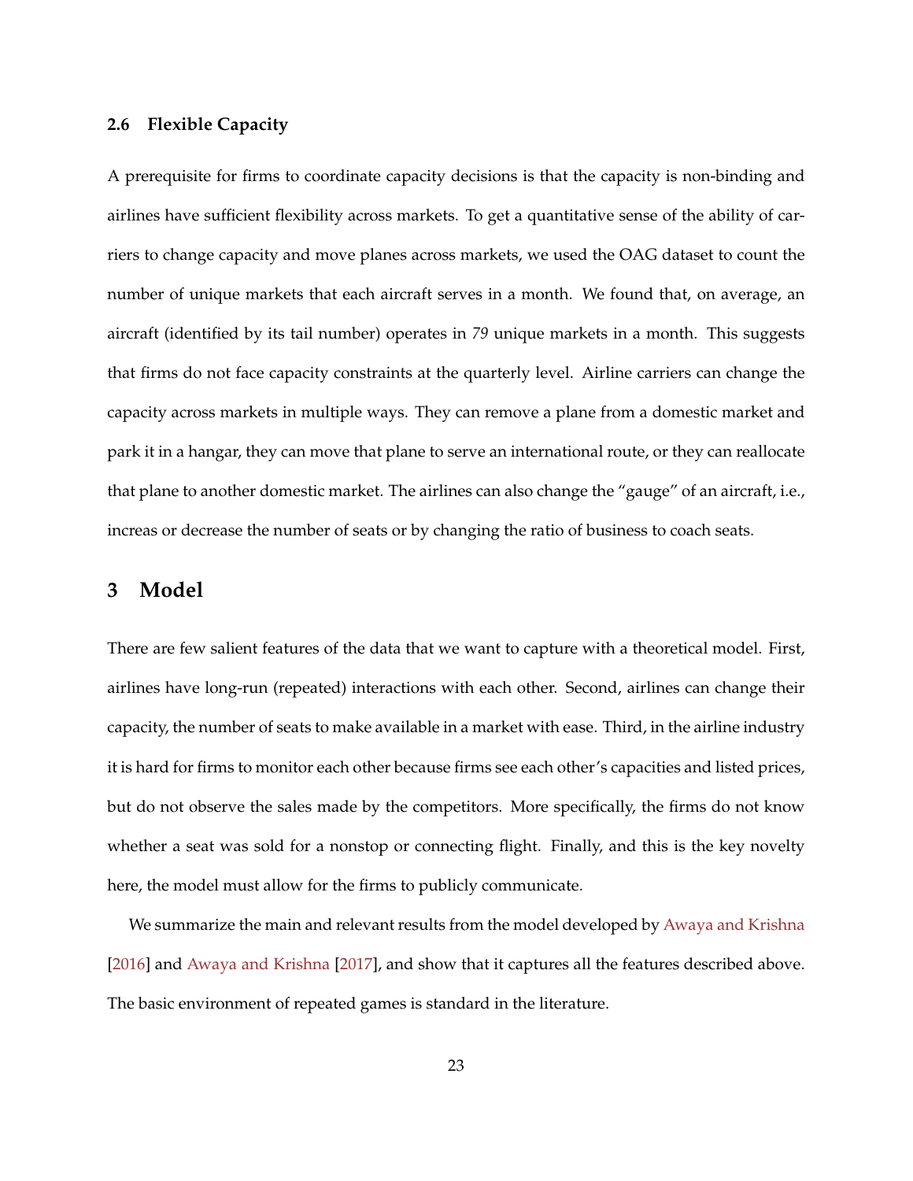### 2.6 Flexible Capacity

A prerequisite for firms to coordinate capacity decisions is that the capacity is non-binding and airlines have sufficient flexibility across markets. To get a quantitative sense of the ability of carriers to change capacity and move planes across markets, we used the OAG dataset to count the number of unique markets that each aircraft serves in a month. We found that, on average, an aircraft (identified by its tail number) operates in *79* unique markets in a month. This suggests that firms do not face capacity constraints at the quarterly level. Airline carriers can change the capacity across markets in multiple ways. They can remove a plane from a domestic market and park it in a hangar, they can move that plane to serve an international route, or they can reallocate that plane to another domestic market. The airlines can also change the "gauge" of an aircraft, i.e., increas or decrease the number of seats or by changing the ratio of business to coach seats.

## 3 Model

There are few salient features of the data that we want to capture with a theoretical model. First, airlines have long-run (repeated) interactions with each other. Second, airlines can change their capacity, the number of seats to make available in a market with ease. Third, in the airline industry it is hard for firms to monitor each other because firms see each other's capacities and listed prices, but do not observe the sales made by the competitors. More specifically, the firms do not know whether a seat was sold for a nonstop or connecting flight. Finally, and this is the key novelty here, the model must allow for the firms to publicly communicate.

We summarize the main and relevant results from the model developed by Awaya and Krishna [2016] and Awaya and Krishna [2017], and show that it captures all the features described above. The basic environment of repeated games is standard in the literature.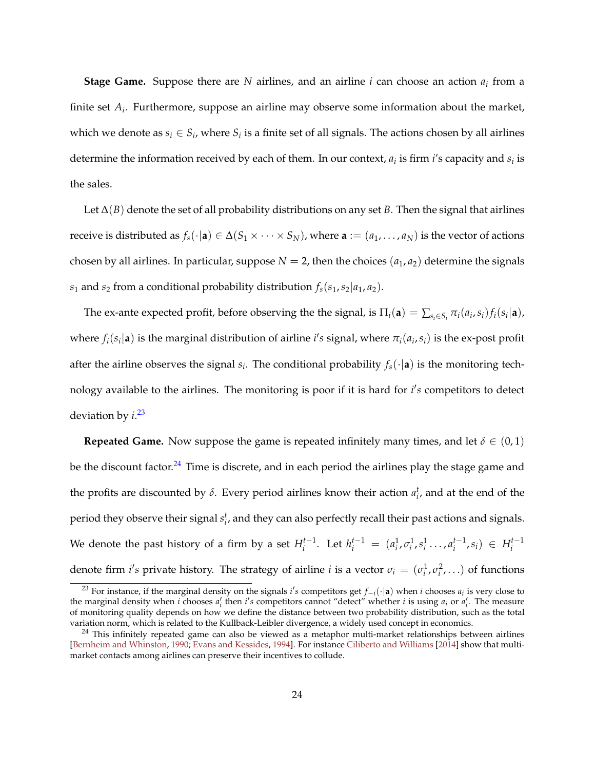**Stage Game.** Suppose there are $N$ airlines, and an airline $i$ can choose an action $a_i$ from a finite set $A_i$. Furthermore, suppose an airline may observe some information about the market, which we denote as $s_i \in S_i$, where $S_i$ is a finite set of all signals. The actions chosen by all airlines determine the information received by each of them. In our context, $a_i$ is firm $i$'s capacity and $s_i$ is the sales.

Let $\Delta(B)$ denote the set of all probability distributions on any set $B$. Then the signal that airlines receive is distributed as $f_s(\cdot|\mathbf{a}) \in \Delta(S_1 \times \cdots \times S_N)$, where $\mathbf{a} := (a_1, \ldots, a_N)$ is the vector of actions chosen by all airlines. In particular, suppose $N = 2$, then the choices $(a_1, a_2)$ determine the signals $s_1$ and $s_2$ from a conditional probability distribution $f_s(s_1, s_2|a_1, a_2)$.

The ex-ante expected profit, before observing the the signal, is $\Pi_i(\mathbf{a}) = \sum_{s_i \in S_i} \pi_i(a_i, s_i) f_i(s_i|\mathbf{a})$, where $f_i(s_i|\mathbf{a})$ is the marginal distribution of airline $i's$ signal, where $\pi_i(a_i, s_i)$ is the ex-post profit after the airline observes the signal $s_i$. The conditional probability $f_s(\cdot|\mathbf{a})$ is the monitoring technology available to the airlines. The monitoring is poor if it is hard for $i's$ competitors to detect deviation by $i$.[23]

**Repeated Game.** Now suppose the game is repeated infinitely many times, and let $\delta \in (0, 1)$ be the discount factor.[24] Time is discrete, and in each period the airlines play the stage game and the profits are discounted by $\delta$. Every period airlines know their action $a_i^t$, and at the end of the period they observe their signal $s_i^t$, and they can also perfectly recall their past actions and signals. We denote the past history of a firm by a set $H_i^{t-1}$. Let $h_i^{t-1} = (a_i^1, \sigma_i^1, s_i^1 \ldots, a_i^{t-1}, s_i) \in H_i^{t-1}$ denote firm $i's$ private history. The strategy of airline $i$ is a vector $\sigma_i = (\sigma_i^1, \sigma_i^2, \ldots)$ of functions

[23] For instance, if the marginal density on the signals $i's$ competitors get $f_{-i}(\cdot|\mathbf{a})$ when $i$ chooses $a_i$ is very close to the marginal density when $i$ chooses $a_i'$ then $i's$ competitors cannot "detect" whether $i$ is using $a_i$ or $a_i'$. The measure of monitoring quality depends on how we define the distance between two probability distribution, such as the total variation norm, which is related to the Kullback-Leibler divergence, a widely used concept in economics.

[24] This infinitely repeated game can also be viewed as a metaphor multi-market relationships between airlines [Bernheim and Whinston, 1990; Evans and Kessides, 1994]. For instance Ciliberto and Williams [2014] show that multi-market contacts among airlines can preserve their incentives to collude.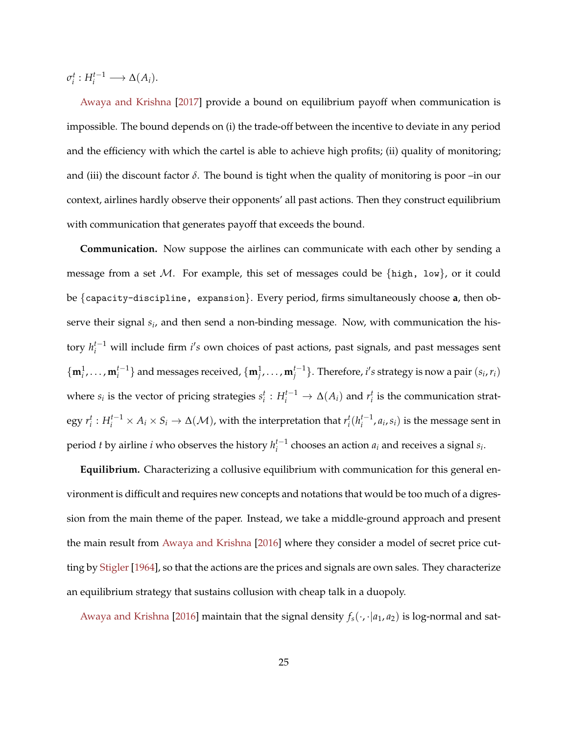$\sigma_i^t : H_i^{t-1} \longrightarrow \Delta(A_i)$.

Awaya and Krishna [2017] provide a bound on equilibrium payoff when communication is impossible. The bound depends on (i) the trade-off between the incentive to deviate in any period and the efficiency with which the cartel is able to achieve high profits; (ii) quality of monitoring; and (iii) the discount factor $\delta$. The bound is tight when the quality of monitoring is poor –in our context, airlines hardly observe their opponents' all past actions. Then they construct equilibrium with communication that generates payoff that exceeds the bound.

**Communication.** Now suppose the airlines can communicate with each other by sending a message from a set $\mathcal{M}$. For example, this set of messages could be {`high, low`}, or it could be {`capacity-discipline, expansion`}. Every period, firms simultaneously choose $\mathbf{a}$, then observe their signal $s_i$, and then send a non-binding message. Now, with communication the history $h_i^{t-1}$ will include firm $i's$ own choices of past actions, past signals, and past messages sent $\{\mathbf{m}_i^1, \ldots, \mathbf{m}_i^{t-1}\}$ and messages received, $\{\mathbf{m}_j^1, \ldots, \mathbf{m}_j^{t-1}\}$. Therefore, $i's$ strategy is now a pair $(s_i, r_i)$ where $s_i$ is the vector of pricing strategies $s_i^t : H_i^{t-1} \rightarrow \Delta(A_i)$ and $r_i^t$ is the communication strategy $r_i^t : H_i^{t-1} \times A_i \times S_i \rightarrow \Delta(\mathcal{M})$, with the interpretation that $r_i^t(h_i^{t-1}, a_i, s_i)$ is the message sent in period $t$ by airline $i$ who observes the history $h_i^{t-1}$ chooses an action $a_i$ and receives a signal $s_i$.

**Equilibrium.** Characterizing a collusive equilibrium with communication for this general environment is difficult and requires new concepts and notations that would be too much of a digression from the main theme of the paper. Instead, we take a middle-ground approach and present the main result from Awaya and Krishna [2016] where they consider a model of secret price cutting by Stigler [1964], so that the actions are the prices and signals are own sales. They characterize an equilibrium strategy that sustains collusion with cheap talk in a duopoly.

Awaya and Krishna [2016] maintain that the signal density $f_s(\cdot, \cdot | a_1, a_2)$ is log-normal and sat-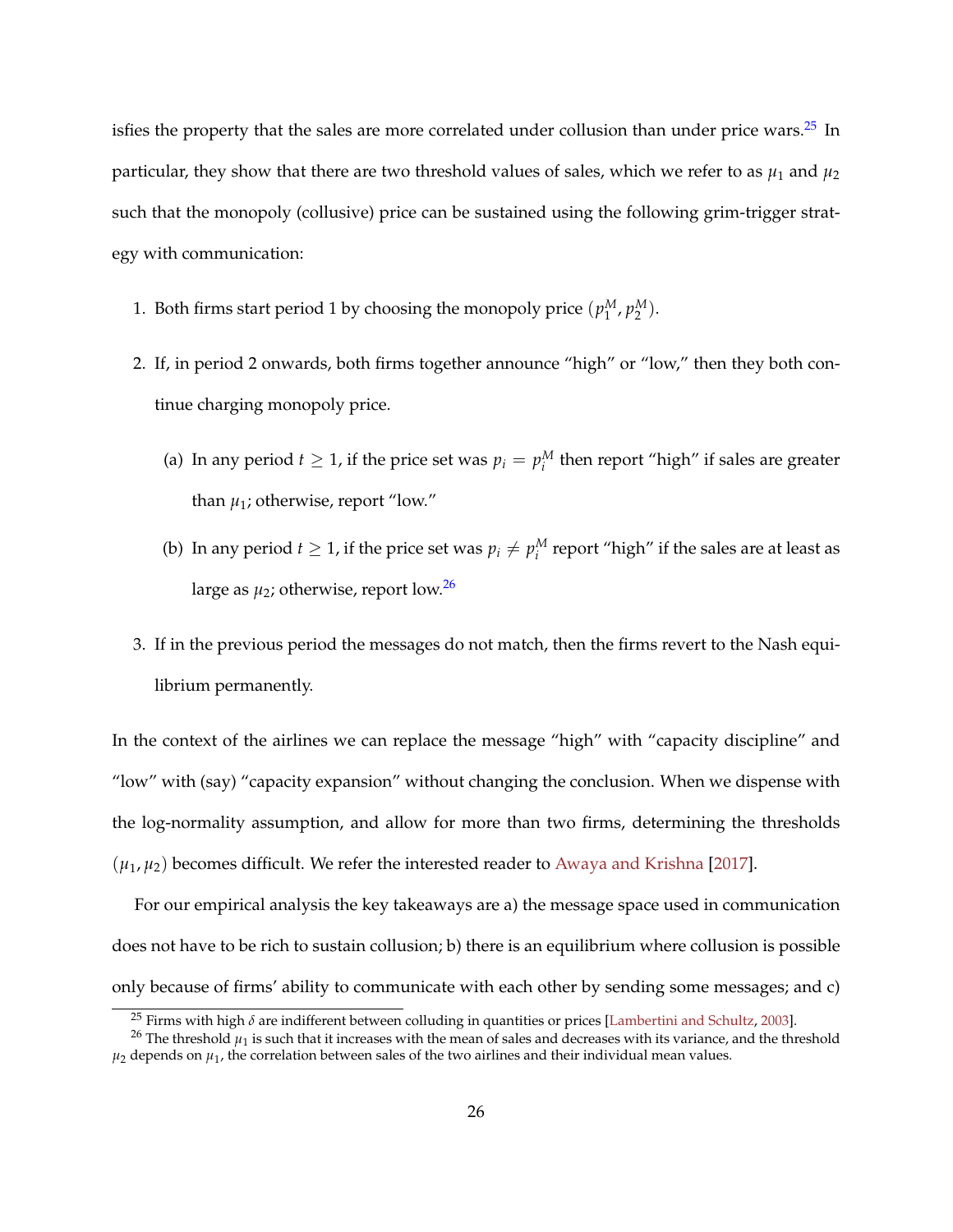isfies the property that the sales are more correlated under collusion than under price wars.[25] In particular, they show that there are two threshold values of sales, which we refer to as $\mu_1$ and $\mu_2$ such that the monopoly (collusive) price can be sustained using the following grim-trigger strategy with communication:

1. Both firms start period 1 by choosing the monopoly price $(p_1^M, p_2^M)$.
2. If, in period 2 onwards, both firms together announce "high" or "low," then they both continue charging monopoly price.
   (a) In any period $t \geq 1$, if the price set was $p_i = p_i^M$ then report "high" if sales are greater than $\mu_1$; otherwise, report "low."
   (b) In any period $t \geq 1$, if the price set was $p_i \neq p_i^M$ report "high" if the sales are at least as large as $\mu_2$; otherwise, report low.[26]
3. If in the previous period the messages do not match, then the firms revert to the Nash equilibrium permanently.

In the context of the airlines we can replace the message "high" with "capacity discipline" and "low" with (say) "capacity expansion" without changing the conclusion. When we dispense with the log-normality assumption, and allow for more than two firms, determining the thresholds $(\mu_1, \mu_2)$ becomes difficult. We refer the interested reader to Awaya and Krishna [2017].

For our empirical analysis the key takeaways are a) the message space used in communication does not have to be rich to sustain collusion; b) there is an equilibrium where collusion is possible only because of firms' ability to communicate with each other by sending some messages; and c)

[25] Firms with high $\delta$ are indifferent between colluding in quantities or prices [Lambertini and Schultz, 2003].

[26] The threshold $\mu_1$ is such that it increases with the mean of sales and decreases with its variance, and the threshold $\mu_2$ depends on $\mu_1$, the correlation between sales of the two airlines and their individual mean values.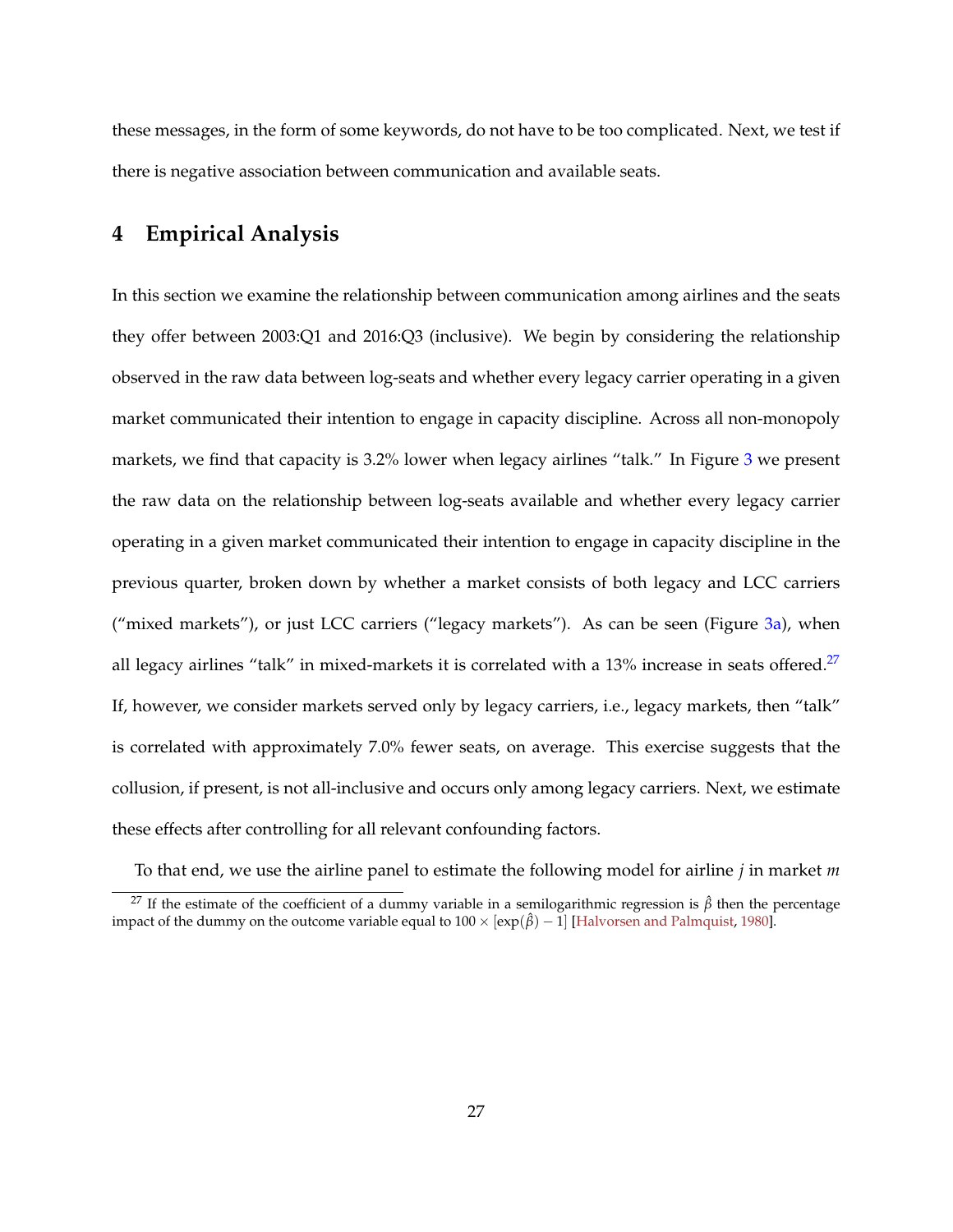these messages, in the form of some keywords, do not have to be too complicated. Next, we test if there is negative association between communication and available seats.

# 4 Empirical Analysis

In this section we examine the relationship between communication among airlines and the seats they offer between 2003:Q1 and 2016:Q3 (inclusive). We begin by considering the relationship observed in the raw data between log-seats and whether every legacy carrier operating in a given market communicated their intention to engage in capacity discipline. Across all non-monopoly markets, we find that capacity is 3.2% lower when legacy airlines "talk." In Figure 3 we present the raw data on the relationship between log-seats available and whether every legacy carrier operating in a given market communicated their intention to engage in capacity discipline in the previous quarter, broken down by whether a market consists of both legacy and LCC carriers ("mixed markets"), or just LCC carriers ("legacy markets"). As can be seen (Figure 3a), when all legacy airlines "talk" in mixed-markets it is correlated with a 13% increase in seats offered.[27] If, however, we consider markets served only by legacy carriers, i.e., legacy markets, then "talk" is correlated with approximately 7.0% fewer seats, on average. This exercise suggests that the collusion, if present, is not all-inclusive and occurs only among legacy carriers. Next, we estimate these effects after controlling for all relevant confounding factors.

To that end, we use the airline panel to estimate the following model for airline $j$ in market $m$

[27] If the estimate of the coefficient of a dummy variable in a semilogarithmic regression is $\hat{\beta}$ then the percentage impact of the dummy on the outcome variable equal to $100 \times [\exp(\hat{\beta}) - 1]$ [Halvorsen and Palmquist, 1980].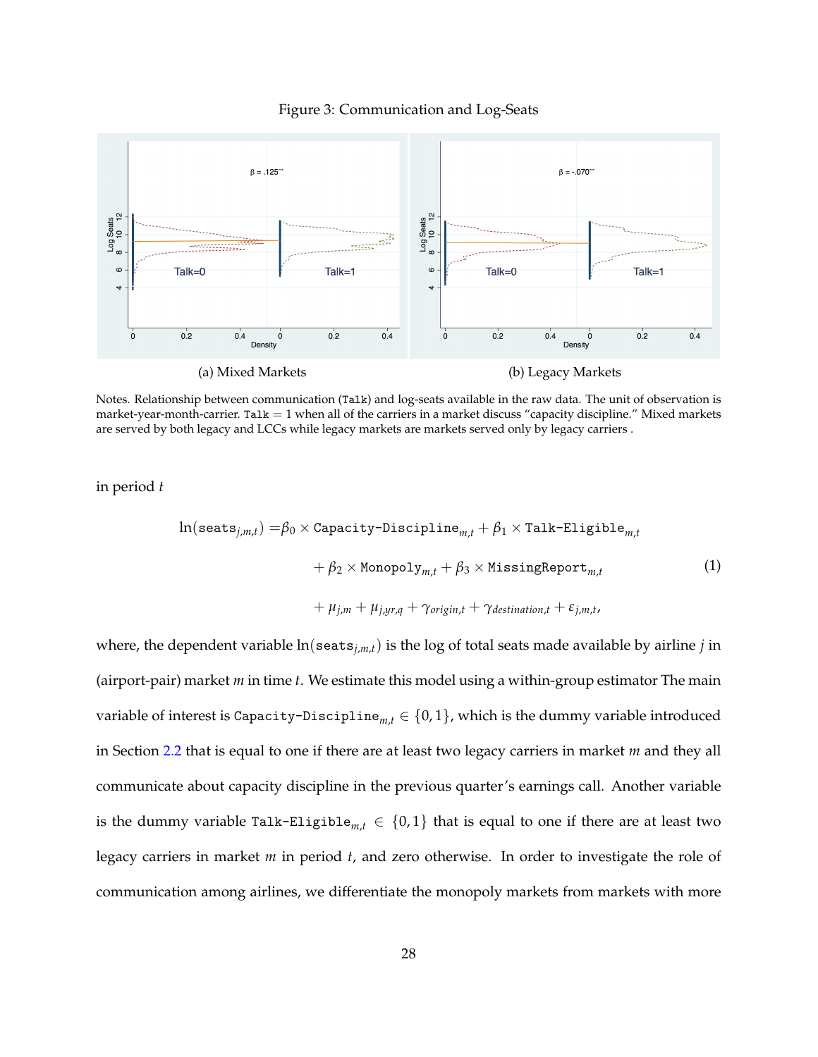Figure 3: Communication and Log-Seats

(a) Mixed Markets

(b) Legacy Markets

Notes. Relationship between communication (Talk) and log-seats available in the raw data. The unit of observation is market-year-month-carrier. Talk = 1 when all of the carriers in a market discuss "capacity discipline." Mixed markets are served by both legacy and LCCs while legacy markets are markets served only by legacy carriers .

in period $t$

$$
\begin{aligned}
\ln(\texttt{seats}_{j,m,t}) = & \beta_0 \times \texttt{Capacity-Discipline}_{m,t} + \beta_1 \times \texttt{Talk-Eligible}_{m,t} \\
& + \beta_2 \times \texttt{Monopoly}_{m,t} + \beta_3 \times \texttt{MissingReport}_{m,t} \\
& + \mu_{j,m} + \mu_{j,yr,q} + \gamma_{origin,t} + \gamma_{destination,t} + \varepsilon_{j,m,t},
\end{aligned} \tag{1}
$$

where, the dependent variable $\ln(\texttt{seats}_{j,m,t})$ is the log of total seats made available by airline $j$ in (airport-pair) market $m$ in time $t$. We estimate this model using a within-group estimator The main variable of interest is $\texttt{Capacity-Discipline}_{m,t} \in \{0,1\}$, which is the dummy variable introduced in Section 2.2 that is equal to one if there are at least two legacy carriers in market $m$ and they all communicate about capacity discipline in the previous quarter's earnings call. Another variable is the dummy variable $\texttt{Talk-Eligible}_{m,t} \in \{0,1\}$ that is equal to one if there are at least two legacy carriers in market $m$ in period $t$, and zero otherwise. In order to investigate the role of communication among airlines, we differentiate the monopoly markets from markets with more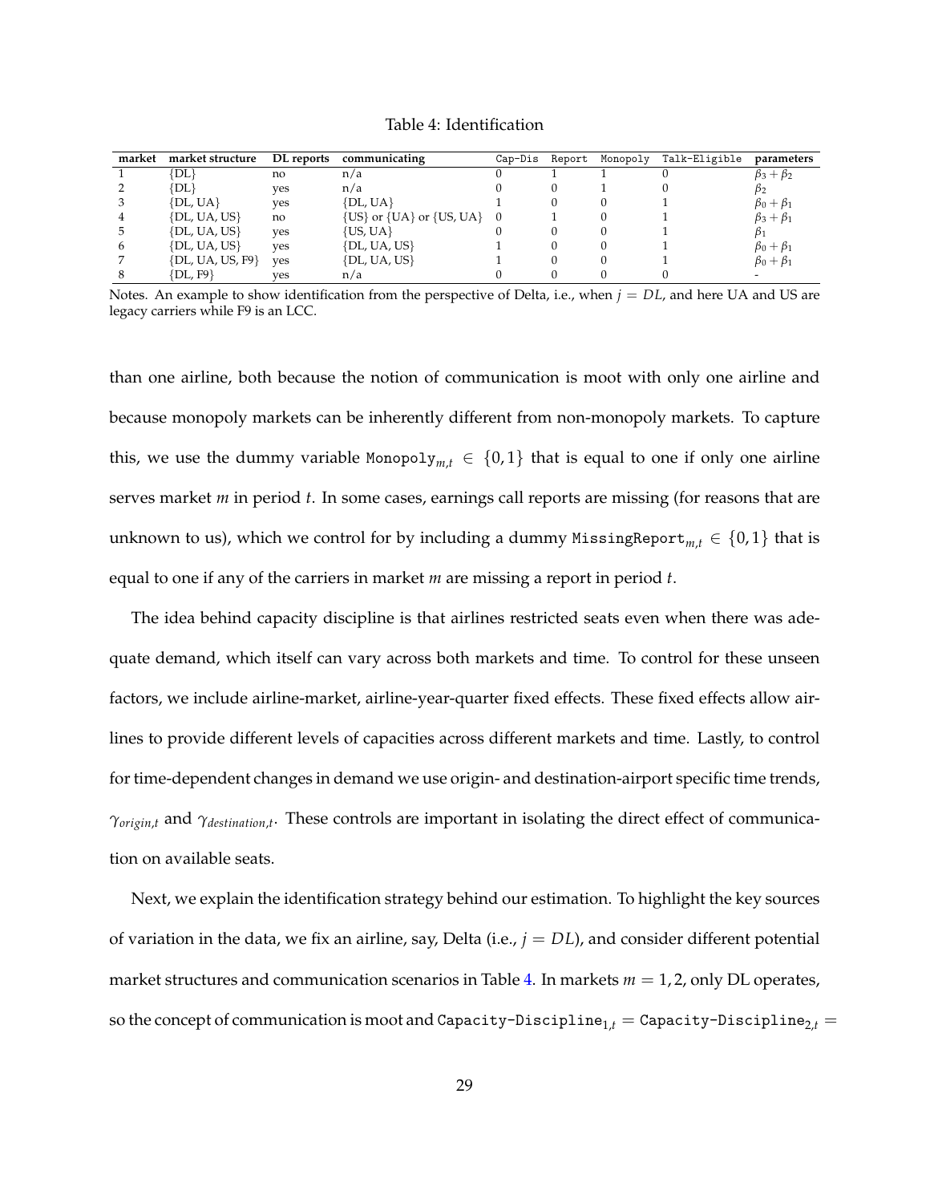Table 4: Identification

| market | market structure | DL reports | communicating | Cap-Dis | Report | Monopoly | Talk-Eligible | parameters |
|---|---|---|---|---|---|---|---|---|
| 1 | {DL} | no | n/a | 0 | 1 | 1 | 0 | $\beta_3 + \beta_2$ |
| 2 | {DL} | yes | n/a | 0 | 0 | 1 | 0 | $\beta_2$ |
| 3 | {DL, UA} | yes | {DL, UA} | 1 | 0 | 0 | 1 | $\beta_0 + \beta_1$ |
| 4 | {DL, UA, US} | no | {US} or {UA} or {US, UA} | 0 | 1 | 0 | 1 | $\beta_3 + \beta_1$ |
| 5 | {DL, UA, US} | yes | {US, UA} | 0 | 0 | 0 | 1 | $\beta_1$ |
| 6 | {DL, UA, US} | yes | {DL, UA, US} | 1 | 0 | 0 | 1 | $\beta_0 + \beta_1$ |
| 7 | {DL, UA, US, F9} | yes | {DL, UA, US} | 1 | 0 | 0 | 1 | $\beta_0 + \beta_1$ |
| 8 | {DL, F9} | yes | n/a | 0 | 0 | 0 | 0 | - |

Notes. An example to show identification from the perspective of Delta, i.e., when $j = DL$, and here UA and US are legacy carriers while F9 is an LCC.

than one airline, both because the notion of communication is moot with only one airline and because monopoly markets can be inherently different from non-monopoly markets. To capture this, we use the dummy variable $\texttt{Monopoly}_{m,t} \in \{0, 1\}$ that is equal to one if only one airline serves market $m$ in period $t$. In some cases, earnings call reports are missing (for reasons that are unknown to us), which we control for by including a dummy $\texttt{MissingReport}_{m,t} \in \{0, 1\}$ that is equal to one if any of the carriers in market $m$ are missing a report in period $t$.

The idea behind capacity discipline is that airlines restricted seats even when there was adequate demand, which itself can vary across both markets and time. To control for these unseen factors, we include airline-market, airline-year-quarter fixed effects. These fixed effects allow airlines to provide different levels of capacities across different markets and time. Lastly, to control for time-dependent changes in demand we use origin- and destination-airport specific time trends, $\gamma_{origin,t}$ and $\gamma_{destination,t}$. These controls are important in isolating the direct effect of communication on available seats.

Next, we explain the identification strategy behind our estimation. To highlight the key sources of variation in the data, we fix an airline, say, Delta (i.e., $j = DL$), and consider different potential market structures and communication scenarios in Table 4. In markets $m = 1, 2$, only DL operates, so the concept of communication is moot and $\texttt{Capacity-Discipline}_{1,t} = \texttt{Capacity-Discipline}_{2,t} =$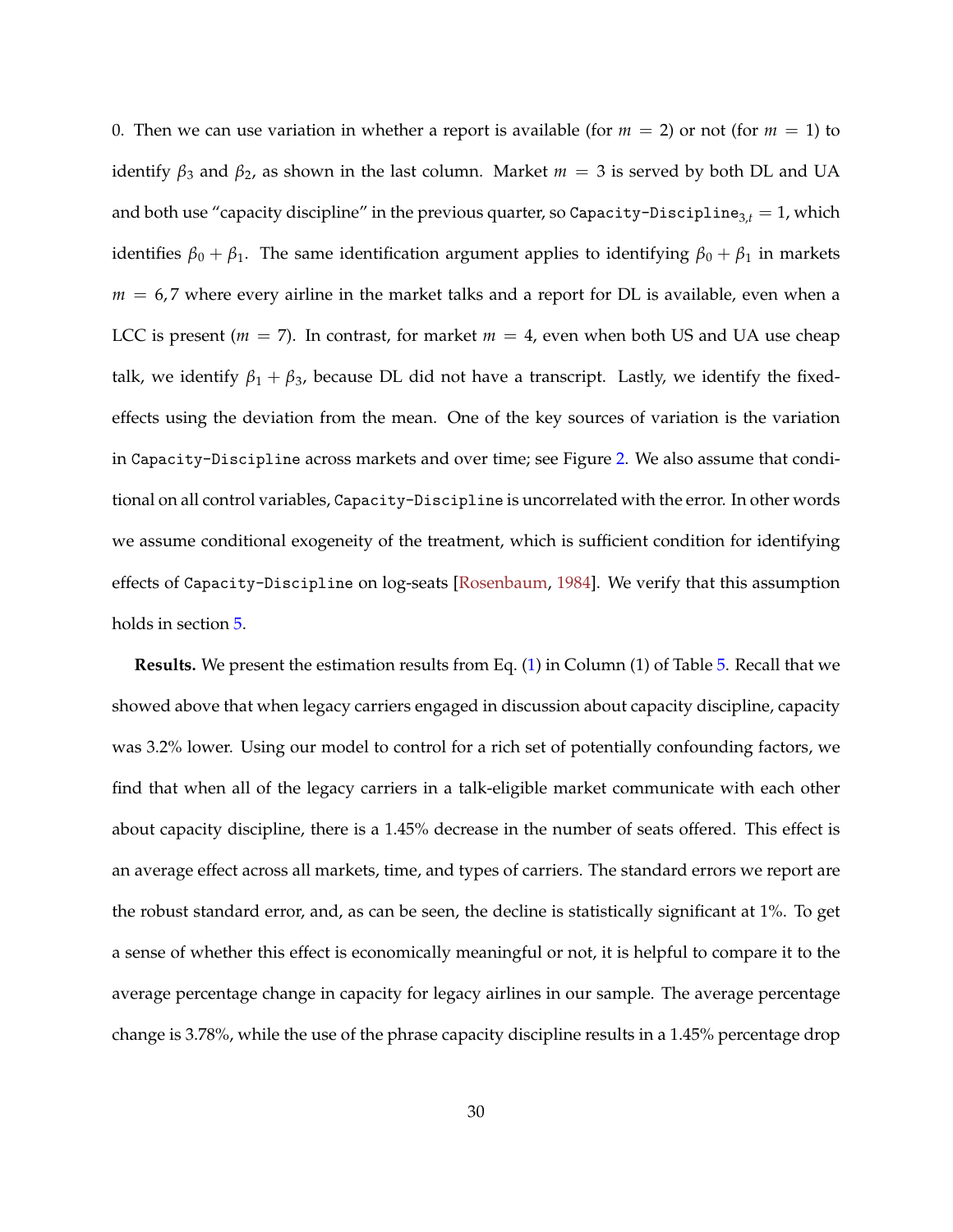0. Then we can use variation in whether a report is available (for $m = 2$) or not (for $m = 1$) to identify $\beta_3$ and $\beta_2$, as shown in the last column. Market $m = 3$ is served by both DL and UA and both use "capacity discipline" in the previous quarter, so $\texttt{Capacity-Discipline}_{3,t} = 1$, which identifies $\beta_0 + \beta_1$. The same identification argument applies to identifying $\beta_0 + \beta_1$ in markets $m = 6, 7$ where every airline in the market talks and a report for DL is available, even when a LCC is present ($m = 7$). In contrast, for market $m = 4$, even when both US and UA use cheap talk, we identify $\beta_1 + \beta_3$, because DL did not have a transcript. Lastly, we identify the fixed-effects using the deviation from the mean. One of the key sources of variation is the variation in `Capacity-Discipline` across markets and over time; see Figure 2. We also assume that conditional on all control variables, `Capacity-Discipline` is uncorrelated with the error. In other words we assume conditional exogeneity of the treatment, which is sufficient condition for identifying effects of `Capacity-Discipline` on log-seats [Rosenbaum, 1984]. We verify that this assumption holds in section 5.

**Results.** We present the estimation results from Eq. (1) in Column (1) of Table 5. Recall that we showed above that when legacy carriers engaged in discussion about capacity discipline, capacity was 3.2% lower. Using our model to control for a rich set of potentially confounding factors, we find that when all of the legacy carriers in a talk-eligible market communicate with each other about capacity discipline, there is a 1.45% decrease in the number of seats offered. This effect is an average effect across all markets, time, and types of carriers. The standard errors we report are the robust standard error, and, as can be seen, the decline is statistically significant at 1%. To get a sense of whether this effect is economically meaningful or not, it is helpful to compare it to the average percentage change in capacity for legacy airlines in our sample. The average percentage change is 3.78%, while the use of the phrase capacity discipline results in a 1.45% percentage drop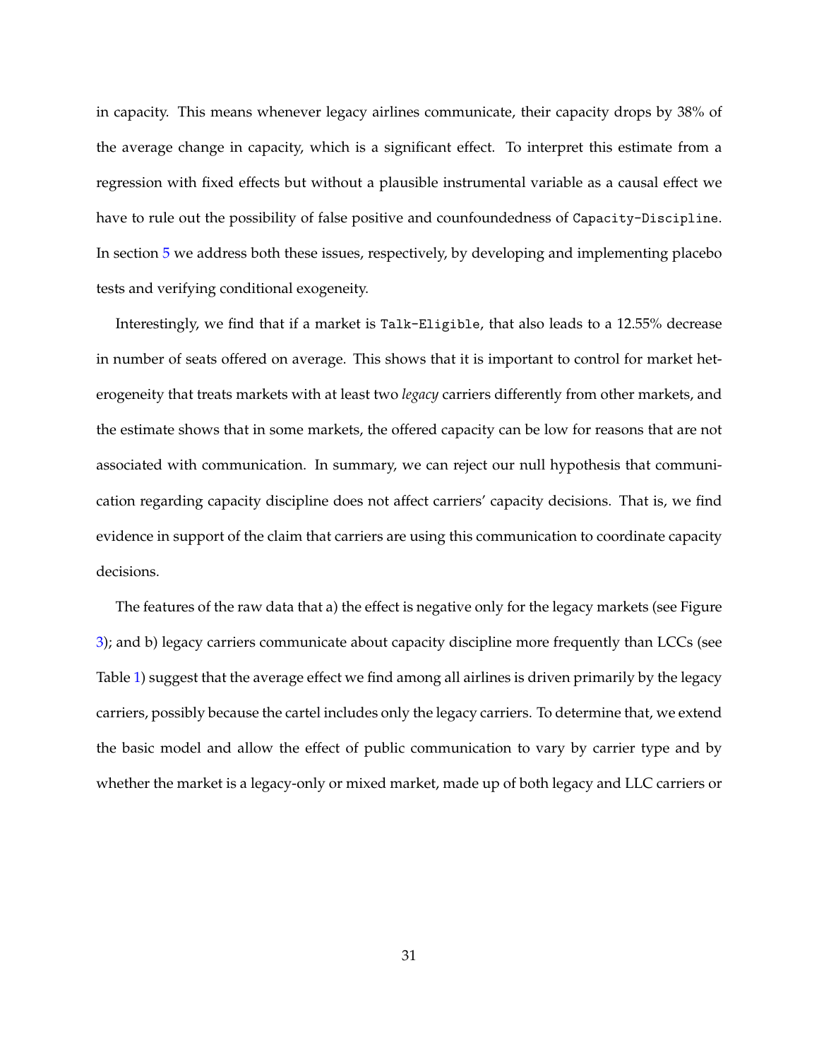in capacity. This means whenever legacy airlines communicate, their capacity drops by 38% of the average change in capacity, which is a significant effect. To interpret this estimate from a regression with fixed effects but without a plausible instrumental variable as a causal effect we have to rule out the possibility of false positive and counfoundedness of `Capacity-Discipline`. In section 5 we address both these issues, respectively, by developing and implementing placebo tests and verifying conditional exogeneity.

Interestingly, we find that if a market is `Talk-Eligible`, that also leads to a 12.55% decrease in number of seats offered on average. This shows that it is important to control for market heterogeneity that treats markets with at least two *legacy* carriers differently from other markets, and the estimate shows that in some markets, the offered capacity can be low for reasons that are not associated with communication. In summary, we can reject our null hypothesis that communication regarding capacity discipline does not affect carriers' capacity decisions. That is, we find evidence in support of the claim that carriers are using this communication to coordinate capacity decisions.

The features of the raw data that a) the effect is negative only for the legacy markets (see Figure 3); and b) legacy carriers communicate about capacity discipline more frequently than LCCs (see Table 1) suggest that the average effect we find among all airlines is driven primarily by the legacy carriers, possibly because the cartel includes only the legacy carriers. To determine that, we extend the basic model and allow the effect of public communication to vary by carrier type and by whether the market is a legacy-only or mixed market, made up of both legacy and LLC carriers or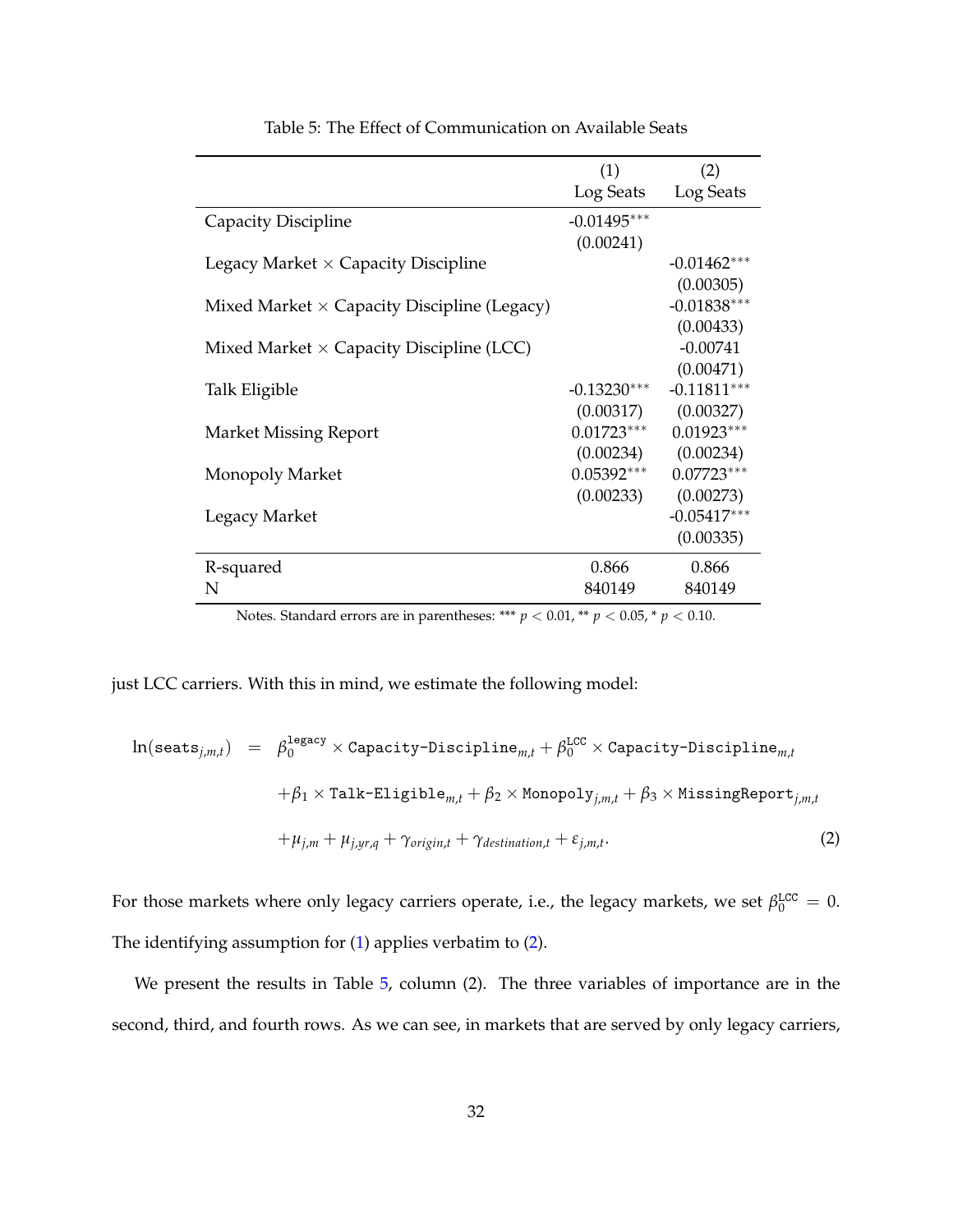Table 5: The Effect of Communication on Available Seats

| | (1) Log Seats | (2) Log Seats |
|---|---|---|
| Capacity Discipline | -0.01495*** | |
| | (0.00241) | |
| Legacy Market × Capacity Discipline | | -0.01462*** |
| | | (0.00305) |
| Mixed Market × Capacity Discipline (Legacy) | | -0.01838*** |
| | | (0.00433) |
| Mixed Market × Capacity Discipline (LCC) | | -0.00741 |
| | | (0.00471) |
| Talk Eligible | -0.13230*** | -0.11811*** |
| | (0.00317) | (0.00327) |
| Market Missing Report | 0.01723*** | 0.01923*** |
| | (0.00234) | (0.00234) |
| Monopoly Market | 0.05392*** | 0.07723*** |
| | (0.00233) | (0.00273) |
| Legacy Market | | -0.05417*** |
| | | (0.00335) |
| R-squared | 0.866 | 0.866 |
| N | 840149 | 840149 |

Notes. Standard errors are in parentheses: *** $p < 0.01$, ** $p < 0.05$, * $p < 0.10$.

just LCC carriers. With this in mind, we estimate the following model:

$$
\begin{aligned}
\ln(\texttt{seats}_{j,m,t}) \quad = \quad & \beta_0^{\texttt{legacy}} \times \texttt{Capacity-Discipline}_{m,t} + \beta_0^{\texttt{LCC}} \times \texttt{Capacity-Discipline}_{m,t} \\
& + \beta_1 \times \texttt{Talk-Eligible}_{m,t} + \beta_2 \times \texttt{Monopoly}_{j,m,t} + \beta_3 \times \texttt{MissingReport}_{j,m,t} \\
& + \mu_{j,m} + \mu_{j,yr,q} + \gamma_{origin,t} + \gamma_{destination,t} + \varepsilon_{j,m,t}. \qquad (2)
\end{aligned}
$$

For those markets where only legacy carriers operate, i.e., the legacy markets, we set $\beta_0^{\texttt{LCC}} = 0$. The identifying assumption for (1) applies verbatim to (2).

We present the results in Table 5, column (2). The three variables of importance are in the second, third, and fourth rows. As we can see, in markets that are served by only legacy carriers,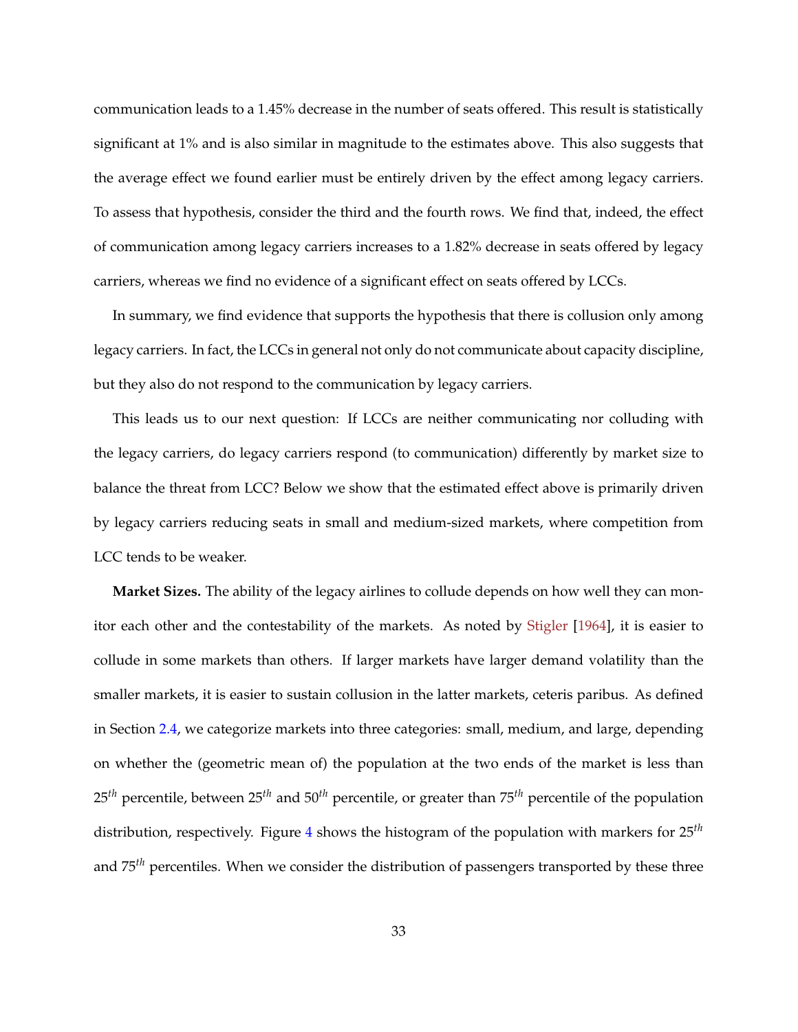communication leads to a 1.45% decrease in the number of seats offered. This result is statistically significant at 1% and is also similar in magnitude to the estimates above. This also suggests that the average effect we found earlier must be entirely driven by the effect among legacy carriers. To assess that hypothesis, consider the third and the fourth rows. We find that, indeed, the effect of communication among legacy carriers increases to a 1.82% decrease in seats offered by legacy carriers, whereas we find no evidence of a significant effect on seats offered by LCCs.

In summary, we find evidence that supports the hypothesis that there is collusion only among legacy carriers. In fact, the LCCs in general not only do not communicate about capacity discipline, but they also do not respond to the communication by legacy carriers.

This leads us to our next question: If LCCs are neither communicating nor colluding with the legacy carriers, do legacy carriers respond (to communication) differently by market size to balance the threat from LCC? Below we show that the estimated effect above is primarily driven by legacy carriers reducing seats in small and medium-sized markets, where competition from LCC tends to be weaker.

**Market Sizes.** The ability of the legacy airlines to collude depends on how well they can monitor each other and the contestability of the markets. As noted by Stigler [1964], it is easier to collude in some markets than others. If larger markets have larger demand volatility than the smaller markets, it is easier to sustain collusion in the latter markets, ceteris paribus. As defined in Section 2.4, we categorize markets into three categories: small, medium, and large, depending on whether the (geometric mean of) the population at the two ends of the market is less than $25^{th}$ percentile, between $25^{th}$ and $50^{th}$ percentile, or greater than $75^{th}$ percentile of the population distribution, respectively. Figure 4 shows the histogram of the population with markers for $25^{th}$ and $75^{th}$ percentiles. When we consider the distribution of passengers transported by these three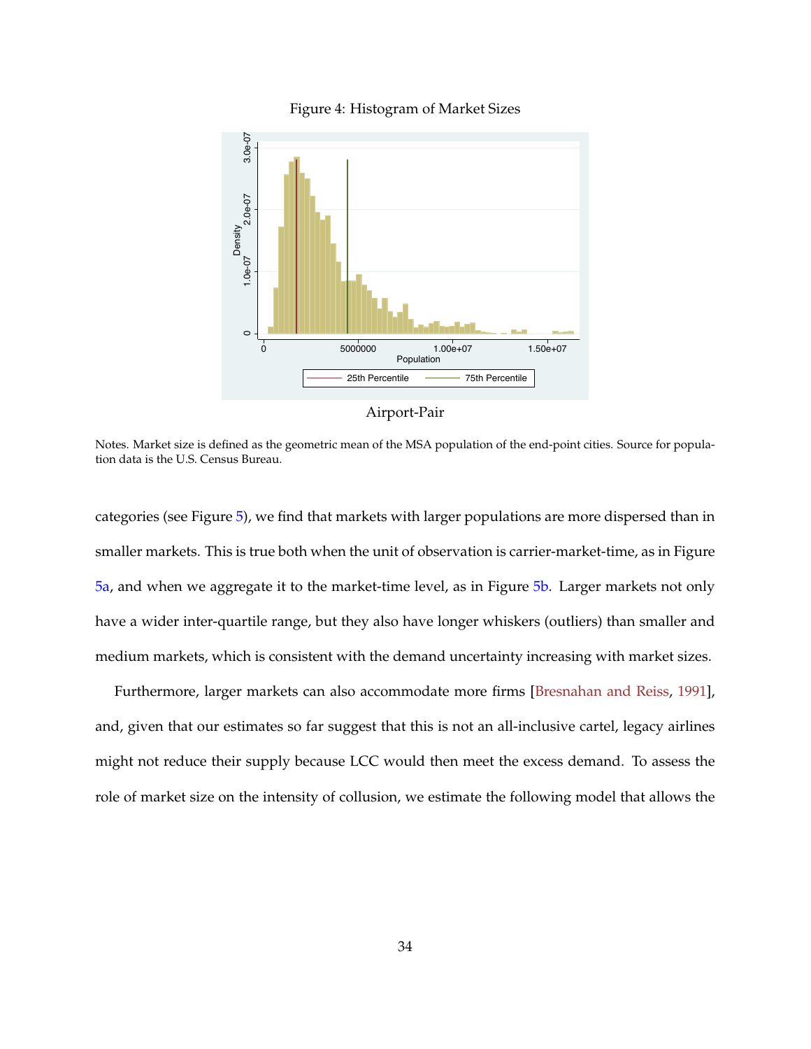Figure 4: Histogram of Market Sizes

Airport-Pair

Notes. Market size is defined as the geometric mean of the MSA population of the end-point cities. Source for population data is the U.S. Census Bureau.

categories (see Figure 5), we find that markets with larger populations are more dispersed than in smaller markets. This is true both when the unit of observation is carrier-market-time, as in Figure 5a, and when we aggregate it to the market-time level, as in Figure 5b. Larger markets not only have a wider inter-quartile range, but they also have longer whiskers (outliers) than smaller and medium markets, which is consistent with the demand uncertainty increasing with market sizes.

Furthermore, larger markets can also accommodate more firms [Bresnahan and Reiss, 1991], and, given that our estimates so far suggest that this is not an all-inclusive cartel, legacy airlines might not reduce their supply because LCC would then meet the excess demand. To assess the role of market size on the intensity of collusion, we estimate the following model that allows the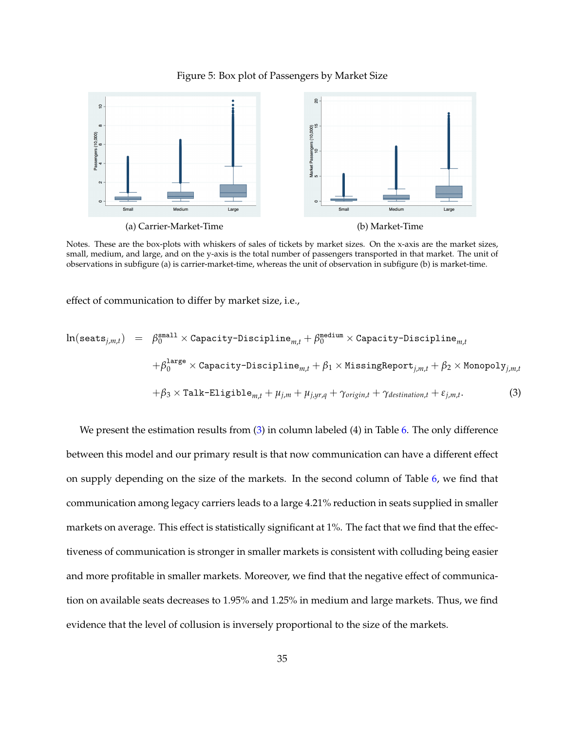Figure 5: Box plot of Passengers by Market Size

(a) Carrier-Market-Time

(b) Market-Time

Notes. These are the box-plots with whiskers of sales of tickets by market sizes. On the x-axis are the market sizes, small, medium, and large, and on the y-axis is the total number of passengers transported in that market. The unit of observations in subfigure (a) is carrier-market-time, whereas the unit of observation in subfigure (b) is market-time.

effect of communication to differ by market size, i.e.,

$$
\begin{aligned}
\ln(\texttt{seats}_{j,m,t}) \quad = \quad & \beta_0^{\texttt{small}} \times \texttt{Capacity-Discipline}_{m,t} + \beta_0^{\texttt{medium}} \times \texttt{Capacity-Discipline}_{m,t} \\
& + \beta_0^{\texttt{large}} \times \texttt{Capacity-Discipline}_{m,t} + \beta_1 \times \texttt{MissingReport}_{j,m,t} + \beta_2 \times \texttt{Monopoly}_{j,m,t} \\
& + \beta_3 \times \texttt{Talk-Eligible}_{m,t} + \mu_{j,m} + \mu_{j,yr,q} + \gamma_{origin,t} + \gamma_{destination,t} + \varepsilon_{j,m,t}. \qquad (3)
\end{aligned}
$$

We present the estimation results from (3) in column labeled (4) in Table 6. The only difference between this model and our primary result is that now communication can have a different effect on supply depending on the size of the markets. In the second column of Table 6, we find that communication among legacy carriers leads to a large 4.21% reduction in seats supplied in smaller markets on average. This effect is statistically significant at 1%. The fact that we find that the effectiveness of communication is stronger in smaller markets is consistent with colluding being easier and more profitable in smaller markets. Moreover, we find that the negative effect of communication on available seats decreases to 1.95% and 1.25% in medium and large markets. Thus, we find evidence that the level of collusion is inversely proportional to the size of the markets.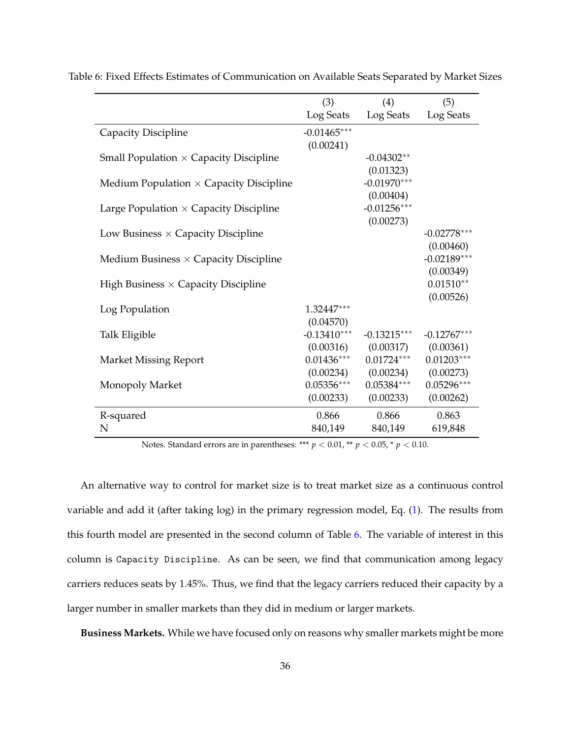Table 6: Fixed Effects Estimates of Communication on Available Seats Separated by Market Sizes

| | (3)<br>Log Seats | (4)<br>Log Seats | (5)<br>Log Seats |
|---|---|---|---|
| Capacity Discipline | -0.01465*** | | |
| | (0.00241) | | |
| Small Population × Capacity Discipline | | -0.04302** | |
| | | (0.01323) | |
| Medium Population × Capacity Discipline | | -0.01970*** | |
| | | (0.00404) | |
| Large Population × Capacity Discipline | | -0.01256*** | |
| | | (0.00273) | |
| Low Business × Capacity Discipline | | | -0.02778*** |
| | | | (0.00460) |
| Medium Business × Capacity Discipline | | | -0.02189*** |
| | | | (0.00349) |
| High Business × Capacity Discipline | | | 0.01510** |
| | | | (0.00526) |
| Log Population | 1.32447*** | | |
| | (0.04570) | | |
| Talk Eligible | -0.13410*** | -0.13215*** | -0.12767*** |
| | (0.00316) | (0.00317) | (0.00361) |
| Market Missing Report | 0.01436*** | 0.01724*** | 0.01203*** |
| | (0.00234) | (0.00234) | (0.00273) |
| Monopoly Market | 0.05356*** | 0.05384*** | 0.05296*** |
| | (0.00233) | (0.00233) | (0.00262) |
| R-squared | 0.866 | 0.866 | 0.863 |
| N | 840,149 | 840,149 | 619,848 |

Notes. Standard errors are in parentheses: *** $p < 0.01$, ** $p < 0.05$, * $p < 0.10$.

An alternative way to control for market size is to treat market size as a continuous control variable and add it (after taking log) in the primary regression model, Eq. (1). The results from this fourth model are presented in the second column of Table 6. The variable of interest in this column is `Capacity Discipline`. As can be seen, we find that communication among legacy carriers reduces seats by 1.45%. Thus, we find that the legacy carriers reduced their capacity by a larger number in smaller markets than they did in medium or larger markets.

**Business Markets.** While we have focused only on reasons why smaller markets might be more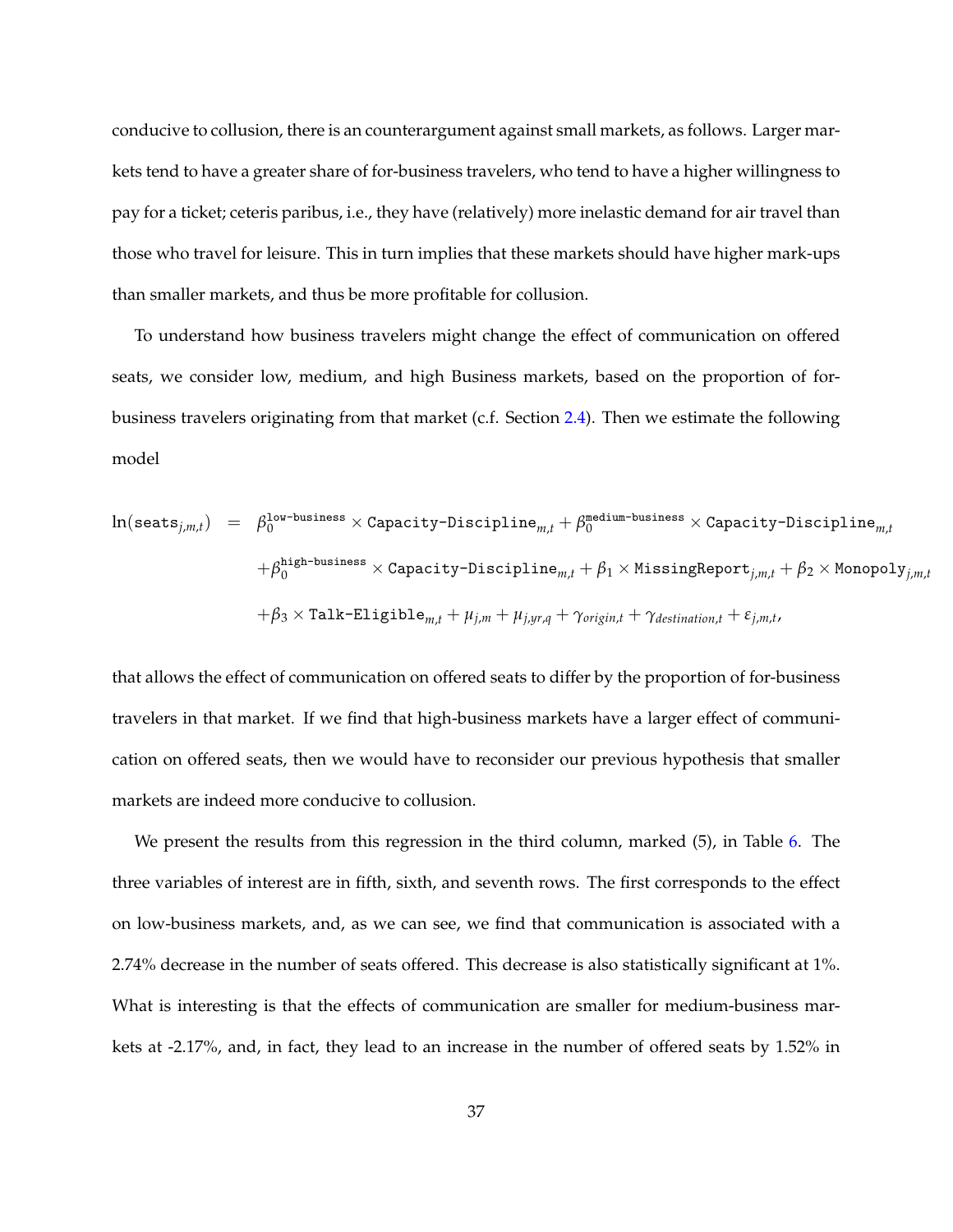conducive to collusion, there is an counterargument against small markets, as follows. Larger markets tend to have a greater share of for-business travelers, who tend to have a higher willingness to pay for a ticket; ceteris paribus, i.e., they have (relatively) more inelastic demand for air travel than those who travel for leisure. This in turn implies that these markets should have higher mark-ups than smaller markets, and thus be more profitable for collusion.

To understand how business travelers might change the effect of communication on offered seats, we consider low, medium, and high Business markets, based on the proportion of for-business travelers originating from that market (c.f. Section 2.4). Then we estimate the following model

$$
\begin{aligned}
\ln(\texttt{seats}_{j,m,t}) \;=\; & \beta_0^{\texttt{low-business}} \times \texttt{Capacity-Discipline}_{m,t} + \beta_0^{\texttt{medium-business}} \times \texttt{Capacity-Discipline}_{m,t} \\
& + \beta_0^{\texttt{high-business}} \times \texttt{Capacity-Discipline}_{m,t} + \beta_1 \times \texttt{MissingReport}_{j,m,t} + \beta_2 \times \texttt{Monopoly}_{j,m,t} \\
& + \beta_3 \times \texttt{Talk-Eligible}_{m,t} + \mu_{j,m} + \mu_{j,yr,q} + \gamma_{origin,t} + \gamma_{destination,t} + \varepsilon_{j,m,t},
\end{aligned}
$$

that allows the effect of communication on offered seats to differ by the proportion of for-business travelers in that market. If we find that high-business markets have a larger effect of communication on offered seats, then we would have to reconsider our previous hypothesis that smaller markets are indeed more conducive to collusion.

We present the results from this regression in the third column, marked (5), in Table 6. The three variables of interest are in fifth, sixth, and seventh rows. The first corresponds to the effect on low-business markets, and, as we can see, we find that communication is associated with a 2.74% decrease in the number of seats offered. This decrease is also statistically significant at 1%. What is interesting is that the effects of communication are smaller for medium-business markets at -2.17%, and, in fact, they lead to an increase in the number of offered seats by 1.52% in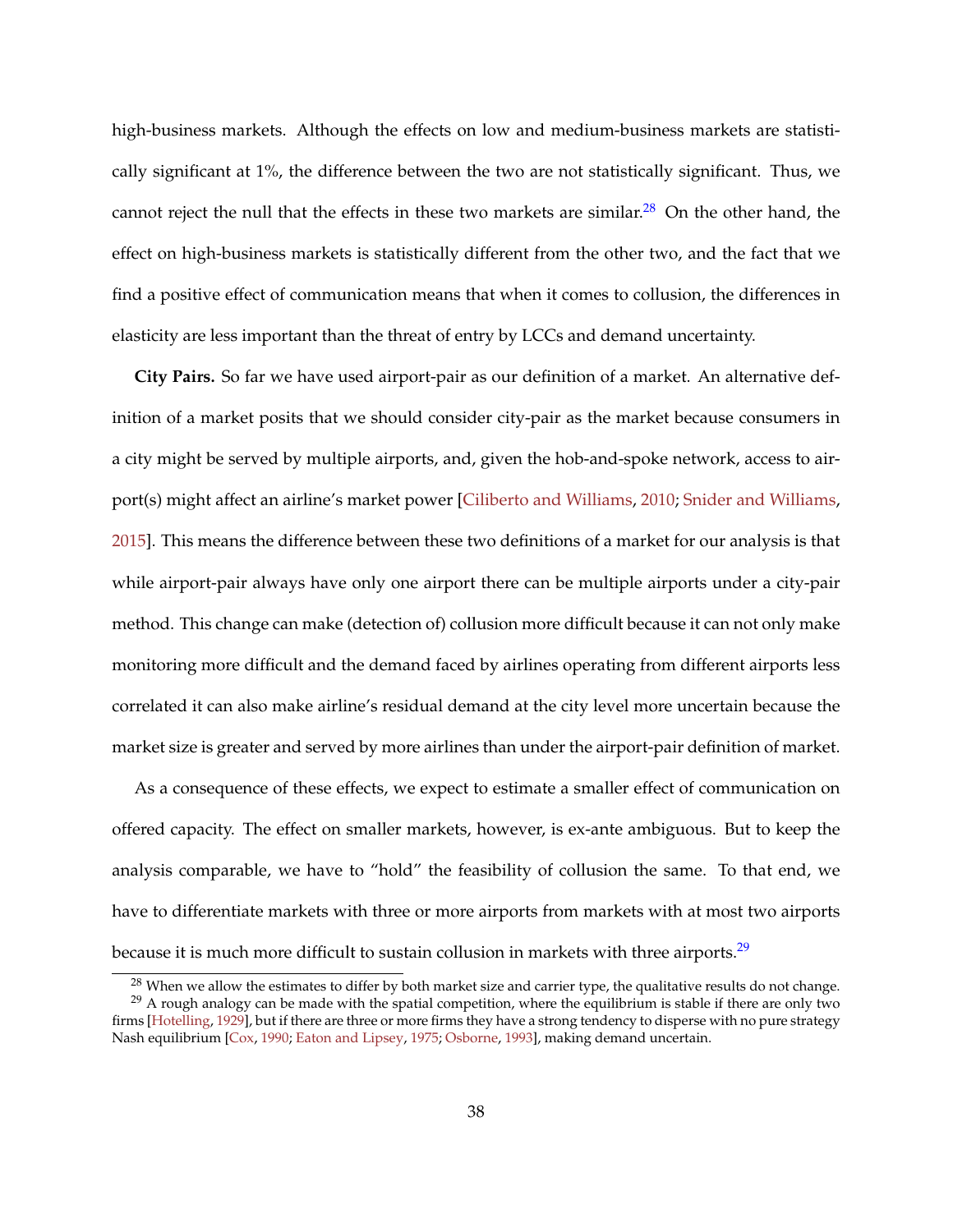high-business markets. Although the effects on low and medium-business markets are statistically significant at 1%, the difference between the two are not statistically significant. Thus, we cannot reject the null that the effects in these two markets are similar.[28] On the other hand, the effect on high-business markets is statistically different from the other two, and the fact that we find a positive effect of communication means that when it comes to collusion, the differences in elasticity are less important than the threat of entry by LCCs and demand uncertainty.

**City Pairs.** So far we have used airport-pair as our definition of a market. An alternative definition of a market posits that we should consider city-pair as the market because consumers in a city might be served by multiple airports, and, given the hob-and-spoke network, access to airport(s) might affect an airline's market power [Ciliberto and Williams, 2010; Snider and Williams, 2015]. This means the difference between these two definitions of a market for our analysis is that while airport-pair always have only one airport there can be multiple airports under a city-pair method. This change can make (detection of) collusion more difficult because it can not only make monitoring more difficult and the demand faced by airlines operating from different airports less correlated it can also make airline's residual demand at the city level more uncertain because the market size is greater and served by more airlines than under the airport-pair definition of market.

As a consequence of these effects, we expect to estimate a smaller effect of communication on offered capacity. The effect on smaller markets, however, is ex-ante ambiguous. But to keep the analysis comparable, we have to "hold" the feasibility of collusion the same. To that end, we have to differentiate markets with three or more airports from markets with at most two airports because it is much more difficult to sustain collusion in markets with three airports.[29]

[28] When we allow the estimates to differ by both market size and carrier type, the qualitative results do not change.

[29] A rough analogy can be made with the spatial competition, where the equilibrium is stable if there are only two firms [Hotelling, 1929], but if there are three or more firms they have a strong tendency to disperse with no pure strategy Nash equilibrium [Cox, 1990; Eaton and Lipsey, 1975; Osborne, 1993], making demand uncertain.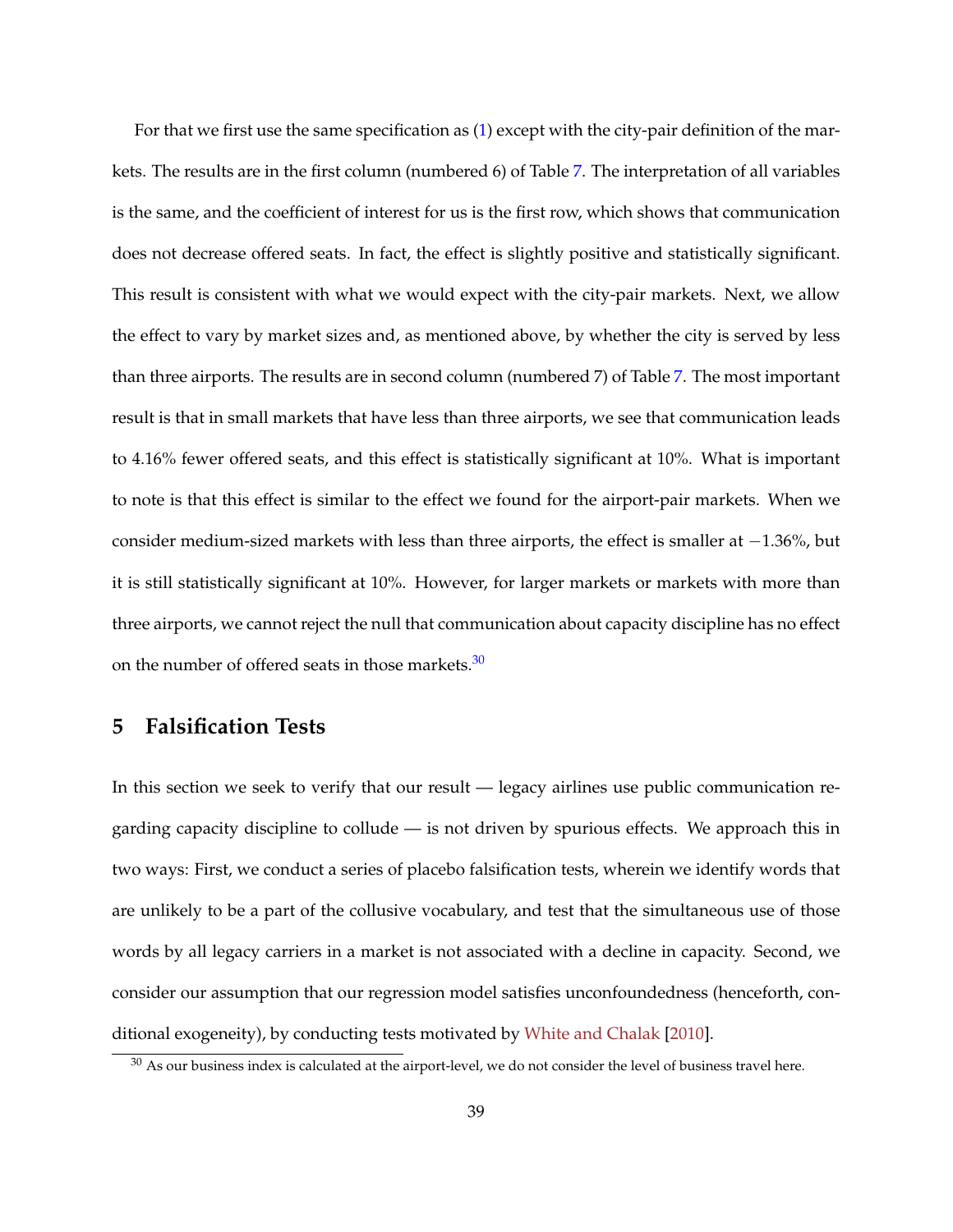For that we first use the same specification as (1) except with the city-pair definition of the markets. The results are in the first column (numbered 6) of Table 7. The interpretation of all variables is the same, and the coefficient of interest for us is the first row, which shows that communication does not decrease offered seats. In fact, the effect is slightly positive and statistically significant. This result is consistent with what we would expect with the city-pair markets. Next, we allow the effect to vary by market sizes and, as mentioned above, by whether the city is served by less than three airports. The results are in second column (numbered 7) of Table 7. The most important result is that in small markets that have less than three airports, we see that communication leads to 4.16% fewer offered seats, and this effect is statistically significant at 10%. What is important to note is that this effect is similar to the effect we found for the airport-pair markets. When we consider medium-sized markets with less than three airports, the effect is smaller at $-1.36\%$, but it is still statistically significant at 10%. However, for larger markets or markets with more than three airports, we cannot reject the null that communication about capacity discipline has no effect on the number of offered seats in those markets.[30]

## 5 Falsification Tests

In this section we seek to verify that our result — legacy airlines use public communication regarding capacity discipline to collude — is not driven by spurious effects. We approach this in two ways: First, we conduct a series of placebo falsification tests, wherein we identify words that are unlikely to be a part of the collusive vocabulary, and test that the simultaneous use of those words by all legacy carriers in a market is not associated with a decline in capacity. Second, we consider our assumption that our regression model satisfies unconfoundedness (henceforth, conditional exogeneity), by conducting tests motivated by White and Chalak [2010].

[30] As our business index is calculated at the airport-level, we do not consider the level of business travel here.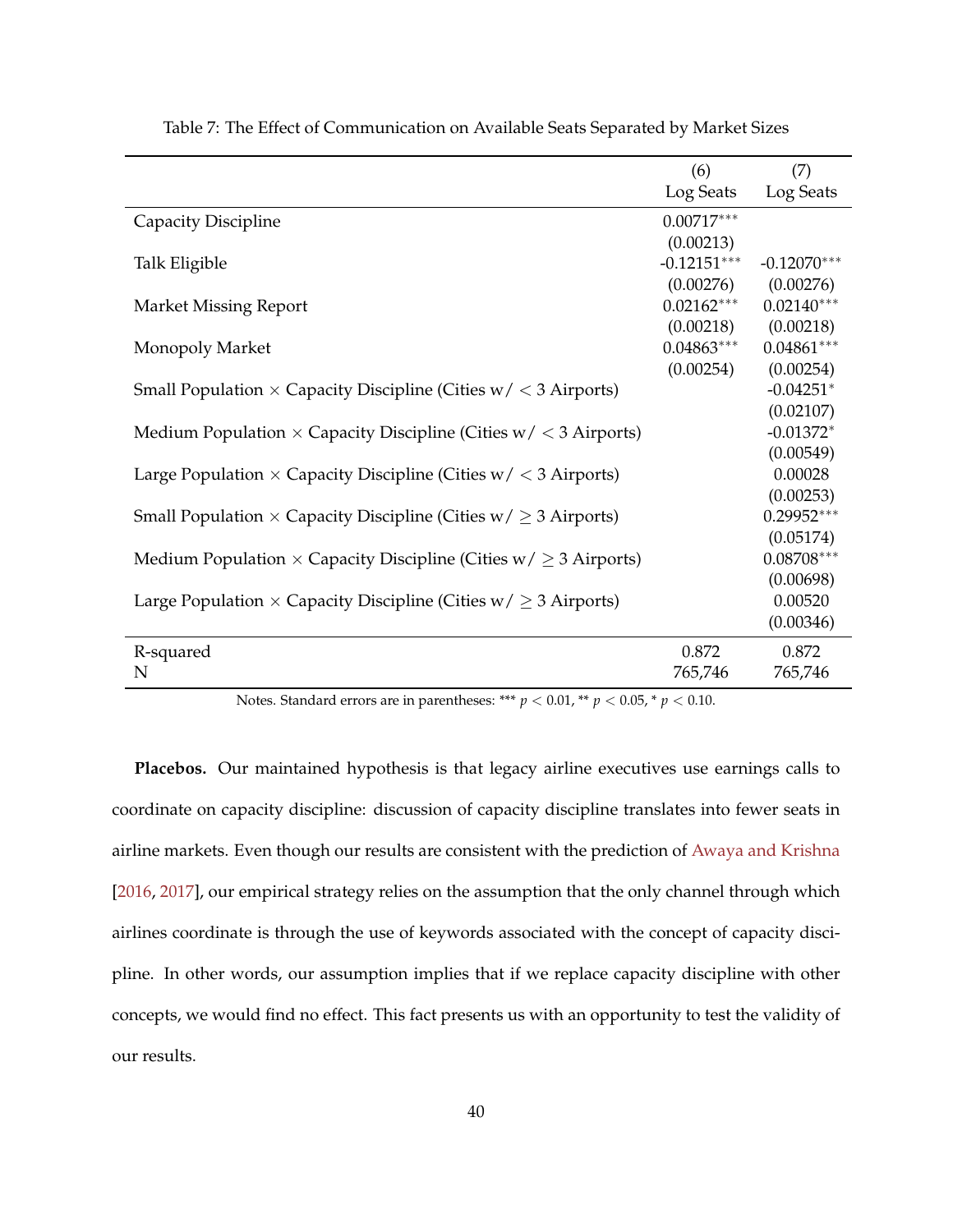Table 7: The Effect of Communication on Available Seats Separated by Market Sizes

| | (6) | (7) |
|---|---|---|
| | Log Seats | Log Seats |
| Capacity Discipline | 0.00717*** | |
| | (0.00213) | |
| Talk Eligible | -0.12151*** | -0.12070*** |
| | (0.00276) | (0.00276) |
| Market Missing Report | 0.02162*** | 0.02140*** |
| | (0.00218) | (0.00218) |
| Monopoly Market | 0.04863*** | 0.04861*** |
| | (0.00254) | (0.00254) |
| Small Population × Capacity Discipline (Cities w/ $<3$ Airports) | | -0.04251* |
| | | (0.02107) |
| Medium Population × Capacity Discipline (Cities w/ $<3$ Airports) | | -0.01372* |
| | | (0.00549) |
| Large Population × Capacity Discipline (Cities w/ $<3$ Airports) | | 0.00028 |
| | | (0.00253) |
| Small Population × Capacity Discipline (Cities w/ $\geq 3$ Airports) | | 0.29952*** |
| | | (0.05174) |
| Medium Population × Capacity Discipline (Cities w/ $\geq 3$ Airports) | | 0.08708*** |
| | | (0.00698) |
| Large Population × Capacity Discipline (Cities w/ $\geq 3$ Airports) | | 0.00520 |
| | | (0.00346) |
| R-squared | 0.872 | 0.872 |
| N | 765,746 | 765,746 |

Notes. Standard errors are in parentheses: *** $p < 0.01$, ** $p < 0.05$, * $p < 0.10$.

**Placebos.** Our maintained hypothesis is that legacy airline executives use earnings calls to coordinate on capacity discipline: discussion of capacity discipline translates into fewer seats in airline markets. Even though our results are consistent with the prediction of Awaya and Krishna [2016, 2017], our empirical strategy relies on the assumption that the only channel through which airlines coordinate is through the use of keywords associated with the concept of capacity discipline. In other words, our assumption implies that if we replace capacity discipline with other concepts, we would find no effect. This fact presents us with an opportunity to test the validity of our results.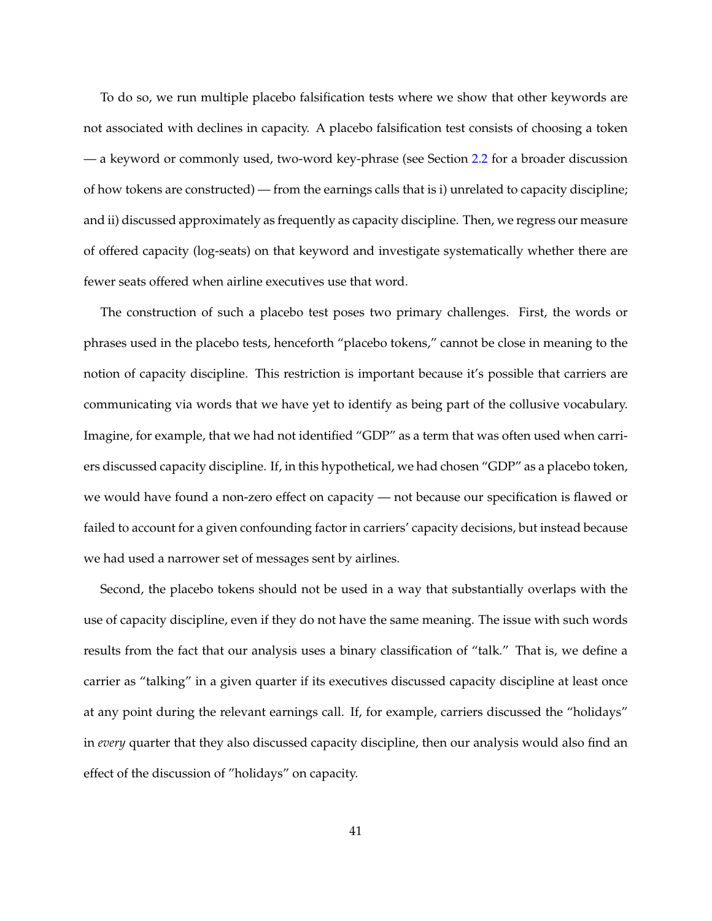To do so, we run multiple placebo falsification tests where we show that other keywords are not associated with declines in capacity. A placebo falsification test consists of choosing a token — a keyword or commonly used, two-word key-phrase (see Section 2.2 for a broader discussion of how tokens are constructed) — from the earnings calls that is i) unrelated to capacity discipline; and ii) discussed approximately as frequently as capacity discipline. Then, we regress our measure of offered capacity (log-seats) on that keyword and investigate systematically whether there are fewer seats offered when airline executives use that word.

The construction of such a placebo test poses two primary challenges. First, the words or phrases used in the placebo tests, henceforth "placebo tokens," cannot be close in meaning to the notion of capacity discipline. This restriction is important because it's possible that carriers are communicating via words that we have yet to identify as being part of the collusive vocabulary. Imagine, for example, that we had not identified "GDP" as a term that was often used when carriers discussed capacity discipline. If, in this hypothetical, we had chosen "GDP" as a placebo token, we would have found a non-zero effect on capacity — not because our specification is flawed or failed to account for a given confounding factor in carriers' capacity decisions, but instead because we had used a narrower set of messages sent by airlines.

Second, the placebo tokens should not be used in a way that substantially overlaps with the use of capacity discipline, even if they do not have the same meaning. The issue with such words results from the fact that our analysis uses a binary classification of "talk." That is, we define a carrier as "talking" in a given quarter if its executives discussed capacity discipline at least once at any point during the relevant earnings call. If, for example, carriers discussed the "holidays" in *every* quarter that they also discussed capacity discipline, then our analysis would also find an effect of the discussion of "holidays" on capacity.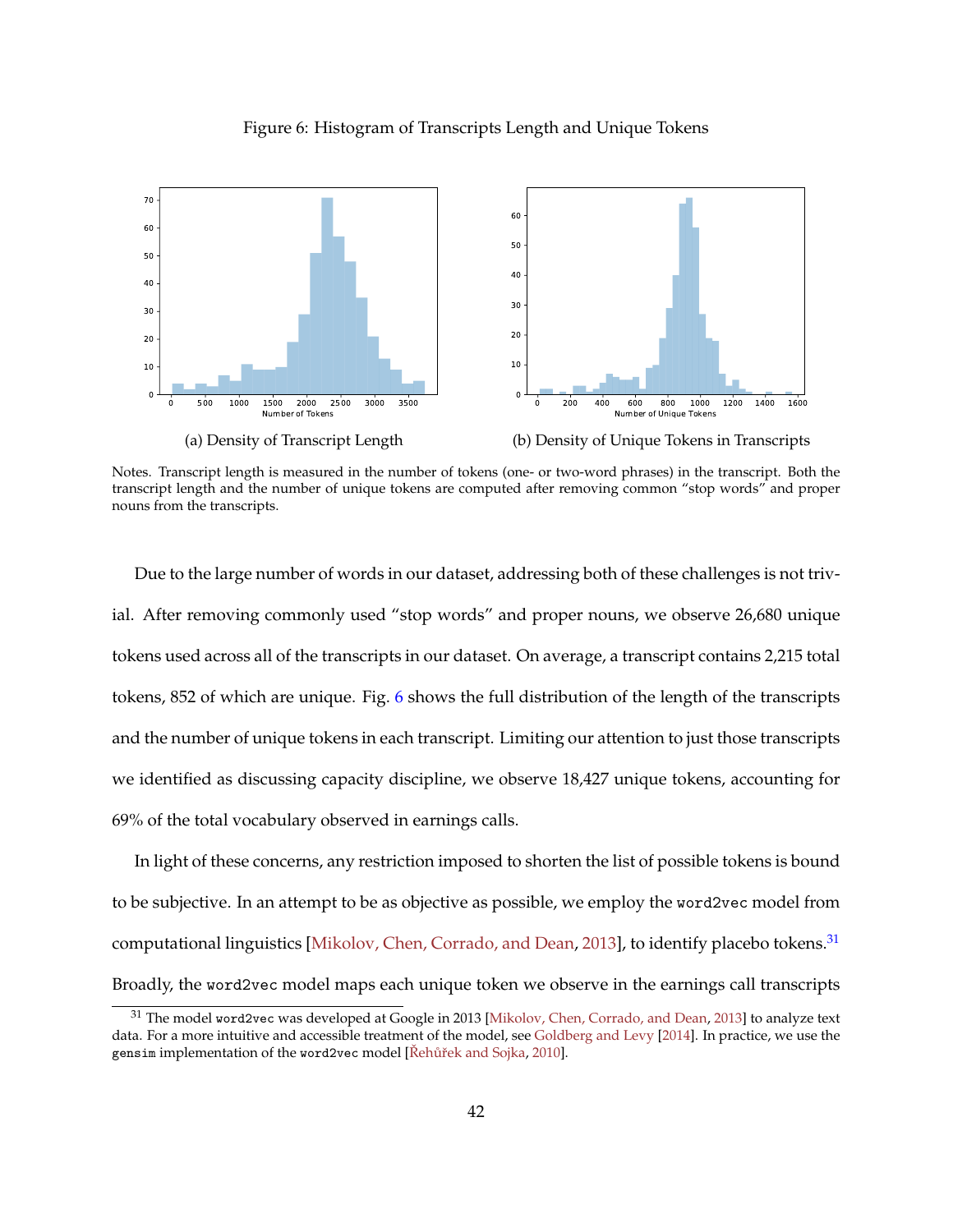Figure 6: Histogram of Transcripts Length and Unique Tokens

(a) Density of Transcript Length

(b) Density of Unique Tokens in Transcripts

Notes. Transcript length is measured in the number of tokens (one- or two-word phrases) in the transcript. Both the transcript length and the number of unique tokens are computed after removing common "stop words" and proper nouns from the transcripts.

Due to the large number of words in our dataset, addressing both of these challenges is not trivial. After removing commonly used "stop words" and proper nouns, we observe 26,680 unique tokens used across all of the transcripts in our dataset. On average, a transcript contains 2,215 total tokens, 852 of which are unique. Fig. 6 shows the full distribution of the length of the transcripts and the number of unique tokens in each transcript. Limiting our attention to just those transcripts we identified as discussing capacity discipline, we observe 18,427 unique tokens, accounting for 69% of the total vocabulary observed in earnings calls.

In light of these concerns, any restriction imposed to shorten the list of possible tokens is bound to be subjective. In an attempt to be as objective as possible, we employ the `word2vec` model from computational linguistics [Mikolov, Chen, Corrado, and Dean, 2013], to identify placebo tokens.[31] Broadly, the `word2vec` model maps each unique token we observe in the earnings call transcripts

[31] The model `word2vec` was developed at Google in 2013 [Mikolov, Chen, Corrado, and Dean, 2013] to analyze text data. For a more intuitive and accessible treatment of the model, see Goldberg and Levy [2014]. In practice, we use the `gensim` implementation of the `word2vec` model [Řehůřek and Sojka, 2010].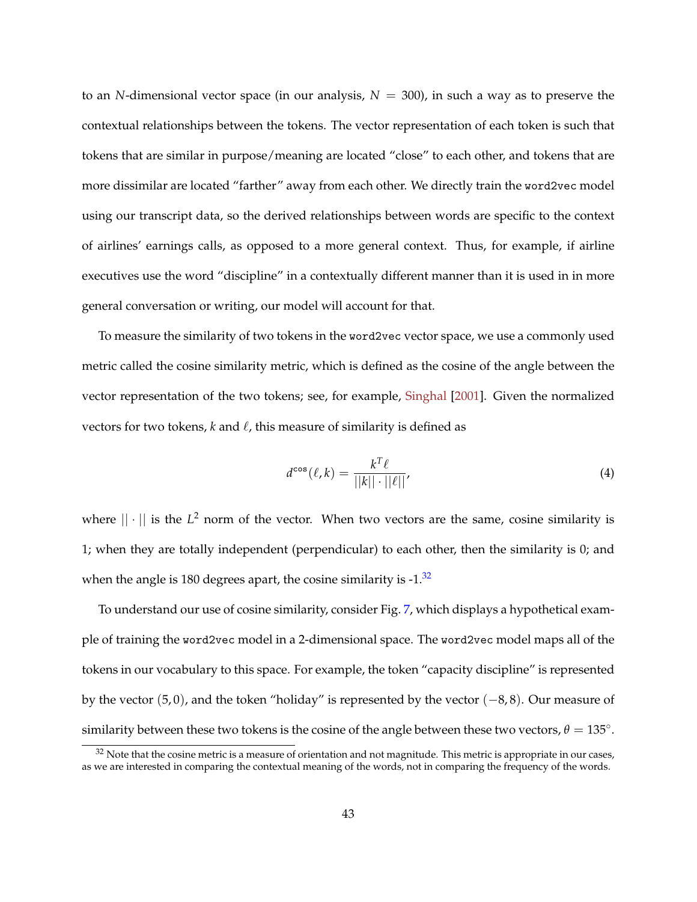to an $N$-dimensional vector space (in our analysis, $N = 300$), in such a way as to preserve the contextual relationships between the tokens. The vector representation of each token is such that tokens that are similar in purpose/meaning are located "close" to each other, and tokens that are more dissimilar are located "farther" away from each other. We directly train the `word2vec` model using our transcript data, so the derived relationships between words are specific to the context of airlines' earnings calls, as opposed to a more general context. Thus, for example, if airline executives use the word "discipline" in a contextually different manner than it is used in in more general conversation or writing, our model will account for that.

To measure the similarity of two tokens in the `word2vec` vector space, we use a commonly used metric called the cosine similarity metric, which is defined as the cosine of the angle between the vector representation of the two tokens; see, for example, Singhal [2001]. Given the normalized vectors for two tokens, $k$ and $\ell$, this measure of similarity is defined as

$$d^{\cos}(\ell, k) = \frac{k^T \ell}{||k|| \cdot ||\ell||}, \tag{4}$$

where $|| \cdot ||$ is the $L^2$ norm of the vector. When two vectors are the same, cosine similarity is 1; when they are totally independent (perpendicular) to each other, then the similarity is 0; and when the angle is 180 degrees apart, the cosine similarity is -1.[32]

To understand our use of cosine similarity, consider Fig. 7, which displays a hypothetical example of training the `word2vec` model in a 2-dimensional space. The `word2vec` model maps all of the tokens in our vocabulary to this space. For example, the token "capacity discipline" is represented by the vector $(5, 0)$, and the token "holiday" is represented by the vector $(-8, 8)$. Our measure of similarity between these two tokens is the cosine of the angle between these two vectors, $\theta = 135^{\circ}$.

[32] Note that the cosine metric is a measure of orientation and not magnitude. This metric is appropriate in our cases, as we are interested in comparing the contextual meaning of the words, not in comparing the frequency of the words.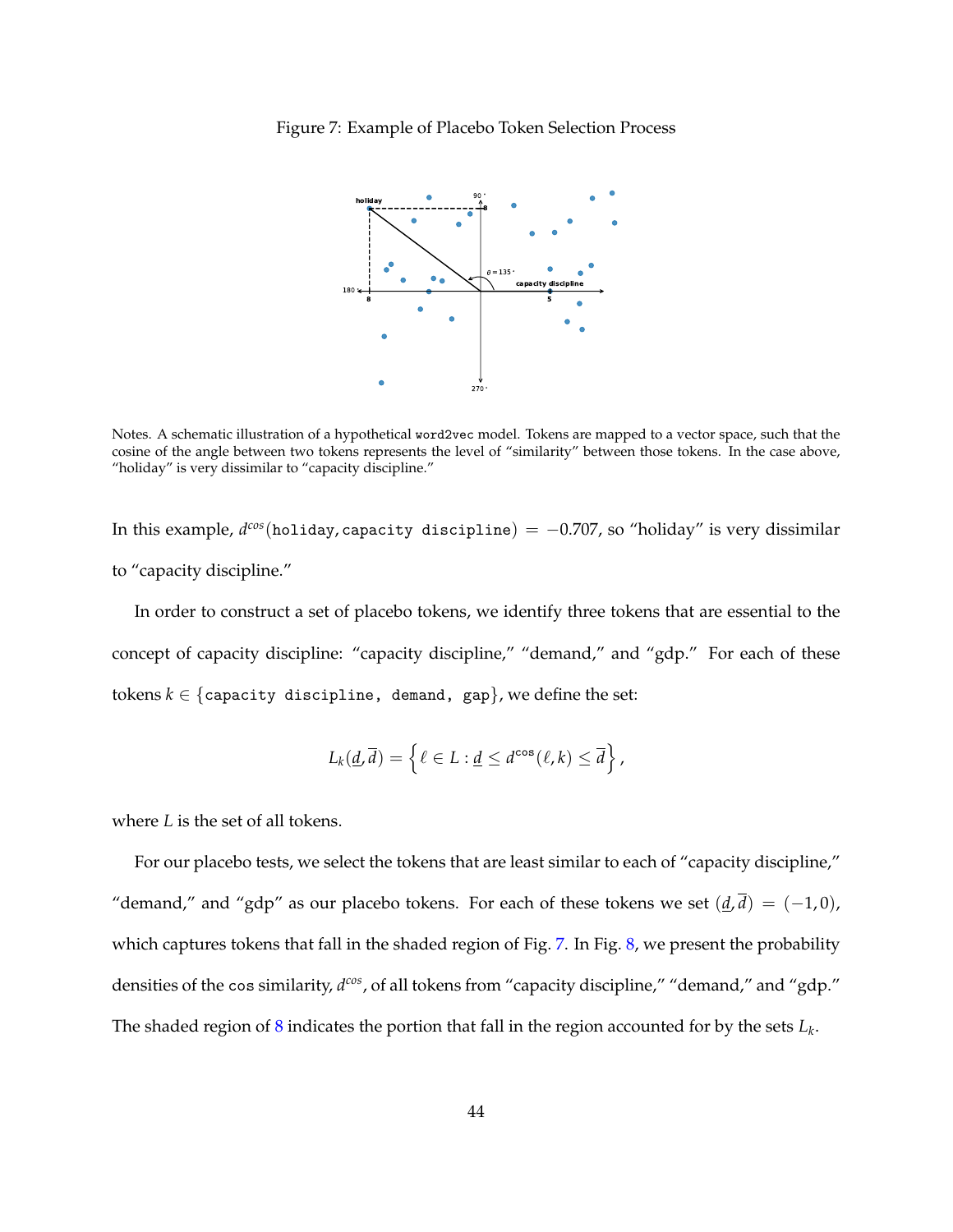Figure 7: Example of Placebo Token Selection Process

Notes. A schematic illustration of a hypothetical `word2vec` model. Tokens are mapped to a vector space, such that the cosine of the angle between two tokens represents the level of "similarity" between those tokens. In the case above, "holiday" is very dissimilar to "capacity discipline."

In this example, $d^{cos}(\texttt{holiday}, \texttt{capacity discipline}) = -0.707$, so "holiday" is very dissimilar to "capacity discipline."

In order to construct a set of placebo tokens, we identify three tokens that are essential to the concept of capacity discipline: "capacity discipline," "demand," and "gdp." For each of these tokens $k \in \{\texttt{capacity discipline, demand, gap}\}$, we define the set:

$$L_k(\underline{d}, \overline{d}) = \left\{ \ell \in L : \underline{d} \leq d^{\cos}(\ell, k) \leq \overline{d} \right\},$$

where $L$ is the set of all tokens.

For our placebo tests, we select the tokens that are least similar to each of "capacity discipline," "demand," and "gdp" as our placebo tokens. For each of these tokens we set $(\underline{d}, \overline{d}) = (-1, 0)$, which captures tokens that fall in the shaded region of Fig. 7. In Fig. 8, we present the probability densities of the `cos` similarity, $d^{cos}$, of all tokens from "capacity discipline," "demand," and "gdp." The shaded region of 8 indicates the portion that fall in the region accounted for by the sets $L_k$.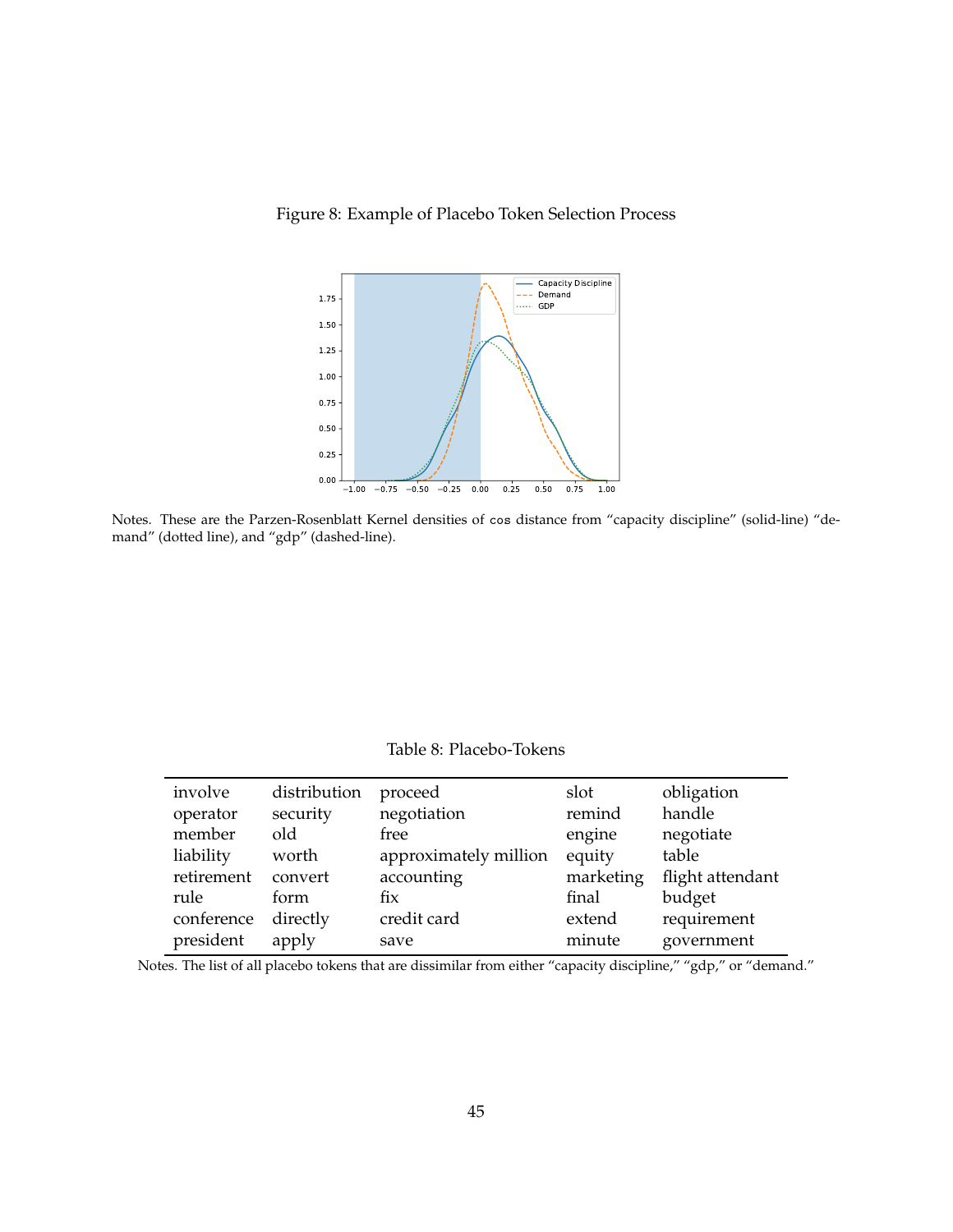Figure 8: Example of Placebo Token Selection Process

Notes. These are the Parzen-Rosenblatt Kernel densities of cos distance from "capacity discipline" (solid-line) "demand" (dotted line), and "gdp" (dashed-line).

Table 8: Placebo-Tokens

| | | | | |
|---|---|---|---|---|
| involve | distribution | proceed | slot | obligation |
| operator | security | negotiation | remind | handle |
| member | old | free | engine | negotiate |
| liability | worth | approximately million | equity | table |
| retirement | convert | accounting | marketing | flight attendant |
| rule | form | fix | final | budget |
| conference | directly | credit card | extend | requirement |
| president | apply | save | minute | government |

Notes. The list of all placebo tokens that are dissimilar from either "capacity discipline," "gdp," or "demand."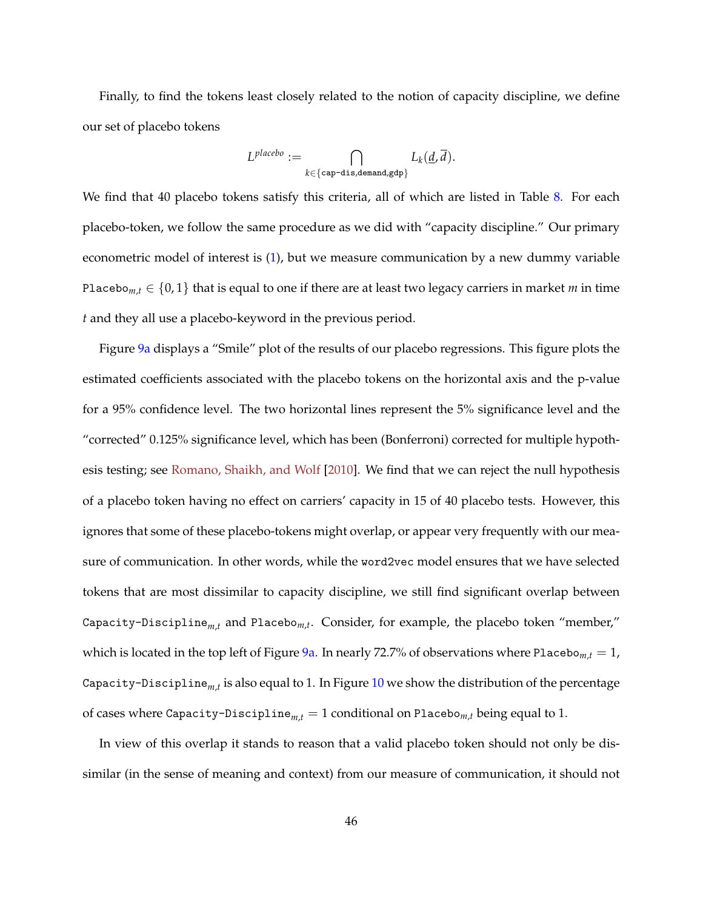Finally, to find the tokens least closely related to the notion of capacity discipline, we define our set of placebo tokens

$$L^{placebo} := \bigcap_{k \in \{\texttt{cap-dis},\texttt{demand},\texttt{gdp}\}} L_k(\underline{d}, \overline{d}).$$

We find that 40 placebo tokens satisfy this criteria, all of which are listed in Table 8. For each placebo-token, we follow the same procedure as we did with "capacity discipline." Our primary econometric model of interest is (1), but we measure communication by a new dummy variable $\texttt{Placebo}_{m,t} \in \{0, 1\}$ that is equal to one if there are at least two legacy carriers in market $m$ in time $t$ and they all use a placebo-keyword in the previous period.

Figure 9a displays a "Smile" plot of the results of our placebo regressions. This figure plots the estimated coefficients associated with the placebo tokens on the horizontal axis and the p-value for a 95% confidence level. The two horizontal lines represent the 5% significance level and the "corrected" 0.125% significance level, which has been (Bonferroni) corrected for multiple hypothesis testing; see Romano, Shaikh, and Wolf [2010]. We find that we can reject the null hypothesis of a placebo token having no effect on carriers' capacity in 15 of 40 placebo tests. However, this ignores that some of these placebo-tokens might overlap, or appear very frequently with our measure of communication. In other words, while the `word2vec` model ensures that we have selected tokens that are most dissimilar to capacity discipline, we still find significant overlap between $\texttt{Capacity-Discipline}_{m,t}$ and $\texttt{Placebo}_{m,t}$. Consider, for example, the placebo token "member," which is located in the top left of Figure 9a. In nearly 72.7% of observations where $\texttt{Placebo}_{m,t} = 1$, $\texttt{Capacity-Discipline}_{m,t}$ is also equal to 1. In Figure 10 we show the distribution of the percentage of cases where $\texttt{Capacity-Discipline}_{m,t} = 1$ conditional on $\texttt{Placebo}_{m,t}$ being equal to 1.

In view of this overlap it stands to reason that a valid placebo token should not only be dissimilar (in the sense of meaning and context) from our measure of communication, it should not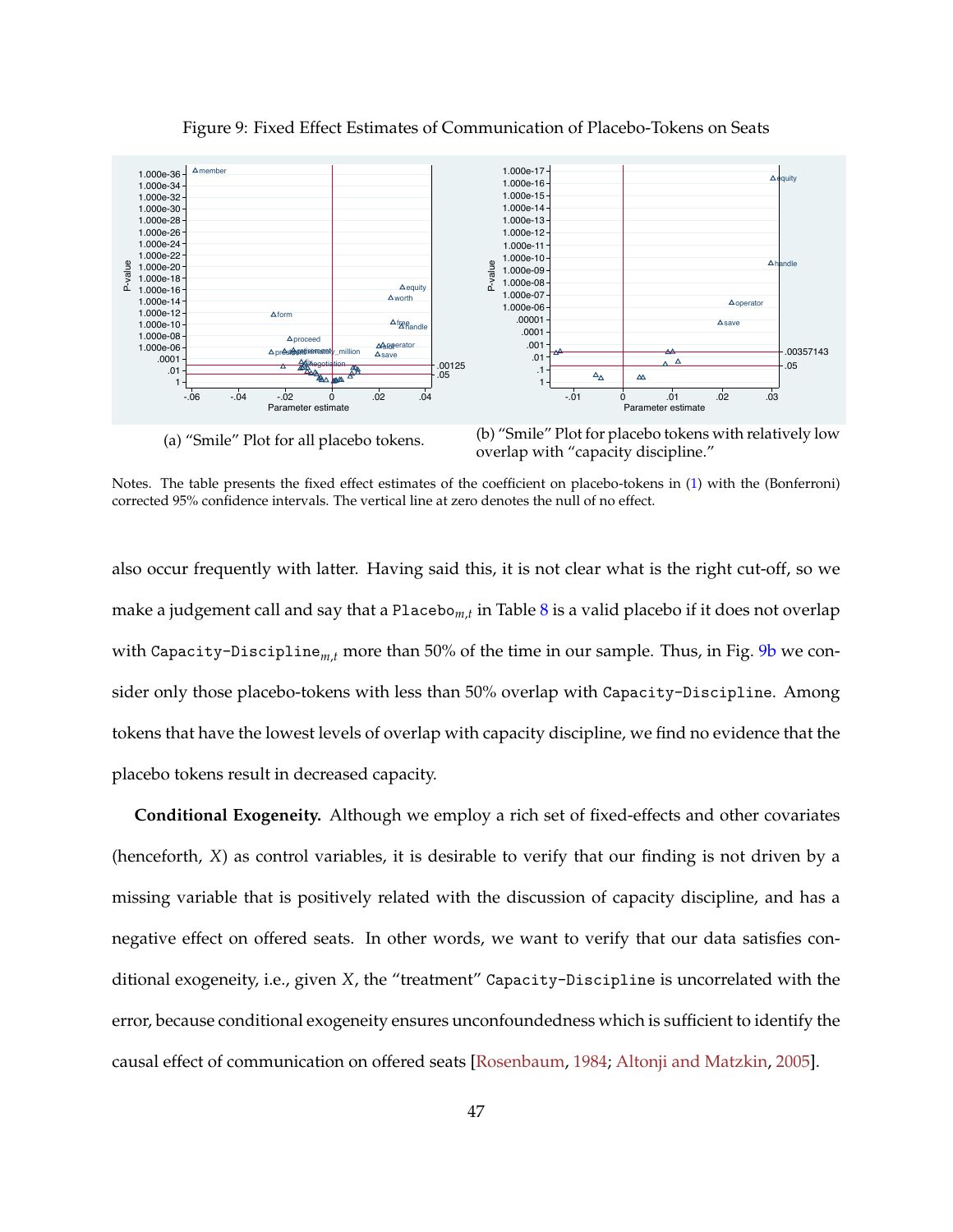Figure 9: Fixed Effect Estimates of Communication of Placebo-Tokens on Seats

(a) "Smile" Plot for all placebo tokens.

(b) "Smile" Plot for placebo tokens with relatively low overlap with "capacity discipline."

Notes. The table presents the fixed effect estimates of the coefficient on placebo-tokens in (1) with the (Bonferroni) corrected 95% confidence intervals. The vertical line at zero denotes the null of no effect.

also occur frequently with latter. Having said this, it is not clear what is the right cut-off, so we make a judgement call and say that a $\texttt{Placebo}_{m,t}$ in Table 8 is a valid placebo if it does not overlap with $\texttt{Capacity-Discipline}_{m,t}$ more than 50% of the time in our sample. Thus, in Fig. 9b we consider only those placebo-tokens with less than 50% overlap with `Capacity-Discipline`. Among tokens that have the lowest levels of overlap with capacity discipline, we find no evidence that the placebo tokens result in decreased capacity.

**Conditional Exogeneity.** Although we employ a rich set of fixed-effects and other covariates (henceforth, $X$) as control variables, it is desirable to verify that our finding is not driven by a missing variable that is positively related with the discussion of capacity discipline, and has a negative effect on offered seats. In other words, we want to verify that our data satisfies conditional exogeneity, i.e., given $X$, the "treatment" `Capacity-Discipline` is uncorrelated with the error, because conditional exogeneity ensures unconfoundedness which is sufficient to identify the causal effect of communication on offered seats [Rosenbaum, 1984; Altonji and Matzkin, 2005].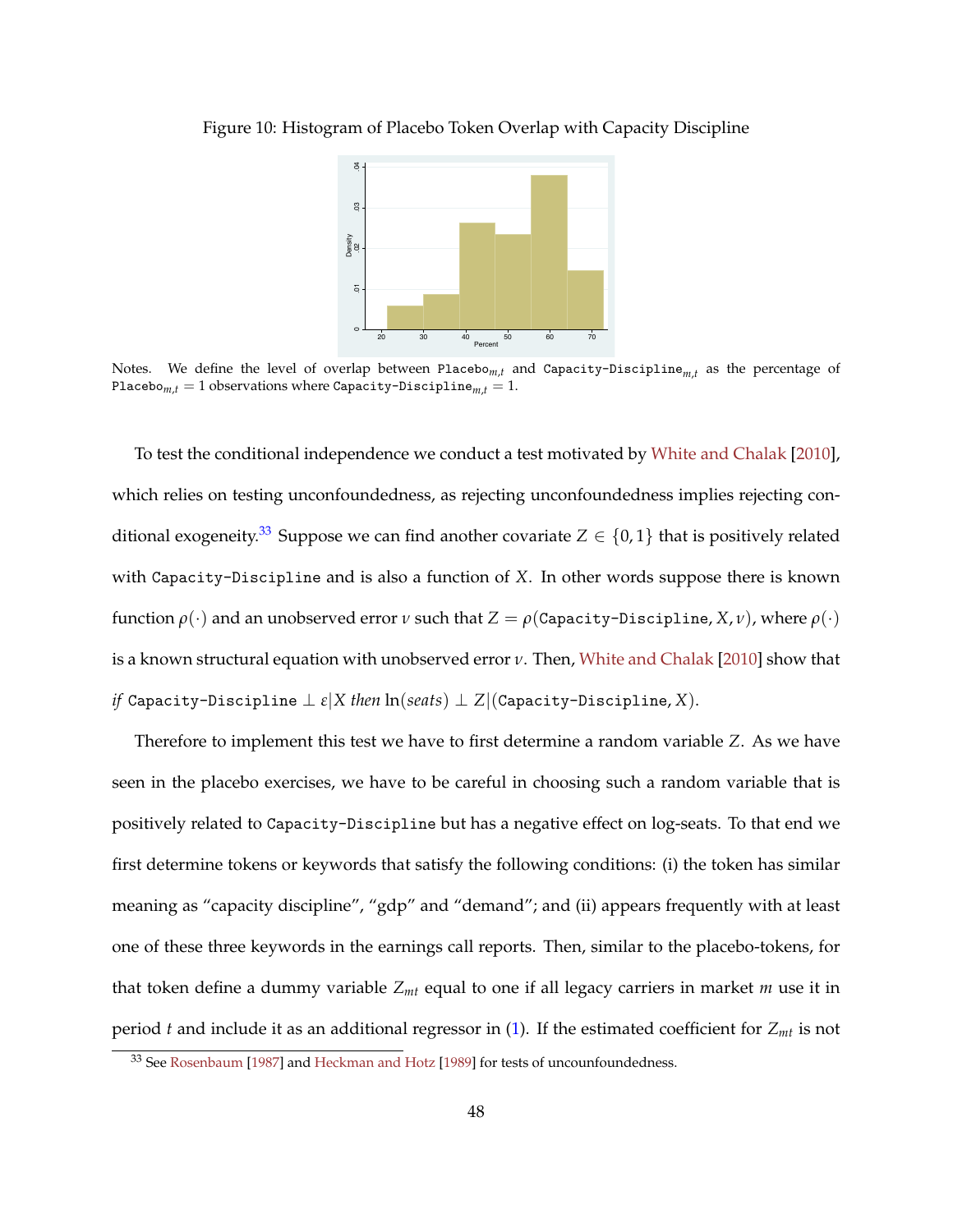Figure 10: Histogram of Placebo Token Overlap with Capacity Discipline

Notes. We define the level of overlap between $\texttt{Placebo}_{m,t}$ and $\texttt{Capacity-Discipline}_{m,t}$ as the percentage of $\texttt{Placebo}_{m,t} = 1$ observations where $\texttt{Capacity-Discipline}_{m,t} = 1$.

To test the conditional independence we conduct a test motivated by White and Chalak [2010], which relies on testing unconfoundedness, as rejecting unconfoundedness implies rejecting conditional exogeneity.[33] Suppose we can find another covariate $Z \in \{0, 1\}$ that is positively related with `Capacity-Discipline` and is also a function of $X$. In other words suppose there is known function $\rho(\cdot)$ and an unobserved error $\nu$ such that $Z = \rho(\texttt{Capacity-Discipline}, X, \nu)$, where $\rho(\cdot)$ is a known structural equation with unobserved error $\nu$. Then, White and Chalak [2010] show that *if* $\texttt{Capacity-Discipline} \perp \varepsilon | X$ *then* $\ln(seats) \perp Z | (\texttt{Capacity-Discipline}, X)$.

Therefore to implement this test we have to first determine a random variable $Z$. As we have seen in the placebo exercises, we have to be careful in choosing such a random variable that is positively related to `Capacity-Discipline` but has a negative effect on log-seats. To that end we first determine tokens or keywords that satisfy the following conditions: (i) the token has similar meaning as "capacity discipline", "gdp" and "demand"; and (ii) appears frequently with at least one of these three keywords in the earnings call reports. Then, similar to the placebo-tokens, for that token define a dummy variable $Z_{mt}$ equal to one if all legacy carriers in market $m$ use it in period $t$ and include it as an additional regressor in (1). If the estimated coefficient for $Z_{mt}$ is not

[33] See Rosenbaum [1987] and Heckman and Hotz [1989] for tests of unconfoundedness.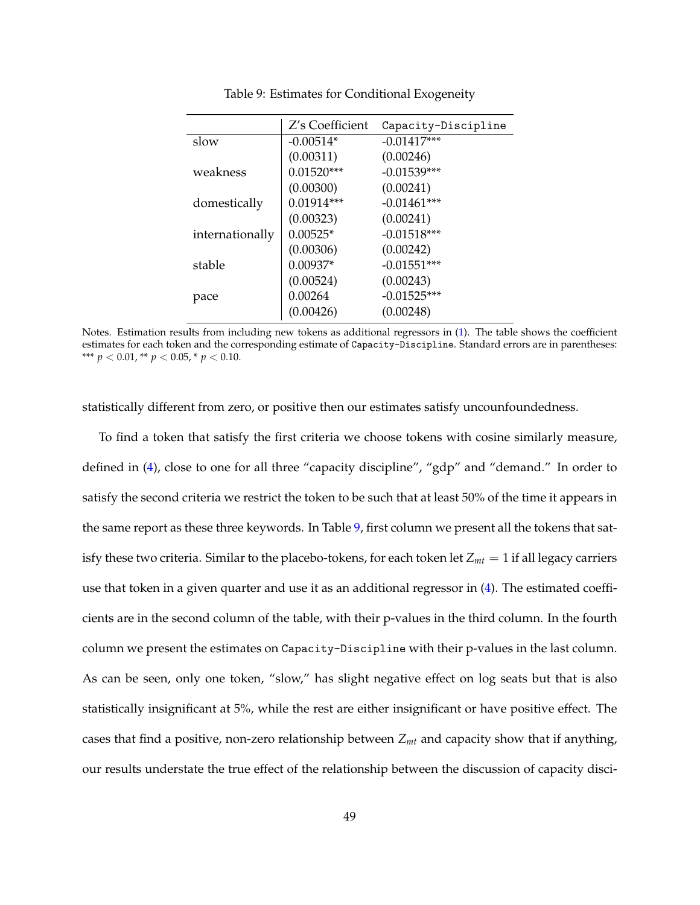Table 9: Estimates for Conditional Exogeneity

| | Z's Coefficient | `Capacity-Discipline` |
|---|---|---|
| slow | -0.00514* | -0.01417*** |
| | (0.00311) | (0.00246) |
| weakness | 0.01520*** | -0.01539*** |
| | (0.00300) | (0.00241) |
| domestically | 0.01914*** | -0.01461*** |
| | (0.00323) | (0.00241) |
| internationally | 0.00525* | -0.01518*** |
| | (0.00306) | (0.00242) |
| stable | 0.00937* | -0.01551*** |
| | (0.00524) | (0.00243) |
| pace | 0.00264 | -0.01525*** |
| | (0.00426) | (0.00248) |

Notes. Estimation results from including new tokens as additional regressors in (1). The table shows the coefficient estimates for each token and the corresponding estimate of `Capacity-Discipline`. Standard errors are in parentheses: *** $p < 0.01$, ** $p < 0.05$, * $p < 0.10$.

statistically different from zero, or positive then our estimates satisfy uncounfoundedness.

To find a token that satisfy the first criteria we choose tokens with cosine similarly measure, defined in (4), close to one for all three "capacity discipline", "gdp" and "demand." In order to satisfy the second criteria we restrict the token to be such that at least 50% of the time it appears in the same report as these three keywords. In Table 9, first column we present all the tokens that satisfy these two criteria. Similar to the placebo-tokens, for each token let $Z_{mt} = 1$ if all legacy carriers use that token in a given quarter and use it as an additional regressor in (4). The estimated coefficients are in the second column of the table, with their p-values in the third column. In the fourth column we present the estimates on `Capacity-Discipline` with their p-values in the last column. As can be seen, only one token, "slow," has slight negative effect on log seats but that is also statistically insignificant at 5%, while the rest are either insignificant or have positive effect. The cases that find a positive, non-zero relationship between $Z_{mt}$ and capacity show that if anything, our results understate the true effect of the relationship between the discussion of capacity disci-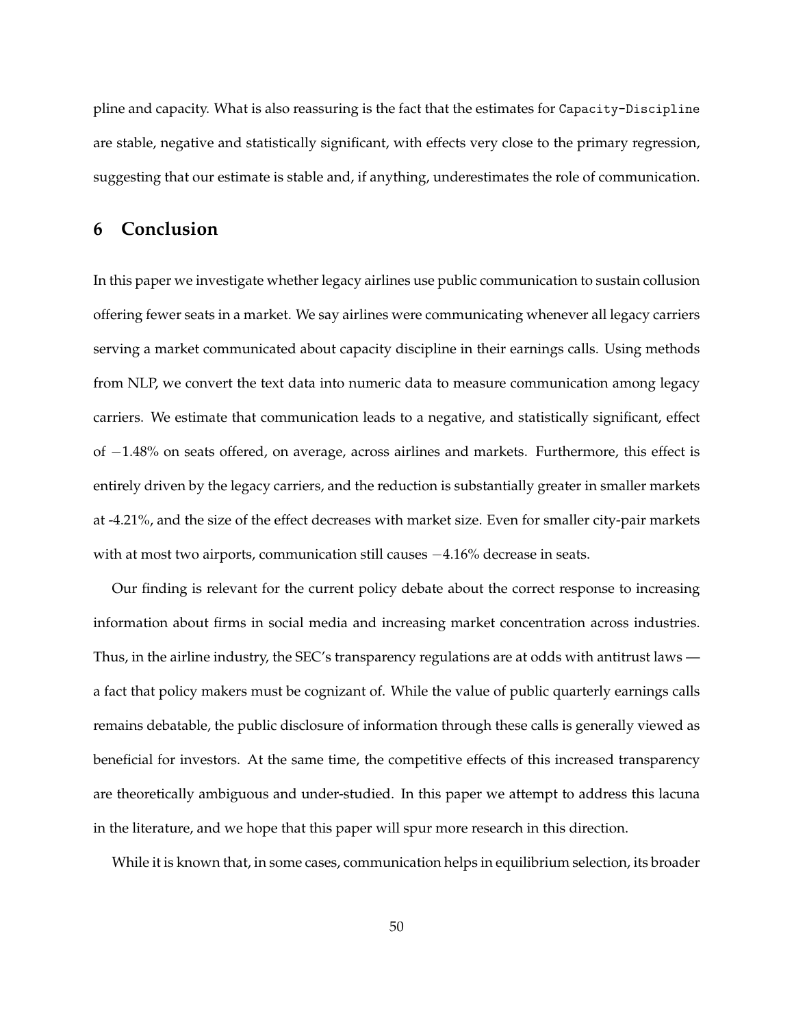pline and capacity. What is also reassuring is the fact that the estimates for `Capacity-Discipline` are stable, negative and statistically significant, with effects very close to the primary regression, suggesting that our estimate is stable and, if anything, underestimates the role of communication.

## 6 Conclusion

In this paper we investigate whether legacy airlines use public communication to sustain collusion offering fewer seats in a market. We say airlines were communicating whenever all legacy carriers serving a market communicated about capacity discipline in their earnings calls. Using methods from NLP, we convert the text data into numeric data to measure communication among legacy carriers. We estimate that communication leads to a negative, and statistically significant, effect of $-1.48\%$ on seats offered, on average, across airlines and markets. Furthermore, this effect is entirely driven by the legacy carriers, and the reduction is substantially greater in smaller markets at -4.21%, and the size of the effect decreases with market size. Even for smaller city-pair markets with at most two airports, communication still causes $-4.16\%$ decrease in seats.

Our finding is relevant for the current policy debate about the correct response to increasing information about firms in social media and increasing market concentration across industries. Thus, in the airline industry, the SEC's transparency regulations are at odds with antitrust laws — a fact that policy makers must be cognizant of. While the value of public quarterly earnings calls remains debatable, the public disclosure of information through these calls is generally viewed as beneficial for investors. At the same time, the competitive effects of this increased transparency are theoretically ambiguous and under-studied. In this paper we attempt to address this lacuna in the literature, and we hope that this paper will spur more research in this direction.

While it is known that, in some cases, communication helps in equilibrium selection, its broader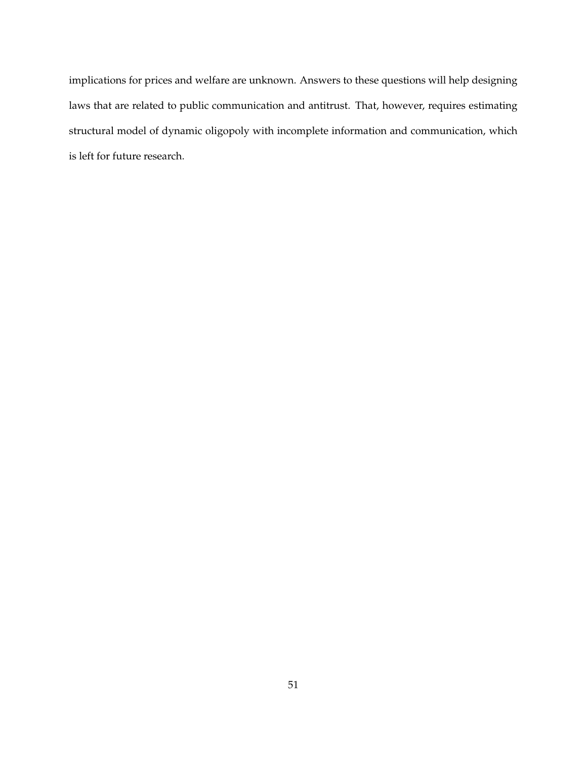implications for prices and welfare are unknown. Answers to these questions will help designing laws that are related to public communication and antitrust. That, however, requires estimating structural model of dynamic oligopoly with incomplete information and communication, which is left for future research.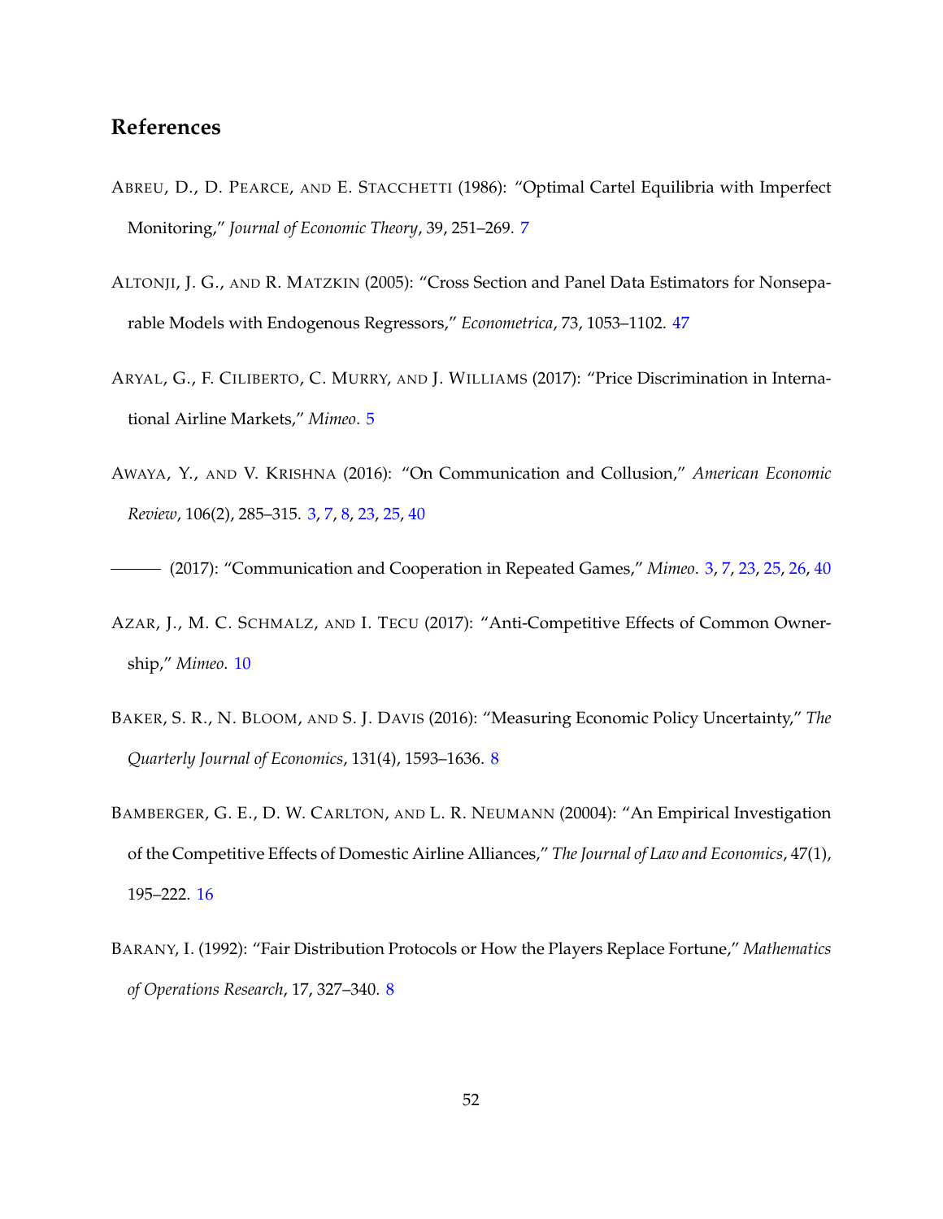## References

ABREU, D., D. PEARCE, AND E. STACCHETTI (1986): "Optimal Cartel Equilibria with Imperfect Monitoring," *Journal of Economic Theory*, 39, 251–269. 7

ALTONJI, J. G., AND R. MATZKIN (2005): "Cross Section and Panel Data Estimators for Nonseparable Models with Endogenous Regressors," *Econometrica*, 73, 1053–1102. 47

ARYAL, G., F. CILIBERTO, C. MURRY, AND J. WILLIAMS (2017): "Price Discrimination in International Airline Markets," *Mimeo*. 5

AWAYA, Y., AND V. KRISHNA (2016): "On Communication and Collusion," *American Economic Review*, 106(2), 285–315. 3, 7, 8, 23, 25, 40

——— (2017): "Communication and Cooperation in Repeated Games," *Mimeo*. 3, 7, 23, 25, 26, 40

AZAR, J., M. C. SCHMALZ, AND I. TECU (2017): "Anti-Competitive Effects of Common Ownership," *Mimeo*. 10

BAKER, S. R., N. BLOOM, AND S. J. DAVIS (2016): "Measuring Economic Policy Uncertainty," *The Quarterly Journal of Economics*, 131(4), 1593–1636. 8

BAMBERGER, G. E., D. W. CARLTON, AND L. R. NEUMANN (20004): "An Empirical Investigation of the Competitive Effects of Domestic Airline Alliances," *The Journal of Law and Economics*, 47(1), 195–222. 16

BARANY, I. (1992): "Fair Distribution Protocols or How the Players Replace Fortune," *Mathematics of Operations Research*, 17, 327–340. 8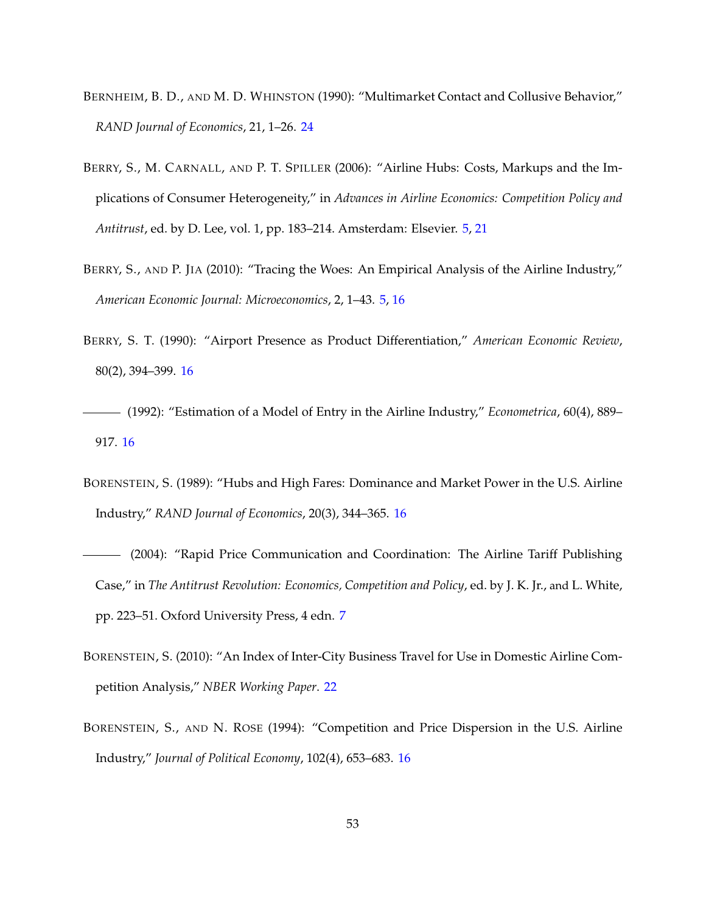BERNHEIM, B. D., AND M. D. WHINSTON (1990): "Multimarket Contact and Collusive Behavior," *RAND Journal of Economics*, 21, 1–26. 24

BERRY, S., M. CARNALL, AND P. T. SPILLER (2006): "Airline Hubs: Costs, Markups and the Implications of Consumer Heterogeneity," in *Advances in Airline Economics: Competition Policy and Antitrust*, ed. by D. Lee, vol. 1, pp. 183–214. Amsterdam: Elsevier. 5, 21

BERRY, S., AND P. JIA (2010): "Tracing the Woes: An Empirical Analysis of the Airline Industry," *American Economic Journal: Microeconomics*, 2, 1–43. 5, 16

BERRY, S. T. (1990): "Airport Presence as Product Differentiation," *American Economic Review*, 80(2), 394–399. 16

——— (1992): "Estimation of a Model of Entry in the Airline Industry," *Econometrica*, 60(4), 889–917. 16

BORENSTEIN, S. (1989): "Hubs and High Fares: Dominance and Market Power in the U.S. Airline Industry," *RAND Journal of Economics*, 20(3), 344–365. 16

——— (2004): "Rapid Price Communication and Coordination: The Airline Tariff Publishing Case," in *The Antitrust Revolution: Economics, Competition and Policy*, ed. by J. K. Jr., and L. White, pp. 223–51. Oxford University Press, 4 edn. 7

BORENSTEIN, S. (2010): "An Index of Inter-City Business Travel for Use in Domestic Airline Competition Analysis," *NBER Working Paper*. 22

BORENSTEIN, S., AND N. ROSE (1994): "Competition and Price Dispersion in the U.S. Airline Industry," *Journal of Political Economy*, 102(4), 653–683. 16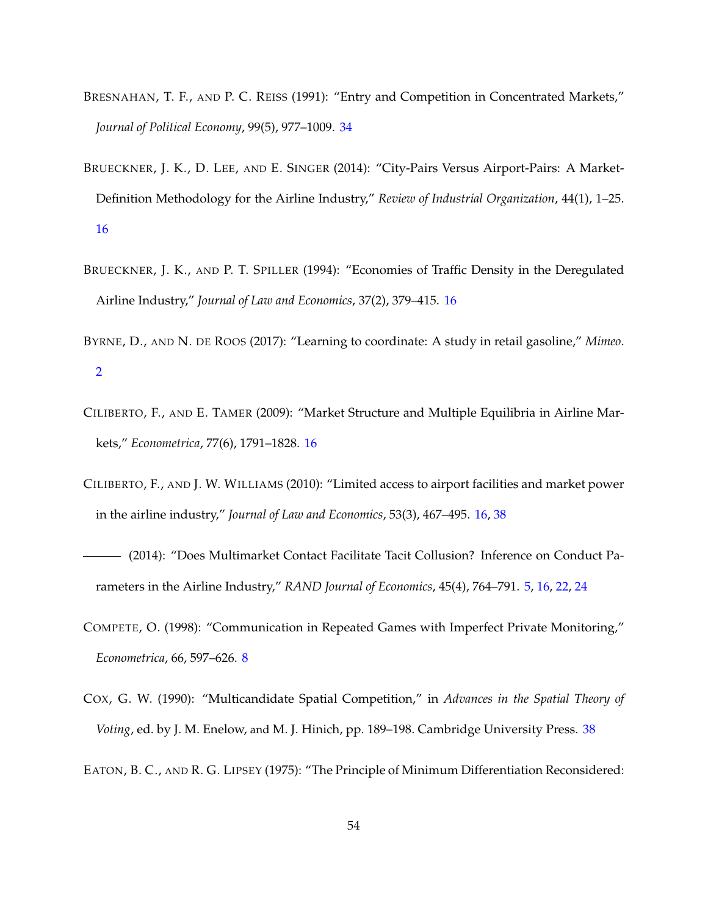Bresnahan, T. F., and P. C. Reiss (1991): "Entry and Competition in Concentrated Markets," *Journal of Political Economy*, 99(5), 977–1009. 34

Brueckner, J. K., D. Lee, and E. Singer (2014): "City-Pairs Versus Airport-Pairs: A Market-Definition Methodology for the Airline Industry," *Review of Industrial Organization*, 44(1), 1–25. 16

Brueckner, J. K., and P. T. Spiller (1994): "Economies of Traffic Density in the Deregulated Airline Industry," *Journal of Law and Economics*, 37(2), 379–415. 16

Byrne, D., and N. de Roos (2017): "Learning to coordinate: A study in retail gasoline," *Mimeo*. 2

Ciliberto, F., and E. Tamer (2009): "Market Structure and Multiple Equilibria in Airline Markets," *Econometrica*, 77(6), 1791–1828. 16

Ciliberto, F., and J. W. Williams (2010): "Limited access to airport facilities and market power in the airline industry," *Journal of Law and Economics*, 53(3), 467–495. 16, 38

——— (2014): "Does Multimarket Contact Facilitate Tacit Collusion? Inference on Conduct Parameters in the Airline Industry," *RAND Journal of Economics*, 45(4), 764–791. 5, 16, 22, 24

Compete, O. (1998): "Communication in Repeated Games with Imperfect Private Monitoring," *Econometrica*, 66, 597–626. 8

Cox, G. W. (1990): "Multicandidate Spatial Competition," in *Advances in the Spatial Theory of Voting*, ed. by J. M. Enelow, and M. J. Hinich, pp. 189–198. Cambridge University Press. 38

Eaton, B. C., and R. G. Lipsey (1975): "The Principle of Minimum Differentiation Reconsidered: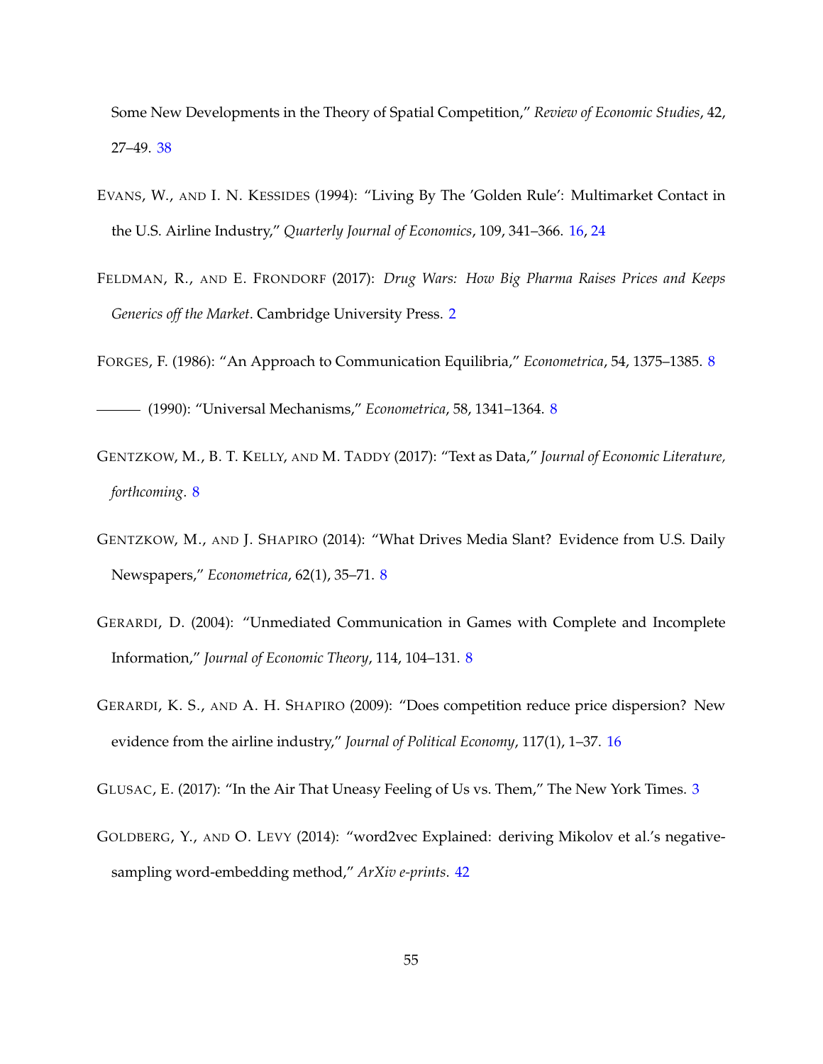Some New Developments in the Theory of Spatial Competition," *Review of Economic Studies*, 42, 27–49. 38

EVANS, W., AND I. N. KESSIDES (1994): "Living By The 'Golden Rule': Multimarket Contact in the U.S. Airline Industry," *Quarterly Journal of Economics*, 109, 341–366. 16, 24

FELDMAN, R., AND E. FRONDORF (2017): *Drug Wars: How Big Pharma Raises Prices and Keeps Generics off the Market*. Cambridge University Press. 2

FORGES, F. (1986): "An Approach to Communication Equilibria," *Econometrica*, 54, 1375–1385. 8

——— (1990): "Universal Mechanisms," *Econometrica*, 58, 1341–1364. 8

GENTZKOW, M., B. T. KELLY, AND M. TADDY (2017): "Text as Data," *Journal of Economic Literature, forthcoming*. 8

GENTZKOW, M., AND J. SHAPIRO (2014): "What Drives Media Slant? Evidence from U.S. Daily Newspapers," *Econometrica*, 62(1), 35–71. 8

GERARDI, D. (2004): "Unmediated Communication in Games with Complete and Incomplete Information," *Journal of Economic Theory*, 114, 104–131. 8

GERARDI, K. S., AND A. H. SHAPIRO (2009): "Does competition reduce price dispersion? New evidence from the airline industry," *Journal of Political Economy*, 117(1), 1–37. 16

GLUSAC, E. (2017): "In the Air That Uneasy Feeling of Us vs. Them," The New York Times. 3

GOLDBERG, Y., AND O. LEVY (2014): "word2vec Explained: deriving Mikolov et al.'s negative-sampling word-embedding method," *ArXiv e-prints*. 42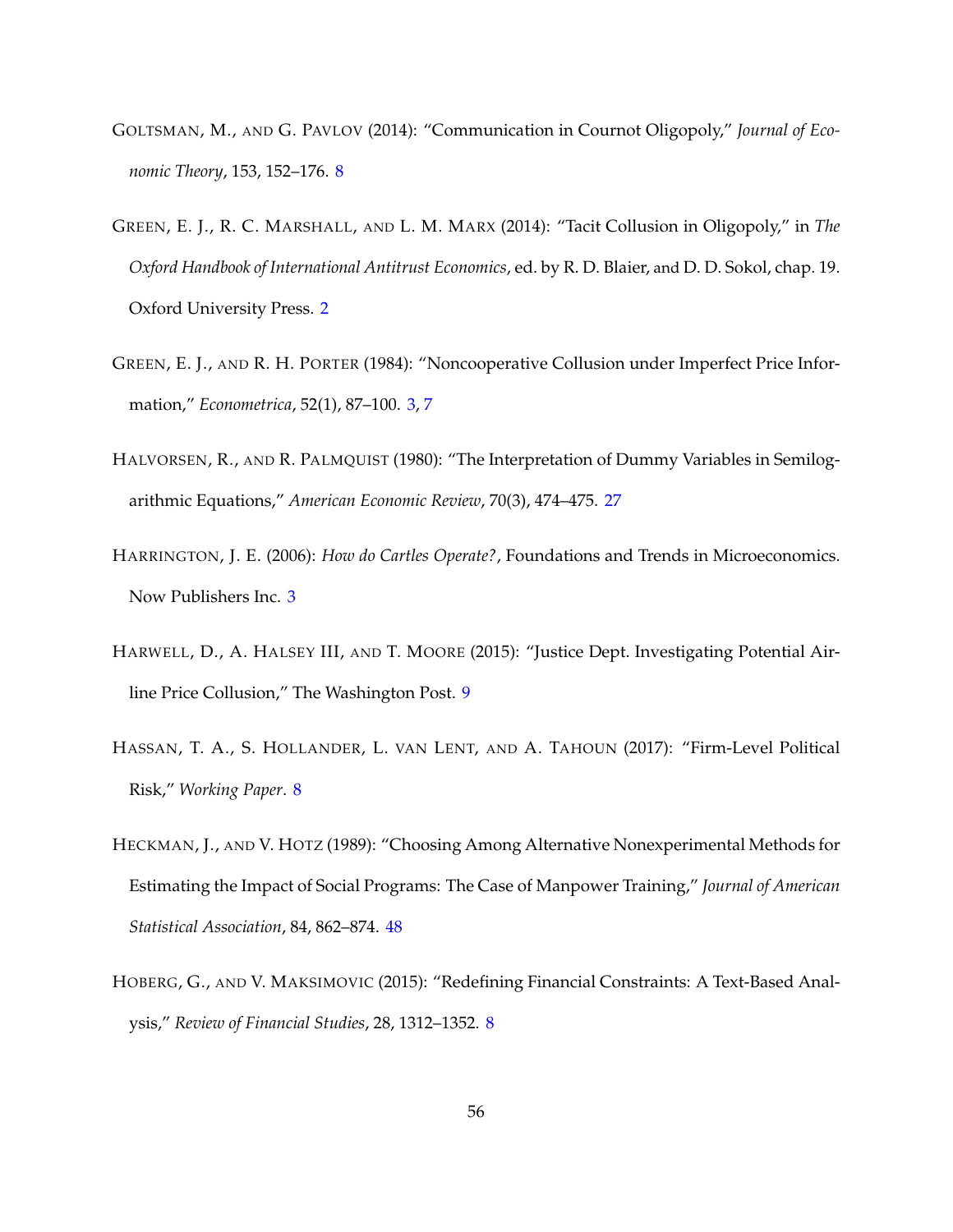GOLTSMAN, M., AND G. PAVLOV (2014): "Communication in Cournot Oligopoly," *Journal of Economic Theory*, 153, 152–176. 8

GREEN, E. J., R. C. MARSHALL, AND L. M. MARX (2014): "Tacit Collusion in Oligopoly," in *The Oxford Handbook of International Antitrust Economics*, ed. by R. D. Blaier, and D. D. Sokol, chap. 19. Oxford University Press. 2

GREEN, E. J., AND R. H. PORTER (1984): "Noncooperative Collusion under Imperfect Price Information," *Econometrica*, 52(1), 87–100. 3, 7

HALVORSEN, R., AND R. PALMQUIST (1980): "The Interpretation of Dummy Variables in Semilogarithmic Equations," *American Economic Review*, 70(3), 474–475. 27

HARRINGTON, J. E. (2006): *How do Cartles Operate?*, Foundations and Trends in Microeconomics. Now Publishers Inc. 3

HARWELL, D., A. HALSEY III, AND T. MOORE (2015): "Justice Dept. Investigating Potential Airline Price Collusion," The Washington Post. 9

HASSAN, T. A., S. HOLLANDER, L. VAN LENT, AND A. TAHOUN (2017): "Firm-Level Political Risk," *Working Paper*. 8

HECKMAN, J., AND V. HOTZ (1989): "Choosing Among Alternative Nonexperimental Methods for Estimating the Impact of Social Programs: The Case of Manpower Training," *Journal of American Statistical Association*, 84, 862–874. 48

HOBERG, G., AND V. MAKSIMOVIC (2015): "Redefining Financial Constraints: A Text-Based Analysis," *Review of Financial Studies*, 28, 1312–1352. 8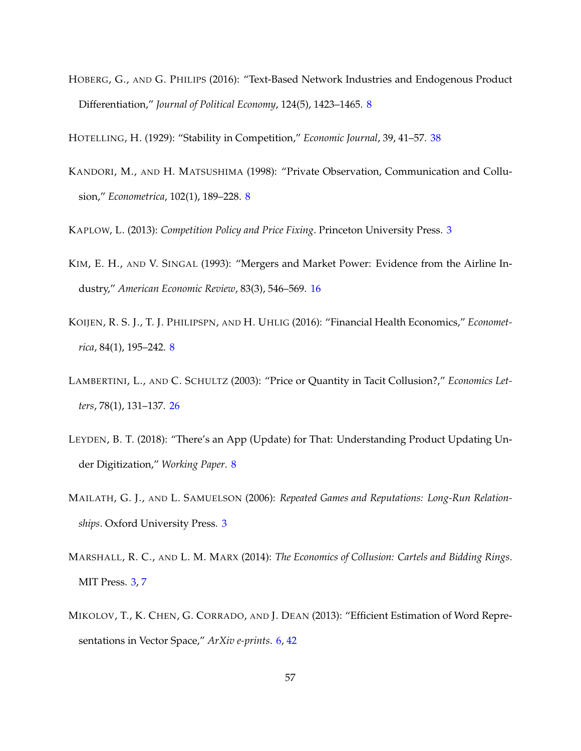HOBERG, G., AND G. PHILIPS (2016): "Text-Based Network Industries and Endogenous Product Differentiation," *Journal of Political Economy*, 124(5), 1423–1465. 8

HOTELLING, H. (1929): "Stability in Competition," *Economic Journal*, 39, 41–57. 38

KANDORI, M., AND H. MATSUSHIMA (1998): "Private Observation, Communication and Collusion," *Econometrica*, 102(1), 189–228. 8

KAPLOW, L. (2013): *Competition Policy and Price Fixing*. Princeton University Press. 3

KIM, E. H., AND V. SINGAL (1993): "Mergers and Market Power: Evidence from the Airline Industry," *American Economic Review*, 83(3), 546–569. 16

KOIJEN, R. S. J., T. J. PHILIPSPN, AND H. UHLIG (2016): "Financial Health Economics," *Econometrica*, 84(1), 195–242. 8

LAMBERTINI, L., AND C. SCHULTZ (2003): "Price or Quantity in Tacit Collusion?," *Economics Letters*, 78(1), 131–137. 26

LEYDEN, B. T. (2018): "There's an App (Update) for That: Understanding Product Updating Under Digitization," *Working Paper*. 8

MAILATH, G. J., AND L. SAMUELSON (2006): *Repeated Games and Reputations: Long-Run Relationships*. Oxford University Press. 3

MARSHALL, R. C., AND L. M. MARX (2014): *The Economics of Collusion: Cartels and Bidding Rings*. MIT Press. 3, 7

MIKOLOV, T., K. CHEN, G. CORRADO, AND J. DEAN (2013): "Efficient Estimation of Word Representations in Vector Space," *ArXiv e-prints*. 6, 42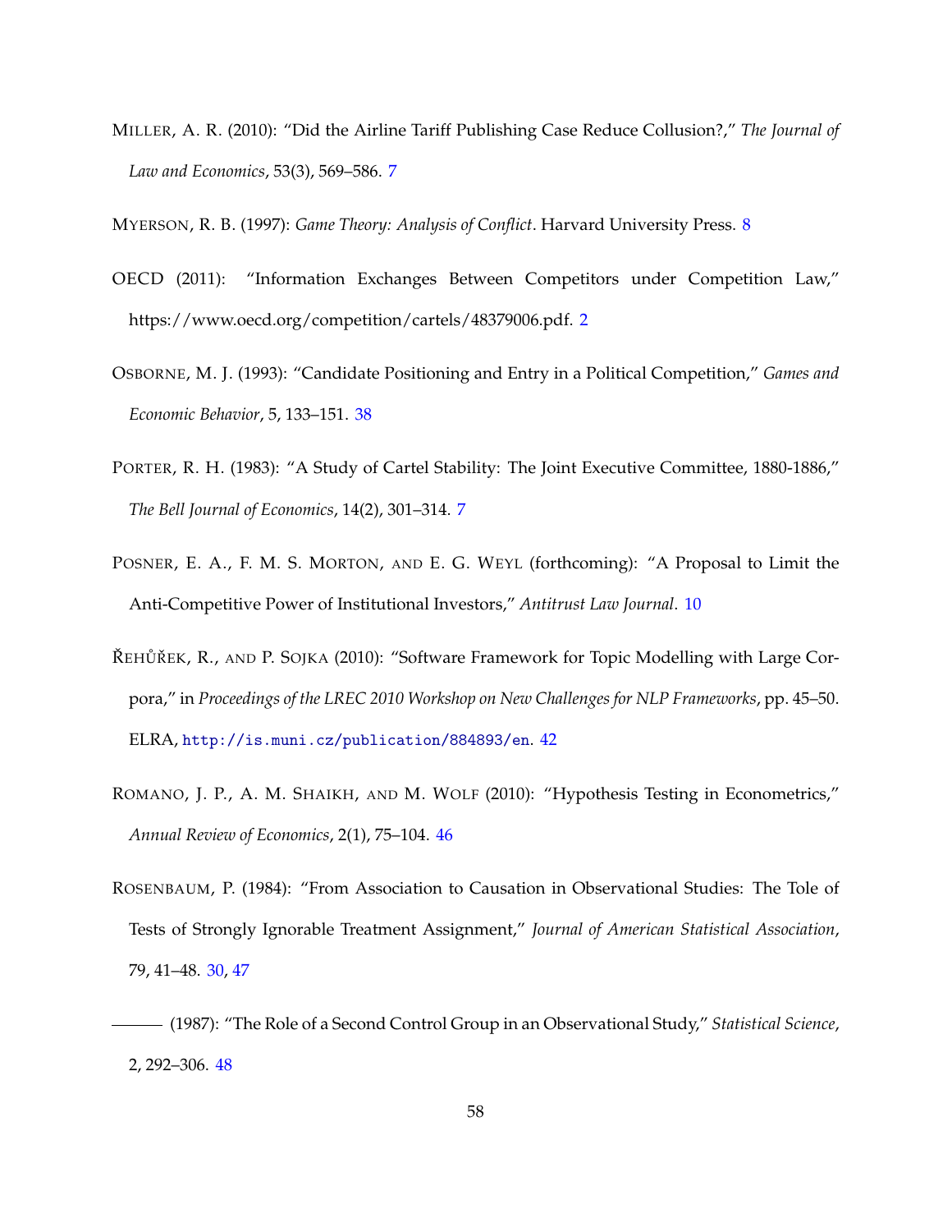MILLER, A. R. (2010): "Did the Airline Tariff Publishing Case Reduce Collusion?," *The Journal of Law and Economics*, 53(3), 569–586. 7

MYERSON, R. B. (1997): *Game Theory: Analysis of Conflict*. Harvard University Press. 8

OECD (2011): "Information Exchanges Between Competitors under Competition Law," https://www.oecd.org/competition/cartels/48379006.pdf. 2

OSBORNE, M. J. (1993): "Candidate Positioning and Entry in a Political Competition," *Games and Economic Behavior*, 5, 133–151. 38

PORTER, R. H. (1983): "A Study of Cartel Stability: The Joint Executive Committee, 1880-1886," *The Bell Journal of Economics*, 14(2), 301–314. 7

POSNER, E. A., F. M. S. MORTON, AND E. G. WEYL (forthcoming): "A Proposal to Limit the Anti-Competitive Power of Institutional Investors," *Antitrust Law Journal*. 10

ŘEHŮŘEK, R., AND P. SOJKA (2010): "Software Framework for Topic Modelling with Large Corpora," in *Proceedings of the LREC 2010 Workshop on New Challenges for NLP Frameworks*, pp. 45–50. ELRA, http://is.muni.cz/publication/884893/en. 42

ROMANO, J. P., A. M. SHAIKH, AND M. WOLF (2010): "Hypothesis Testing in Econometrics," *Annual Review of Economics*, 2(1), 75–104. 46

ROSENBAUM, P. (1984): "From Association to Causation in Observational Studies: The Tole of Tests of Strongly Ignorable Treatment Assignment," *Journal of American Statistical Association*, 79, 41–48. 30, 47

——— (1987): "The Role of a Second Control Group in an Observational Study," *Statistical Science*, 2, 292–306. 48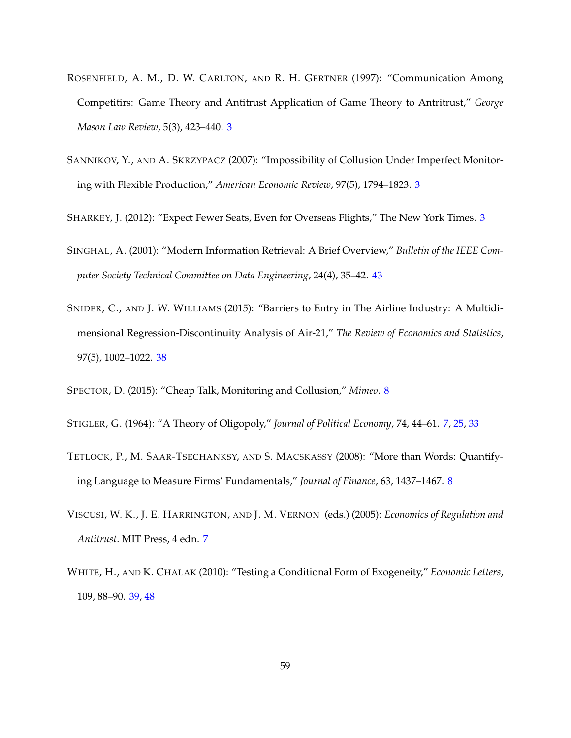ROSENFIELD, A. M., D. W. CARLTON, AND R. H. GERTNER (1997): "Communication Among Competitirs: Game Theory and Antitrust Application of Game Theory to Antritrust," *George Mason Law Review*, 5(3), 423–440. 3

SANNIKOV, Y., AND A. SKRZYPACZ (2007): "Impossibility of Collusion Under Imperfect Monitoring with Flexible Production," *American Economic Review*, 97(5), 1794–1823. 3

SHARKEY, J. (2012): "Expect Fewer Seats, Even for Overseas Flights," The New York Times. 3

SINGHAL, A. (2001): "Modern Information Retrieval: A Brief Overview," *Bulletin of the IEEE Computer Society Technical Committee on Data Engineering*, 24(4), 35–42. 43

SNIDER, C., AND J. W. WILLIAMS (2015): "Barriers to Entry in The Airline Industry: A Multidimensional Regression-Discontinuity Analysis of Air-21," *The Review of Economics and Statistics*, 97(5), 1002–1022. 38

SPECTOR, D. (2015): "Cheap Talk, Monitoring and Collusion," *Mimeo*. 8

STIGLER, G. (1964): "A Theory of Oligopoly," *Journal of Political Economy*, 74, 44–61. 7, 25, 33

TETLOCK, P., M. SAAR-TSECHANKSY, AND S. MACSKASSY (2008): "More than Words: Quantifying Language to Measure Firms' Fundamentals," *Journal of Finance*, 63, 1437–1467. 8

VISCUSI, W. K., J. E. HARRINGTON, AND J. M. VERNON (eds.) (2005): *Economics of Regulation and Antitrust*. MIT Press, 4 edn. 7

WHITE, H., AND K. CHALAK (2010): "Testing a Conditional Form of Exogeneity," *Economic Letters*, 109, 88–90. 39, 48